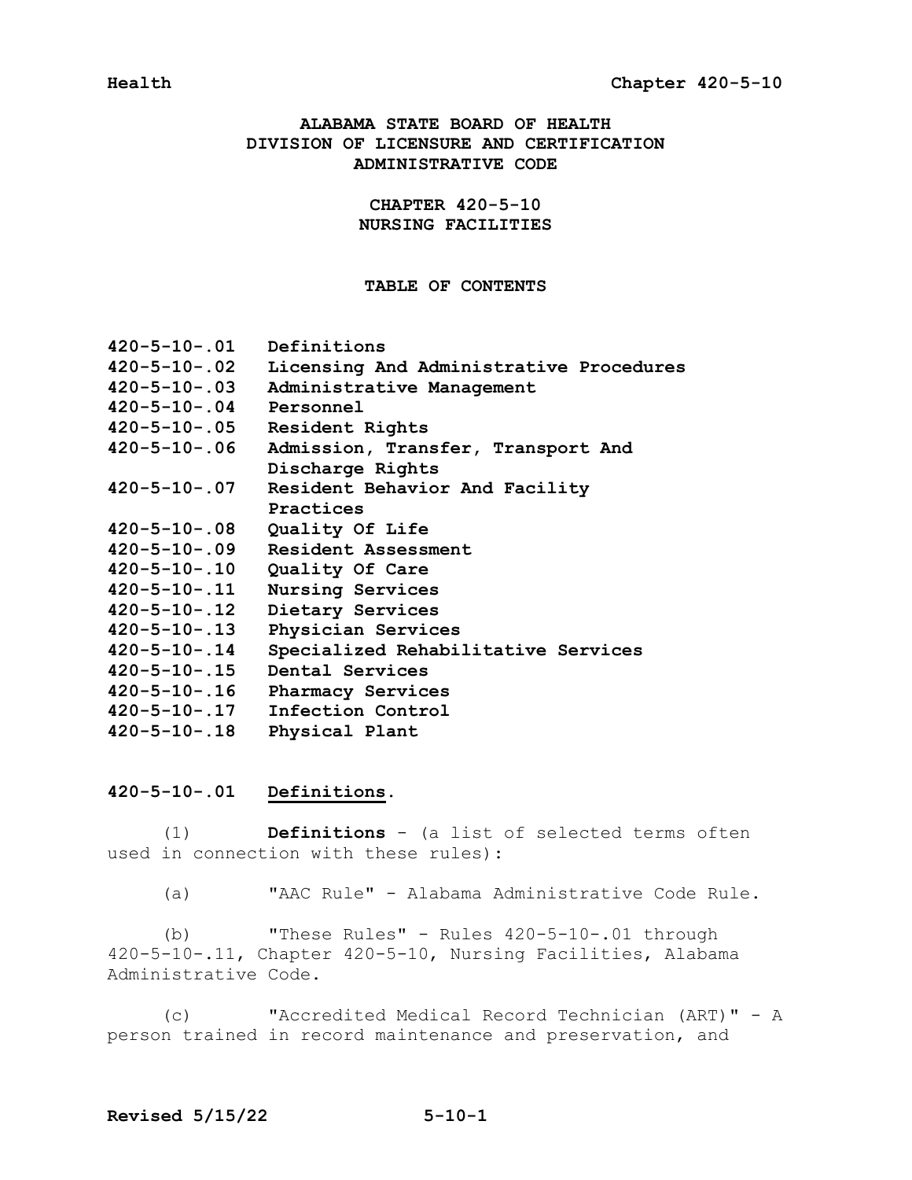# ALABAMA STATE BOARD OF HEALTH
# DIVISION OF LICENSURE AND CERTIFICATION
# ADMINISTRATIVE CODE

## CHAPTER 420-5-10
## NURSING FACILITIES

### TABLE OF CONTENTS

| | |
|---|---|
| **420-5-10-.01** | **Definitions** |
| **420-5-10-.02** | **Licensing And Administrative Procedures** |
| **420-5-10-.03** | **Administrative Management** |
| **420-5-10-.04** | **Personnel** |
| **420-5-10-.05** | **Resident Rights** |
| **420-5-10-.06** | **Admission, Transfer, Transport And Discharge Rights** |
| **420-5-10-.07** | **Resident Behavior And Facility Practices** |
| **420-5-10-.08** | **Quality Of Life** |
| **420-5-10-.09** | **Resident Assessment** |
| **420-5-10-.10** | **Quality Of Care** |
| **420-5-10-.11** | **Nursing Services** |
| **420-5-10-.12** | **Dietary Services** |
| **420-5-10-.13** | **Physician Services** |
| **420-5-10-.14** | **Specialized Rehabilitative Services** |
| **420-5-10-.15** | **Dental Services** |
| **420-5-10-.16** | **Pharmacy Services** |
| **420-5-10-.17** | **Infection Control** |
| **420-5-10-.18** | **Physical Plant** |

### 420-5-10-.01 Definitions.

(1) **Definitions** - (a list of selected terms often used in connection with these rules):

(a) "AAC Rule" - Alabama Administrative Code Rule.

(b) "These Rules" - Rules 420-5-10-.01 through 420-5-10-.11, Chapter 420-5-10, Nursing Facilities, Alabama Administrative Code.

(c) "Accredited Medical Record Technician (ART)" - A person trained in record maintenance and preservation, and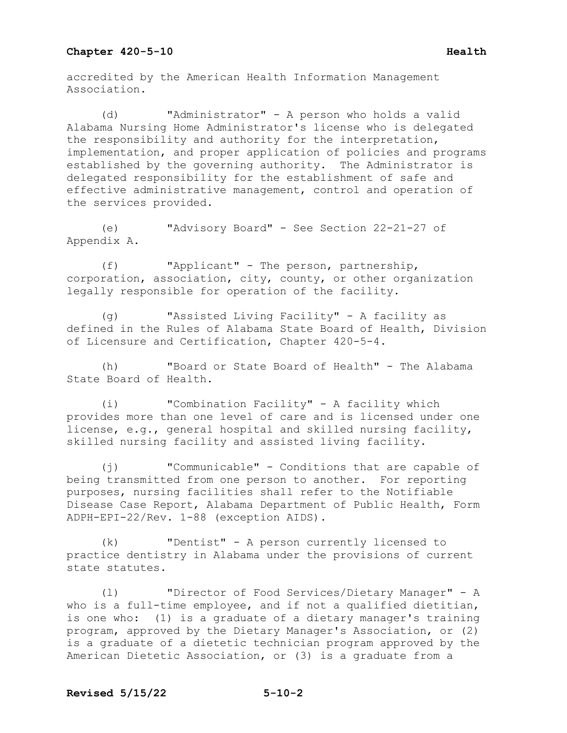accredited by the American Health Information Management Association.

(d) "Administrator" - A person who holds a valid Alabama Nursing Home Administrator's license who is delegated the responsibility and authority for the interpretation, implementation, and proper application of policies and programs established by the governing authority. The Administrator is delegated responsibility for the establishment of safe and effective administrative management, control and operation of the services provided.

(e) "Advisory Board" - See Section 22-21-27 of Appendix A.

(f) "Applicant" - The person, partnership, corporation, association, city, county, or other organization legally responsible for operation of the facility.

(g) "Assisted Living Facility" - A facility as defined in the Rules of Alabama State Board of Health, Division of Licensure and Certification, Chapter 420-5-4.

(h) "Board or State Board of Health" - The Alabama State Board of Health.

(i) "Combination Facility" - A facility which provides more than one level of care and is licensed under one license, e.g., general hospital and skilled nursing facility, skilled nursing facility and assisted living facility.

(j) "Communicable" - Conditions that are capable of being transmitted from one person to another. For reporting purposes, nursing facilities shall refer to the Notifiable Disease Case Report, Alabama Department of Public Health, Form ADPH-EPI-22/Rev. 1-88 (exception AIDS).

(k) "Dentist" - A person currently licensed to practice dentistry in Alabama under the provisions of current state statutes.

(l) "Director of Food Services/Dietary Manager" - A who is a full-time employee, and if not a qualified dietitian, is one who: (1) is a graduate of a dietary manager's training program, approved by the Dietary Manager's Association, or (2) is a graduate of a dietetic technician program approved by the American Dietetic Association, or (3) is a graduate from a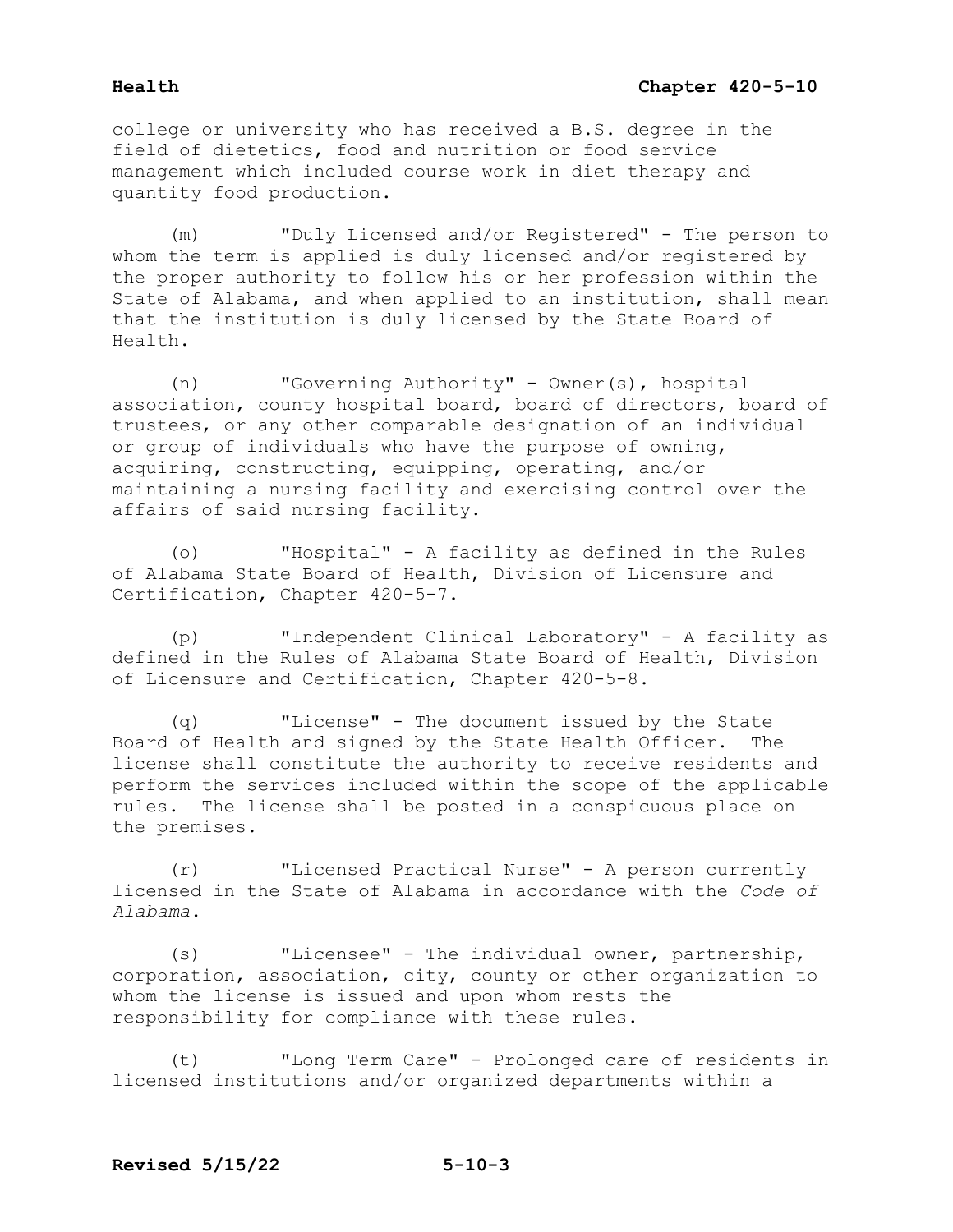college or university who has received a B.S. degree in the field of dietetics, food and nutrition or food service management which included course work in diet therapy and quantity food production.

(m) "Duly Licensed and/or Registered" - The person to whom the term is applied is duly licensed and/or registered by the proper authority to follow his or her profession within the State of Alabama, and when applied to an institution, shall mean that the institution is duly licensed by the State Board of Health.

(n) "Governing Authority" - Owner(s), hospital association, county hospital board, board of directors, board of trustees, or any other comparable designation of an individual or group of individuals who have the purpose of owning, acquiring, constructing, equipping, operating, and/or maintaining a nursing facility and exercising control over the affairs of said nursing facility.

(o) "Hospital" - A facility as defined in the Rules of Alabama State Board of Health, Division of Licensure and Certification, Chapter 420-5-7.

(p) "Independent Clinical Laboratory" - A facility as defined in the Rules of Alabama State Board of Health, Division of Licensure and Certification, Chapter 420-5-8.

(q) "License" - The document issued by the State Board of Health and signed by the State Health Officer. The license shall constitute the authority to receive residents and perform the services included within the scope of the applicable rules. The license shall be posted in a conspicuous place on the premises.

(r) "Licensed Practical Nurse" - A person currently licensed in the State of Alabama in accordance with the *Code of Alabama*.

(s) "Licensee" - The individual owner, partnership, corporation, association, city, county or other organization to whom the license is issued and upon whom rests the responsibility for compliance with these rules.

(t) "Long Term Care" - Prolonged care of residents in licensed institutions and/or organized departments within a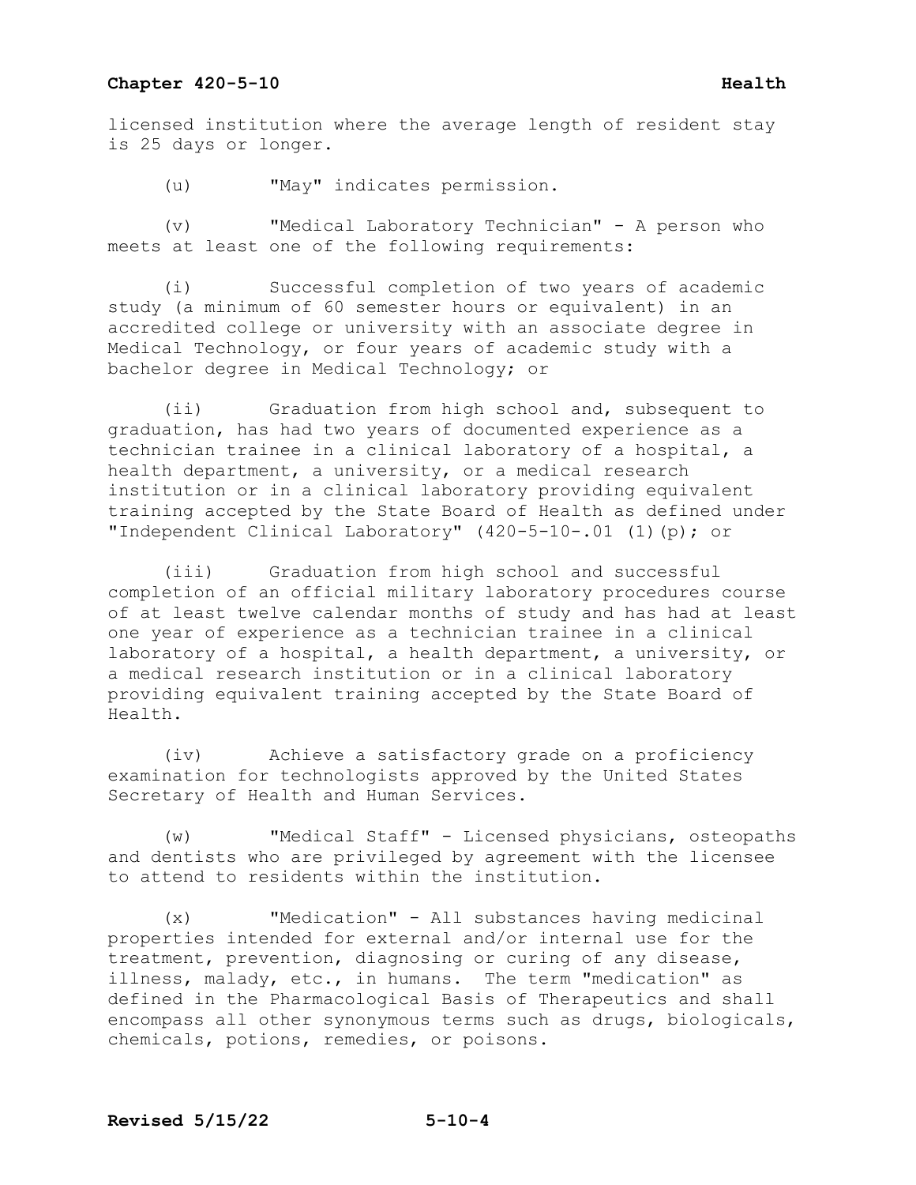licensed institution where the average length of resident stay is 25 days or longer.

(u) "May" indicates permission.

(v) "Medical Laboratory Technician" - A person who meets at least one of the following requirements:

(i) Successful completion of two years of academic study (a minimum of 60 semester hours or equivalent) in an accredited college or university with an associate degree in Medical Technology, or four years of academic study with a bachelor degree in Medical Technology; or

(ii) Graduation from high school and, subsequent to graduation, has had two years of documented experience as a technician trainee in a clinical laboratory of a hospital, a health department, a university, or a medical research institution or in a clinical laboratory providing equivalent training accepted by the State Board of Health as defined under "Independent Clinical Laboratory" (420-5-10-.01 (1)(p); or

(iii) Graduation from high school and successful completion of an official military laboratory procedures course of at least twelve calendar months of study and has had at least one year of experience as a technician trainee in a clinical laboratory of a hospital, a health department, a university, or a medical research institution or in a clinical laboratory providing equivalent training accepted by the State Board of Health.

(iv) Achieve a satisfactory grade on a proficiency examination for technologists approved by the United States Secretary of Health and Human Services.

(w) "Medical Staff" - Licensed physicians, osteopaths and dentists who are privileged by agreement with the licensee to attend to residents within the institution.

(x) "Medication" - All substances having medicinal properties intended for external and/or internal use for the treatment, prevention, diagnosing or curing of any disease, illness, malady, etc., in humans. The term "medication" as defined in the Pharmacological Basis of Therapeutics and shall encompass all other synonymous terms such as drugs, biologicals, chemicals, potions, remedies, or poisons.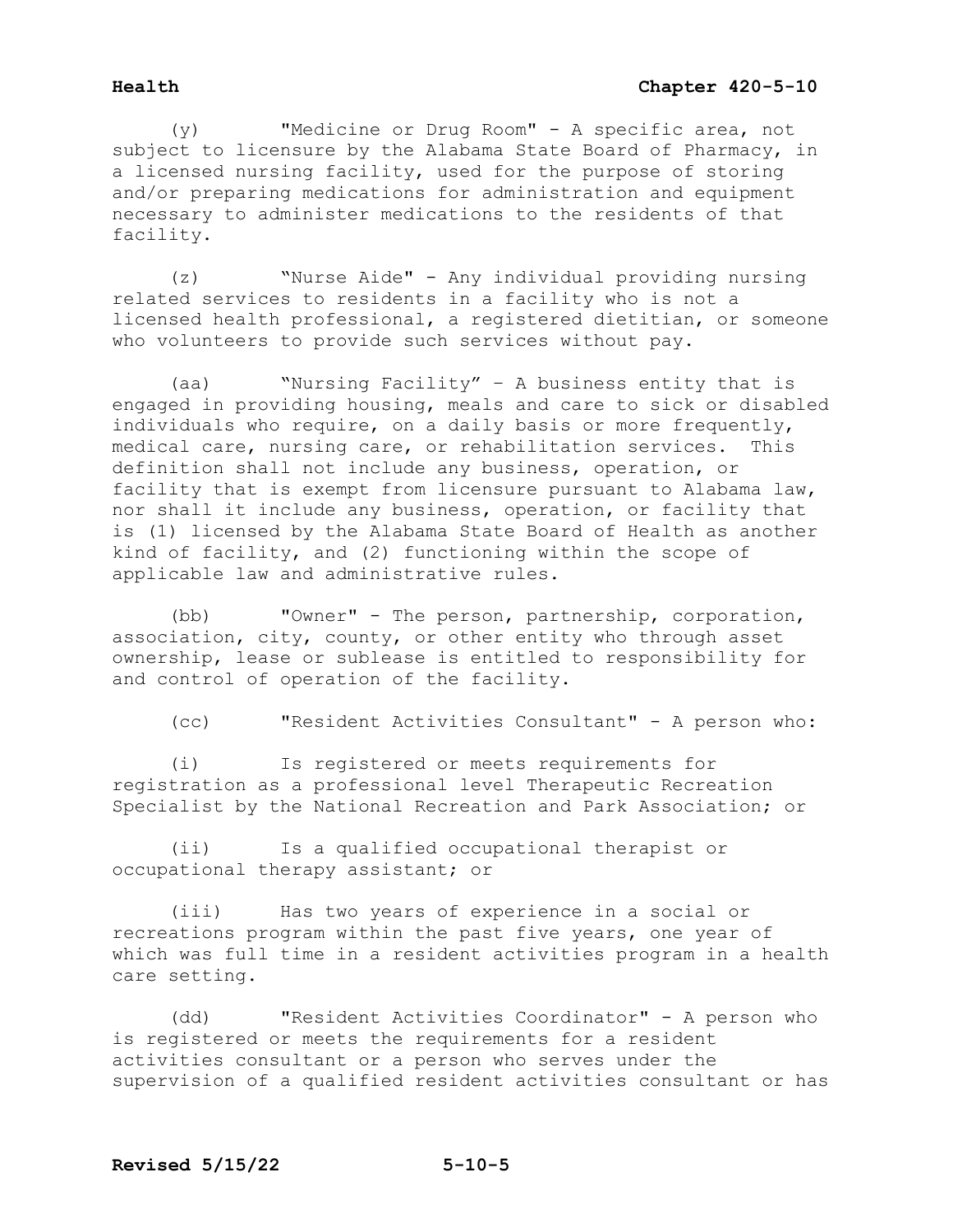(y) "Medicine or Drug Room" - A specific area, not subject to licensure by the Alabama State Board of Pharmacy, in a licensed nursing facility, used for the purpose of storing and/or preparing medications for administration and equipment necessary to administer medications to the residents of that facility.

(z) "Nurse Aide" - Any individual providing nursing related services to residents in a facility who is not a licensed health professional, a registered dietitian, or someone who volunteers to provide such services without pay.

(aa) "Nursing Facility" – A business entity that is engaged in providing housing, meals and care to sick or disabled individuals who require, on a daily basis or more frequently, medical care, nursing care, or rehabilitation services. This definition shall not include any business, operation, or facility that is exempt from licensure pursuant to Alabama law, nor shall it include any business, operation, or facility that is (1) licensed by the Alabama State Board of Health as another kind of facility, and (2) functioning within the scope of applicable law and administrative rules.

(bb) "Owner" - The person, partnership, corporation, association, city, county, or other entity who through asset ownership, lease or sublease is entitled to responsibility for and control of operation of the facility.

(cc) "Resident Activities Consultant" - A person who:

(i) Is registered or meets requirements for registration as a professional level Therapeutic Recreation Specialist by the National Recreation and Park Association; or

(ii) Is a qualified occupational therapist or occupational therapy assistant; or

(iii) Has two years of experience in a social or recreations program within the past five years, one year of which was full time in a resident activities program in a health care setting.

(dd) "Resident Activities Coordinator" - A person who is registered or meets the requirements for a resident activities consultant or a person who serves under the supervision of a qualified resident activities consultant or has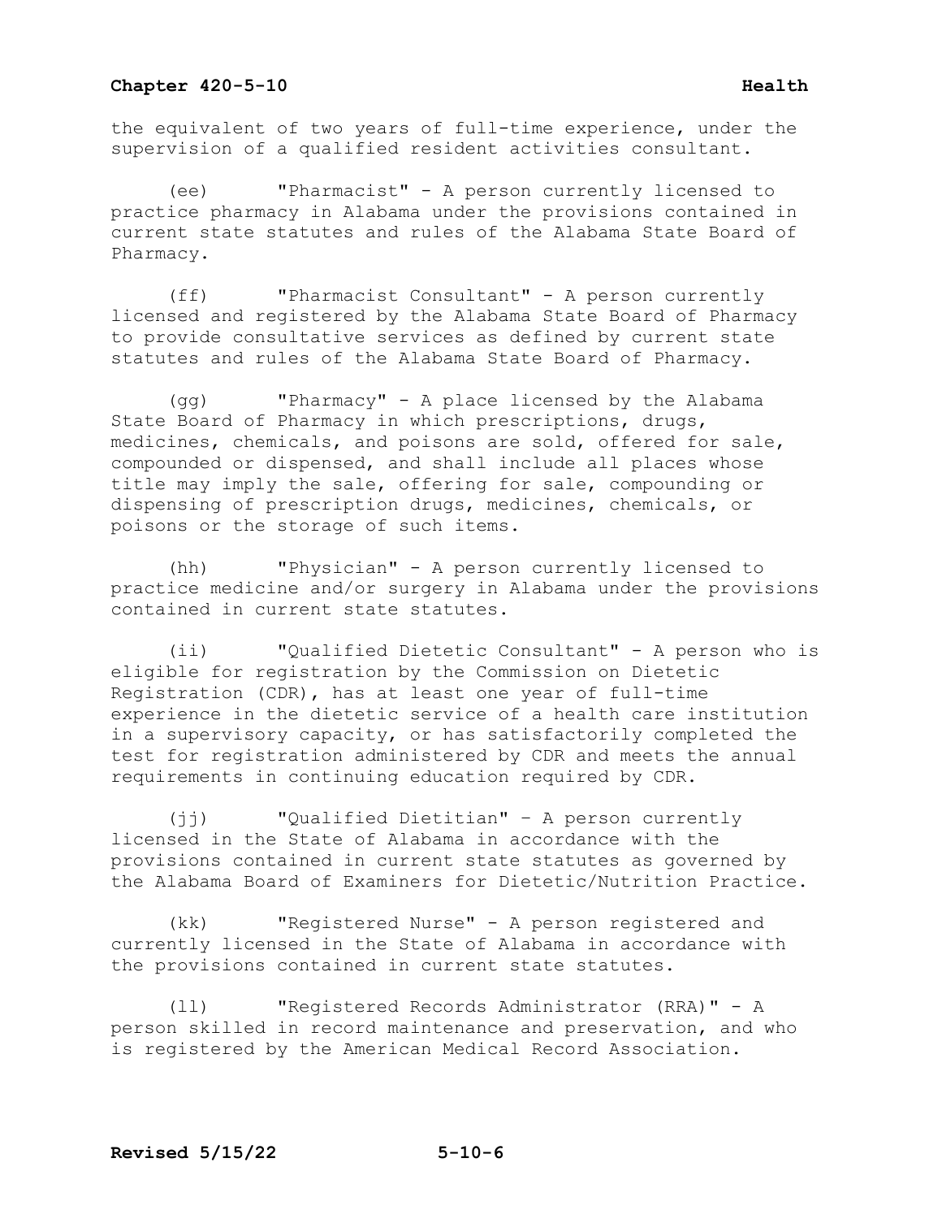the equivalent of two years of full-time experience, under the supervision of a qualified resident activities consultant.

(ee) "Pharmacist" - A person currently licensed to practice pharmacy in Alabama under the provisions contained in current state statutes and rules of the Alabama State Board of Pharmacy.

(ff) "Pharmacist Consultant" - A person currently licensed and registered by the Alabama State Board of Pharmacy to provide consultative services as defined by current state statutes and rules of the Alabama State Board of Pharmacy.

(gg) "Pharmacy" - A place licensed by the Alabama State Board of Pharmacy in which prescriptions, drugs, medicines, chemicals, and poisons are sold, offered for sale, compounded or dispensed, and shall include all places whose title may imply the sale, offering for sale, compounding or dispensing of prescription drugs, medicines, chemicals, or poisons or the storage of such items.

(hh) "Physician" - A person currently licensed to practice medicine and/or surgery in Alabama under the provisions contained in current state statutes.

(ii) "Qualified Dietetic Consultant" - A person who is eligible for registration by the Commission on Dietetic Registration (CDR), has at least one year of full-time experience in the dietetic service of a health care institution in a supervisory capacity, or has satisfactorily completed the test for registration administered by CDR and meets the annual requirements in continuing education required by CDR.

(jj) "Qualified Dietitian" – A person currently licensed in the State of Alabama in accordance with the provisions contained in current state statutes as governed by the Alabama Board of Examiners for Dietetic/Nutrition Practice.

(kk) "Registered Nurse" - A person registered and currently licensed in the State of Alabama in accordance with the provisions contained in current state statutes.

(ll) "Registered Records Administrator (RRA)" - A person skilled in record maintenance and preservation, and who is registered by the American Medical Record Association.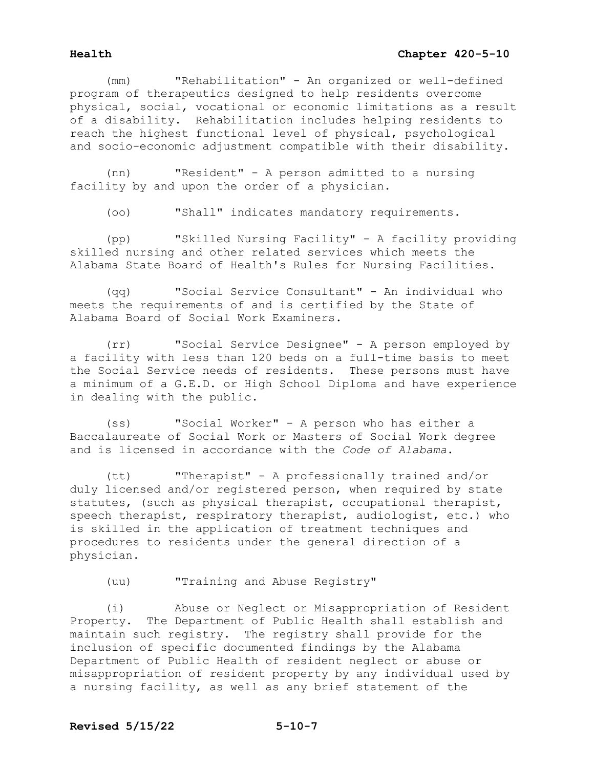(mm) "Rehabilitation" - An organized or well-defined program of therapeutics designed to help residents overcome physical, social, vocational or economic limitations as a result of a disability. Rehabilitation includes helping residents to reach the highest functional level of physical, psychological and socio-economic adjustment compatible with their disability.

(nn) "Resident" - A person admitted to a nursing facility by and upon the order of a physician.

(oo) "Shall" indicates mandatory requirements.

(pp) "Skilled Nursing Facility" - A facility providing skilled nursing and other related services which meets the Alabama State Board of Health's Rules for Nursing Facilities.

(qq) "Social Service Consultant" - An individual who meets the requirements of and is certified by the State of Alabama Board of Social Work Examiners.

(rr) "Social Service Designee" - A person employed by a facility with less than 120 beds on a full-time basis to meet the Social Service needs of residents. These persons must have a minimum of a G.E.D. or High School Diploma and have experience in dealing with the public.

(ss) "Social Worker" - A person who has either a Baccalaureate of Social Work or Masters of Social Work degree and is licensed in accordance with the *Code of Alabama*.

(tt) "Therapist" - A professionally trained and/or duly licensed and/or registered person, when required by state statutes, (such as physical therapist, occupational therapist, speech therapist, respiratory therapist, audiologist, etc.) who is skilled in the application of treatment techniques and procedures to residents under the general direction of a physician.

(uu) "Training and Abuse Registry"

(i) Abuse or Neglect or Misappropriation of Resident Property. The Department of Public Health shall establish and maintain such registry. The registry shall provide for the inclusion of specific documented findings by the Alabama Department of Public Health of resident neglect or abuse or misappropriation of resident property by any individual used by a nursing facility, as well as any brief statement of the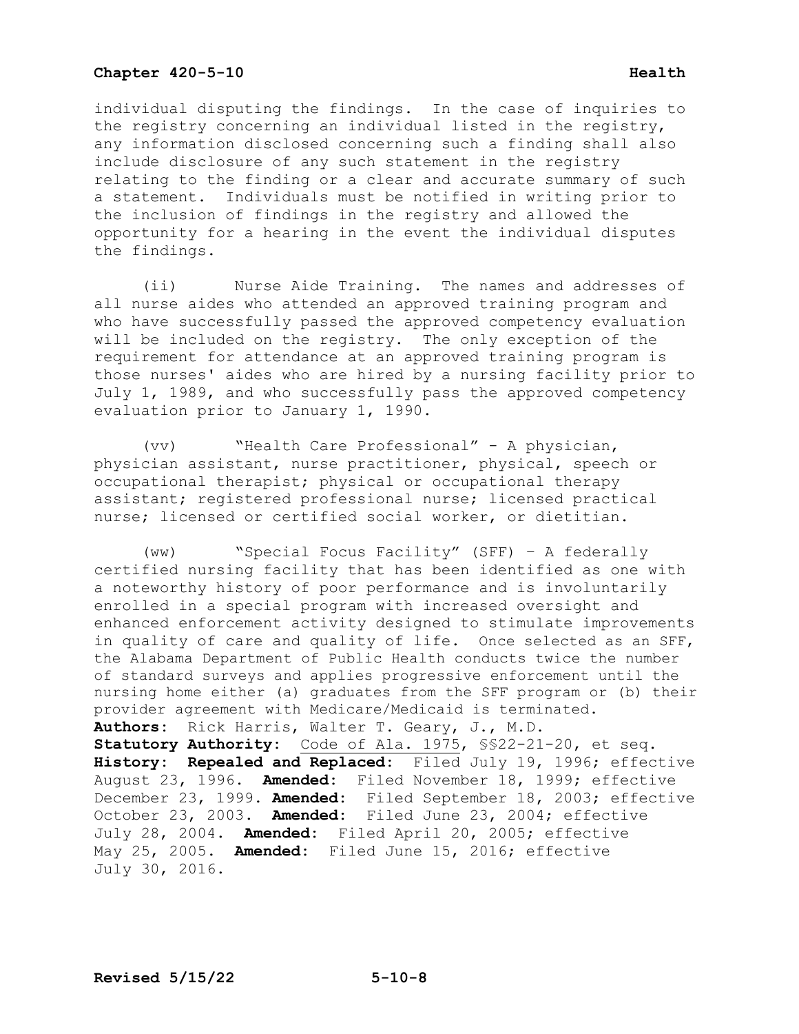individual disputing the findings. In the case of inquiries to the registry concerning an individual listed in the registry, any information disclosed concerning such a finding shall also include disclosure of any such statement in the registry relating to the finding or a clear and accurate summary of such a statement. Individuals must be notified in writing prior to the inclusion of findings in the registry and allowed the opportunity for a hearing in the event the individual disputes the findings.

(ii) Nurse Aide Training. The names and addresses of all nurse aides who attended an approved training program and who have successfully passed the approved competency evaluation will be included on the registry. The only exception of the requirement for attendance at an approved training program is those nurses' aides who are hired by a nursing facility prior to July 1, 1989, and who successfully pass the approved competency evaluation prior to January 1, 1990.

(vv) "Health Care Professional" - A physician, physician assistant, nurse practitioner, physical, speech or occupational therapist; physical or occupational therapy assistant; registered professional nurse; licensed practical nurse; licensed or certified social worker, or dietitian.

(ww) "Special Focus Facility" (SFF) – A federally certified nursing facility that has been identified as one with a noteworthy history of poor performance and is involuntarily enrolled in a special program with increased oversight and enhanced enforcement activity designed to stimulate improvements in quality of care and quality of life. Once selected as an SFF, the Alabama Department of Public Health conducts twice the number of standard surveys and applies progressive enforcement until the nursing home either (a) graduates from the SFF program or (b) their provider agreement with Medicare/Medicaid is terminated.

**Authors:** Rick Harris, Walter T. Geary, J., M.D.
**Statutory Authority:** Code of Ala. 1975, §§22-21-20, et seq.
**History: Repealed and Replaced:** Filed July 19, 1996; effective August 23, 1996. **Amended:** Filed November 18, 1999; effective December 23, 1999. **Amended:** Filed September 18, 2003; effective October 23, 2003. **Amended:** Filed June 23, 2004; effective July 28, 2004. **Amended:** Filed April 20, 2005; effective May 25, 2005. **Amended:** Filed June 15, 2016; effective July 30, 2016.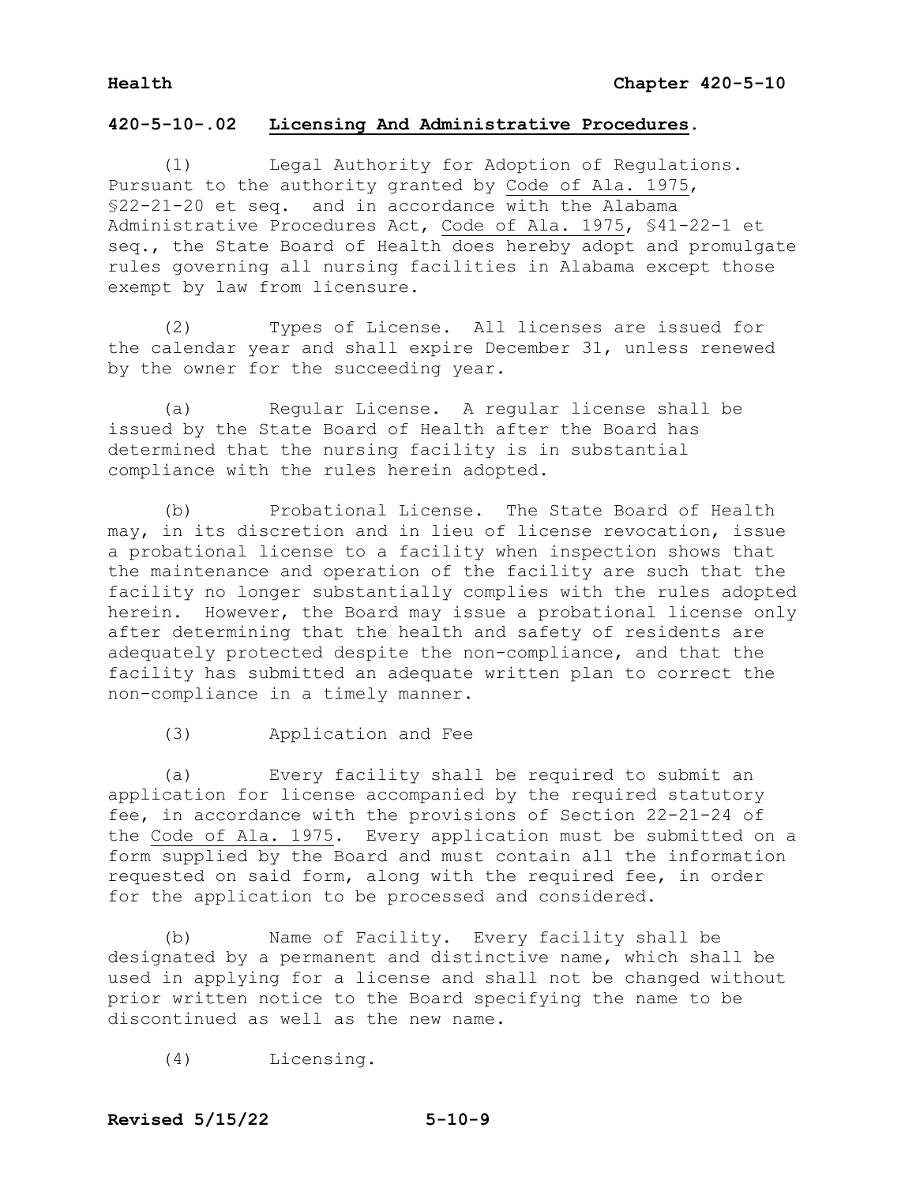## 420-5-10-.02 **Licensing And Administrative Procedures**.

(1) Legal Authority for Adoption of Regulations. Pursuant to the authority granted by Code of Ala. 1975, §22-21-20 et seq. and in accordance with the Alabama Administrative Procedures Act, Code of Ala. 1975, §41-22-1 et seq., the State Board of Health does hereby adopt and promulgate rules governing all nursing facilities in Alabama except those exempt by law from licensure.

(2) Types of License. All licenses are issued for the calendar year and shall expire December 31, unless renewed by the owner for the succeeding year.

(a) Regular License. A regular license shall be issued by the State Board of Health after the Board has determined that the nursing facility is in substantial compliance with the rules herein adopted.

(b) Probational License. The State Board of Health may, in its discretion and in lieu of license revocation, issue a probational license to a facility when inspection shows that the maintenance and operation of the facility are such that the facility no longer substantially complies with the rules adopted herein. However, the Board may issue a probational license only after determining that the health and safety of residents are adequately protected despite the non-compliance, and that the facility has submitted an adequate written plan to correct the non-compliance in a timely manner.

(3) Application and Fee

(a) Every facility shall be required to submit an application for license accompanied by the required statutory fee, in accordance with the provisions of Section 22-21-24 of the Code of Ala. 1975. Every application must be submitted on a form supplied by the Board and must contain all the information requested on said form, along with the required fee, in order for the application to be processed and considered.

(b) Name of Facility. Every facility shall be designated by a permanent and distinctive name, which shall be used in applying for a license and shall not be changed without prior written notice to the Board specifying the name to be discontinued as well as the new name.

(4) Licensing.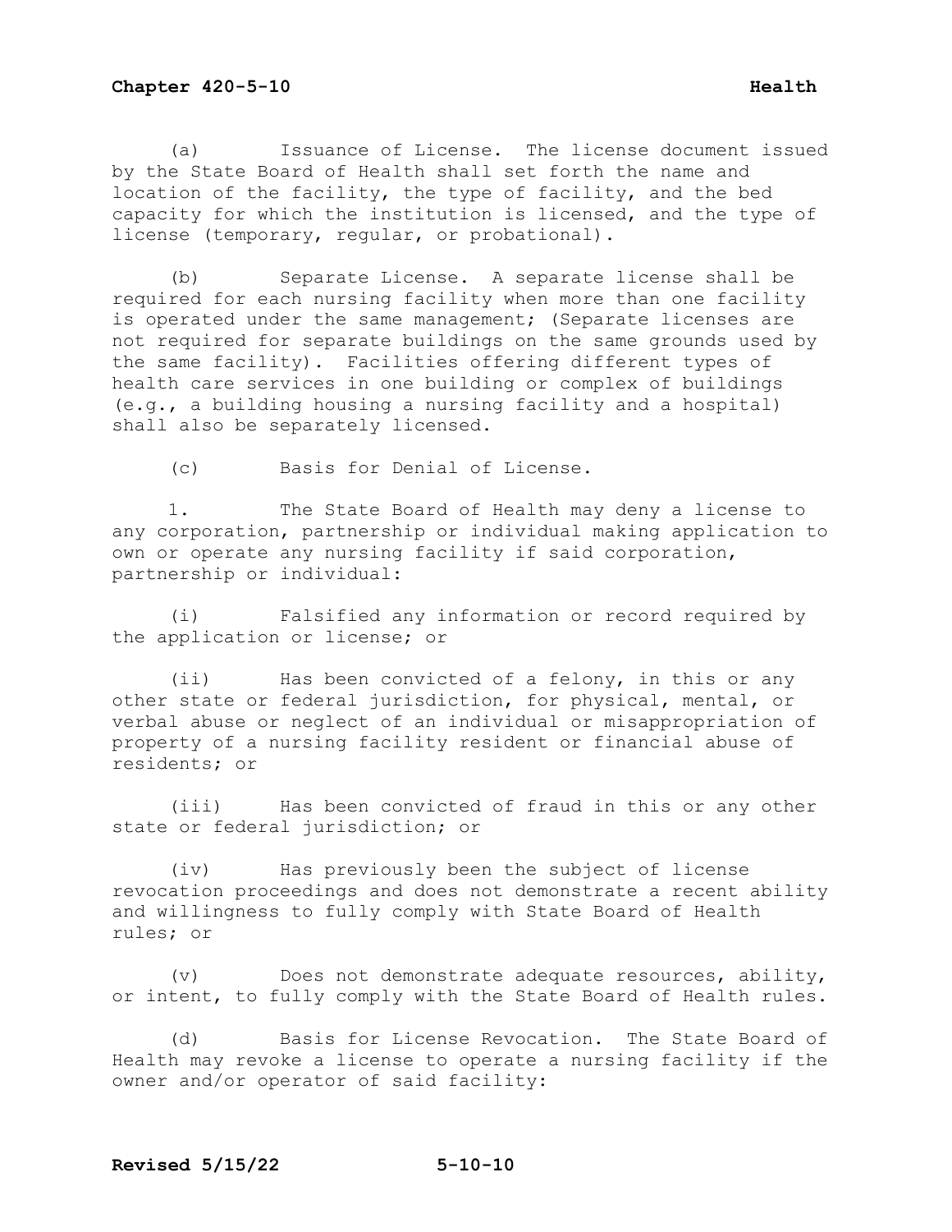(a) Issuance of License. The license document issued by the State Board of Health shall set forth the name and location of the facility, the type of facility, and the bed capacity for which the institution is licensed, and the type of license (temporary, regular, or probational).

(b) Separate License. A separate license shall be required for each nursing facility when more than one facility is operated under the same management; (Separate licenses are not required for separate buildings on the same grounds used by the same facility). Facilities offering different types of health care services in one building or complex of buildings (e.g., a building housing a nursing facility and a hospital) shall also be separately licensed.

(c) Basis for Denial of License.

1. The State Board of Health may deny a license to any corporation, partnership or individual making application to own or operate any nursing facility if said corporation, partnership or individual:

(i) Falsified any information or record required by the application or license; or

(ii) Has been convicted of a felony, in this or any other state or federal jurisdiction, for physical, mental, or verbal abuse or neglect of an individual or misappropriation of property of a nursing facility resident or financial abuse of residents; or

(iii) Has been convicted of fraud in this or any other state or federal jurisdiction; or

(iv) Has previously been the subject of license revocation proceedings and does not demonstrate a recent ability and willingness to fully comply with State Board of Health rules; or

(v) Does not demonstrate adequate resources, ability, or intent, to fully comply with the State Board of Health rules.

(d) Basis for License Revocation. The State Board of Health may revoke a license to operate a nursing facility if the owner and/or operator of said facility: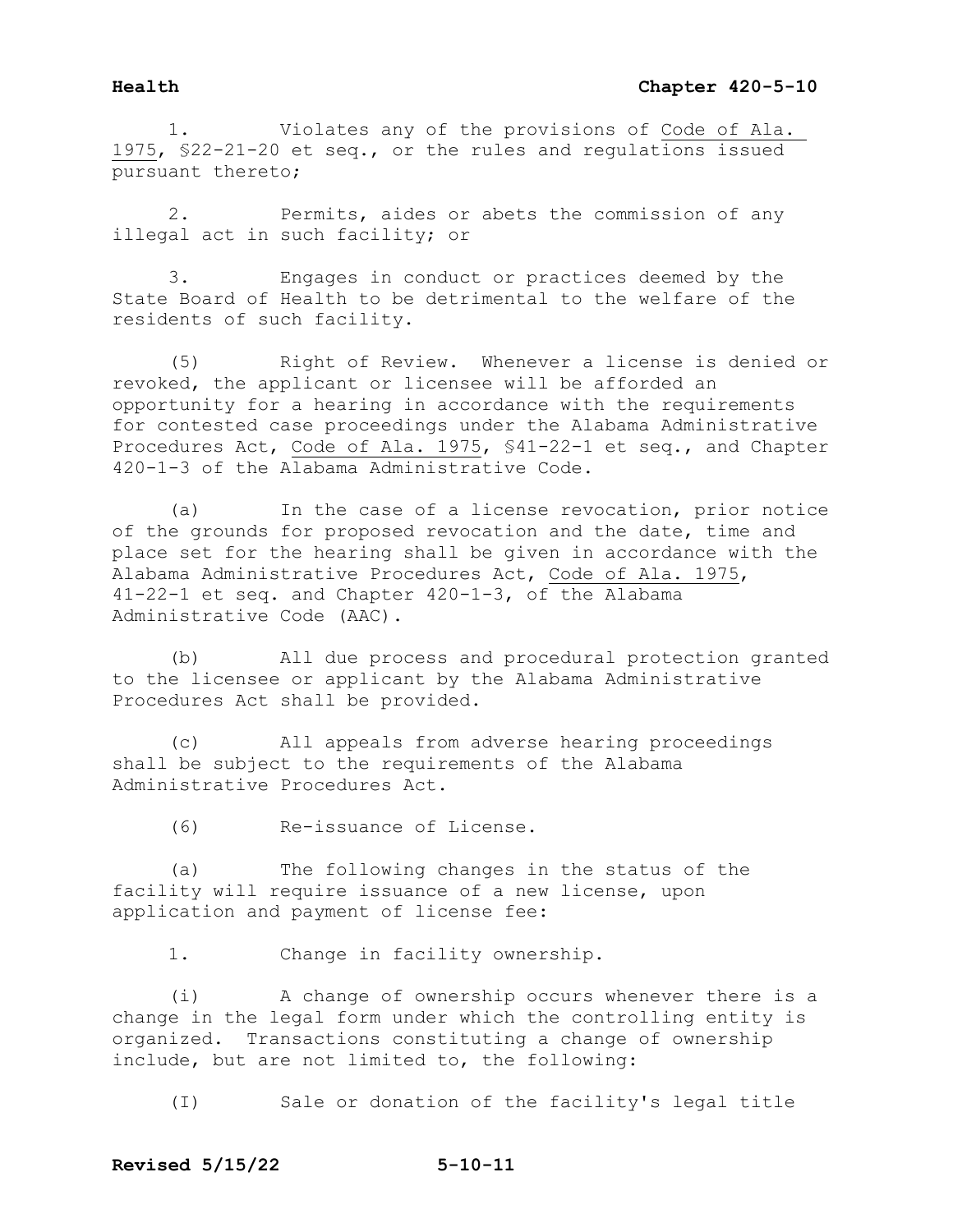1. Violates any of the provisions of Code of Ala. 1975, §22-21-20 et seq., or the rules and regulations issued pursuant thereto;

2. Permits, aides or abets the commission of any illegal act in such facility; or

3. Engages in conduct or practices deemed by the State Board of Health to be detrimental to the welfare of the residents of such facility.

(5) Right of Review. Whenever a license is denied or revoked, the applicant or licensee will be afforded an opportunity for a hearing in accordance with the requirements for contested case proceedings under the Alabama Administrative Procedures Act, Code of Ala. 1975, §41-22-1 et seq., and Chapter 420-1-3 of the Alabama Administrative Code.

(a) In the case of a license revocation, prior notice of the grounds for proposed revocation and the date, time and place set for the hearing shall be given in accordance with the Alabama Administrative Procedures Act, Code of Ala. 1975, 41-22-1 et seq. and Chapter 420-1-3, of the Alabama Administrative Code (AAC).

(b) All due process and procedural protection granted to the licensee or applicant by the Alabama Administrative Procedures Act shall be provided.

(c) All appeals from adverse hearing proceedings shall be subject to the requirements of the Alabama Administrative Procedures Act.

(6) Re-issuance of License.

(a) The following changes in the status of the facility will require issuance of a new license, upon application and payment of license fee:

1. Change in facility ownership.

(i) A change of ownership occurs whenever there is a change in the legal form under which the controlling entity is organized. Transactions constituting a change of ownership include, but are not limited to, the following:

(I) Sale or donation of the facility's legal title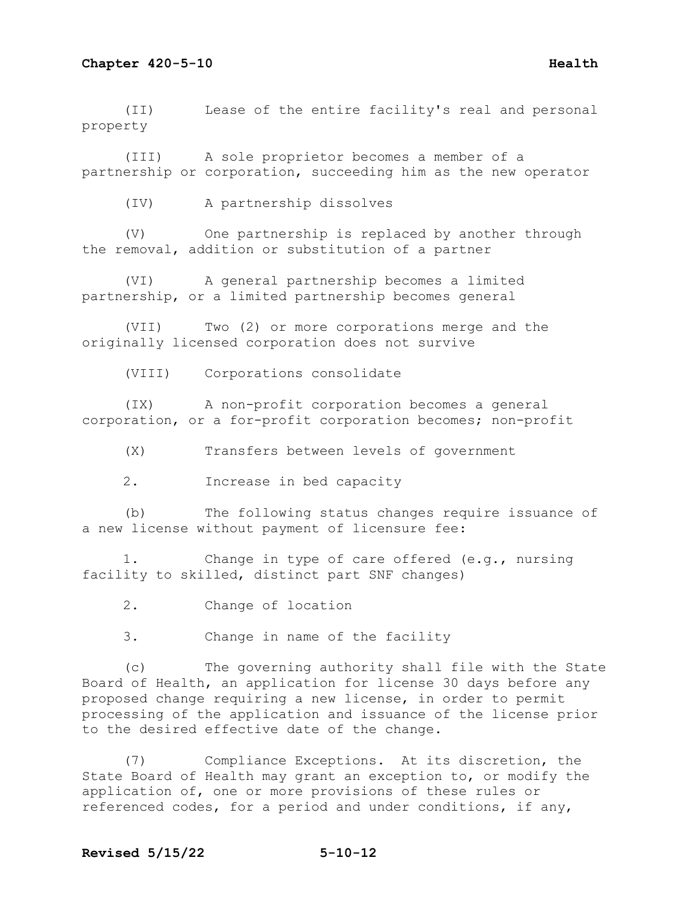(II) Lease of the entire facility's real and personal property

(III) A sole proprietor becomes a member of a partnership or corporation, succeeding him as the new operator

(IV) A partnership dissolves

(V) One partnership is replaced by another through the removal, addition or substitution of a partner

(VI) A general partnership becomes a limited partnership, or a limited partnership becomes general

(VII) Two (2) or more corporations merge and the originally licensed corporation does not survive

(VIII) Corporations consolidate

(IX) A non-profit corporation becomes a general corporation, or a for-profit corporation becomes; non-profit

(X) Transfers between levels of government

2. Increase in bed capacity

(b) The following status changes require issuance of a new license without payment of licensure fee:

1. Change in type of care offered (e.g., nursing facility to skilled, distinct part SNF changes)

2. Change of location

3. Change in name of the facility

(c) The governing authority shall file with the State Board of Health, an application for license 30 days before any proposed change requiring a new license, in order to permit processing of the application and issuance of the license prior to the desired effective date of the change.

(7) Compliance Exceptions. At its discretion, the State Board of Health may grant an exception to, or modify the application of, one or more provisions of these rules or referenced codes, for a period and under conditions, if any,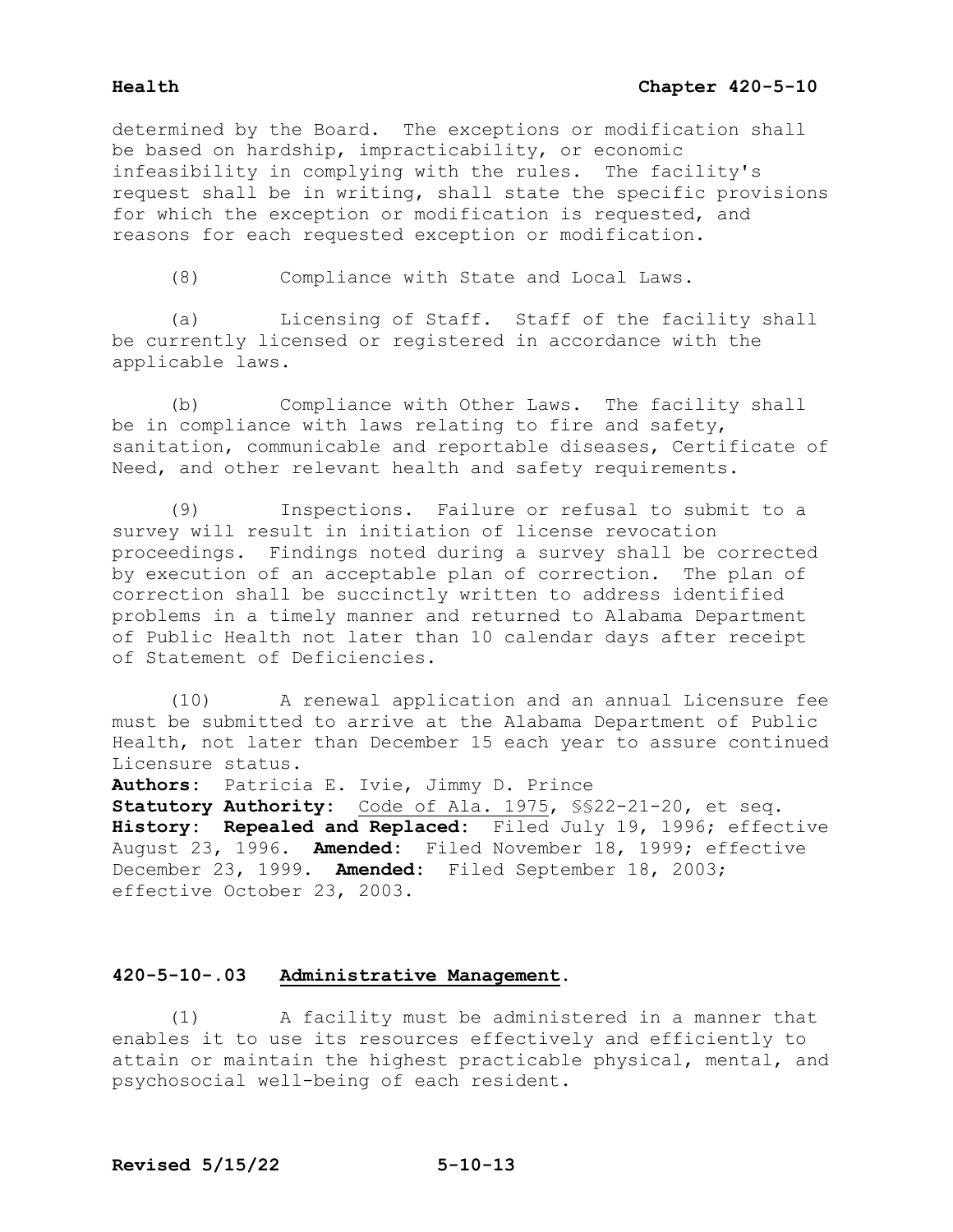determined by the Board. The exceptions or modification shall be based on hardship, impracticability, or economic infeasibility in complying with the rules. The facility's request shall be in writing, shall state the specific provisions for which the exception or modification is requested, and reasons for each requested exception or modification.

(8) Compliance with State and Local Laws.

(a) Licensing of Staff. Staff of the facility shall be currently licensed or registered in accordance with the applicable laws.

(b) Compliance with Other Laws. The facility shall be in compliance with laws relating to fire and safety, sanitation, communicable and reportable diseases, Certificate of Need, and other relevant health and safety requirements.

(9) Inspections. Failure or refusal to submit to a survey will result in initiation of license revocation proceedings. Findings noted during a survey shall be corrected by execution of an acceptable plan of correction. The plan of correction shall be succinctly written to address identified problems in a timely manner and returned to Alabama Department of Public Health not later than 10 calendar days after receipt of Statement of Deficiencies.

(10) A renewal application and an annual Licensure fee must be submitted to arrive at the Alabama Department of Public Health, not later than December 15 each year to assure continued Licensure status.

**Authors:** Patricia E. Ivie, Jimmy D. Prince
**Statutory Authority:** Code of Ala. 1975, §§22-21-20, et seq.
**History: Repealed and Replaced:** Filed July 19, 1996; effective August 23, 1996. **Amended:** Filed November 18, 1999; effective December 23, 1999. **Amended:** Filed September 18, 2003; effective October 23, 2003.

### 420-5-10-.03 Administrative Management.

(1) A facility must be administered in a manner that enables it to use its resources effectively and efficiently to attain or maintain the highest practicable physical, mental, and psychosocial well-being of each resident.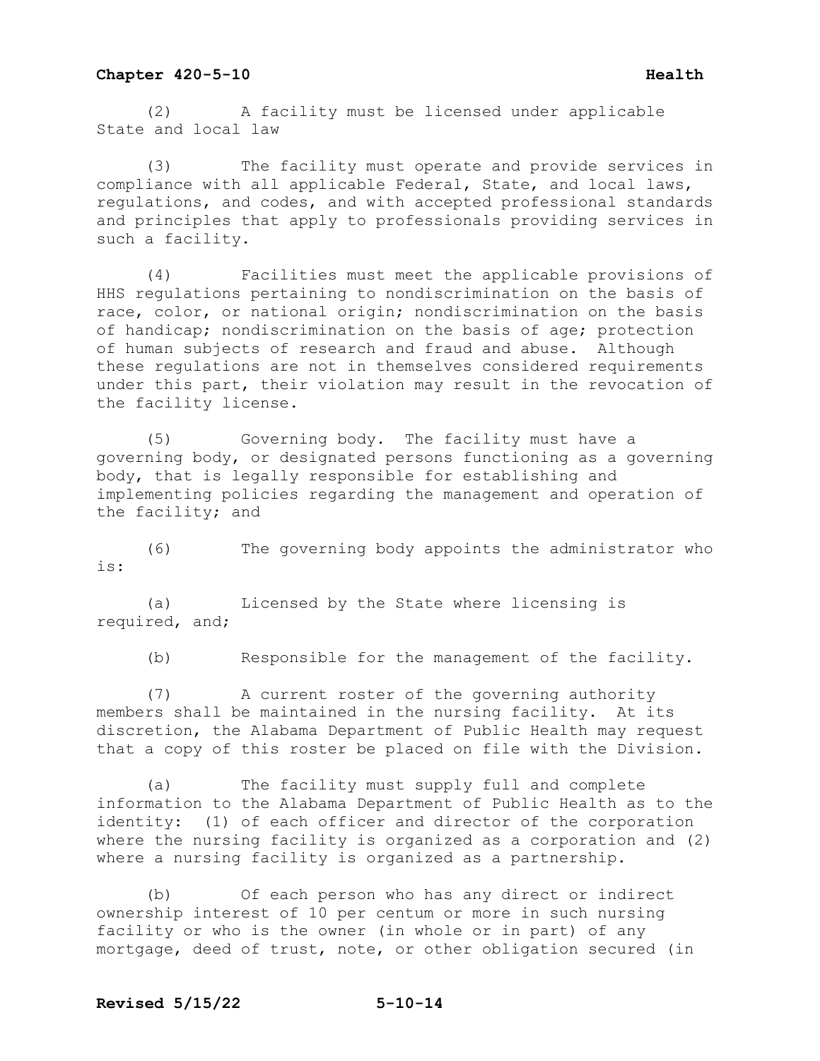(2) A facility must be licensed under applicable State and local law

(3) The facility must operate and provide services in compliance with all applicable Federal, State, and local laws, regulations, and codes, and with accepted professional standards and principles that apply to professionals providing services in such a facility.

(4) Facilities must meet the applicable provisions of HHS regulations pertaining to nondiscrimination on the basis of race, color, or national origin; nondiscrimination on the basis of handicap; nondiscrimination on the basis of age; protection of human subjects of research and fraud and abuse. Although these regulations are not in themselves considered requirements under this part, their violation may result in the revocation of the facility license.

(5) Governing body. The facility must have a governing body, or designated persons functioning as a governing body, that is legally responsible for establishing and implementing policies regarding the management and operation of the facility; and

(6) The governing body appoints the administrator who is:

(a) Licensed by the State where licensing is required, and;

(b) Responsible for the management of the facility.

(7) A current roster of the governing authority members shall be maintained in the nursing facility. At its discretion, the Alabama Department of Public Health may request that a copy of this roster be placed on file with the Division.

(a) The facility must supply full and complete information to the Alabama Department of Public Health as to the identity: (1) of each officer and director of the corporation where the nursing facility is organized as a corporation and (2) where a nursing facility is organized as a partnership.

(b) Of each person who has any direct or indirect ownership interest of 10 per centum or more in such nursing facility or who is the owner (in whole or in part) of any mortgage, deed of trust, note, or other obligation secured (in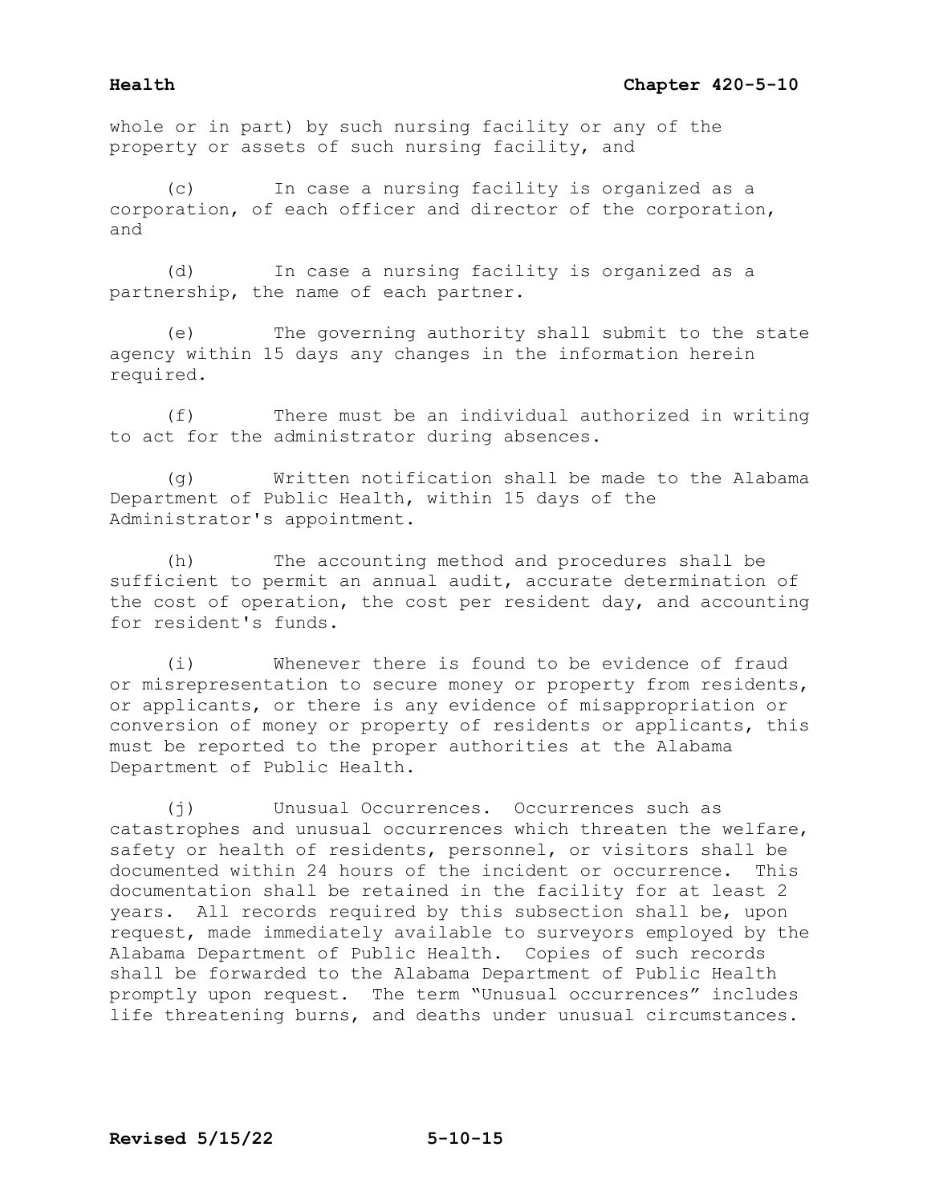whole or in part) by such nursing facility or any of the property or assets of such nursing facility, and

(c) In case a nursing facility is organized as a corporation, of each officer and director of the corporation, and

(d) In case a nursing facility is organized as a partnership, the name of each partner.

(e) The governing authority shall submit to the state agency within 15 days any changes in the information herein required.

(f) There must be an individual authorized in writing to act for the administrator during absences.

(g) Written notification shall be made to the Alabama Department of Public Health, within 15 days of the Administrator's appointment.

(h) The accounting method and procedures shall be sufficient to permit an annual audit, accurate determination of the cost of operation, the cost per resident day, and accounting for resident's funds.

(i) Whenever there is found to be evidence of fraud or misrepresentation to secure money or property from residents, or applicants, or there is any evidence of misappropriation or conversion of money or property of residents or applicants, this must be reported to the proper authorities at the Alabama Department of Public Health.

(j) Unusual Occurrences. Occurrences such as catastrophes and unusual occurrences which threaten the welfare, safety or health of residents, personnel, or visitors shall be documented within 24 hours of the incident or occurrence. This documentation shall be retained in the facility for at least 2 years. All records required by this subsection shall be, upon request, made immediately available to surveyors employed by the Alabama Department of Public Health. Copies of such records shall be forwarded to the Alabama Department of Public Health promptly upon request. The term "Unusual occurrences" includes life threatening burns, and deaths under unusual circumstances.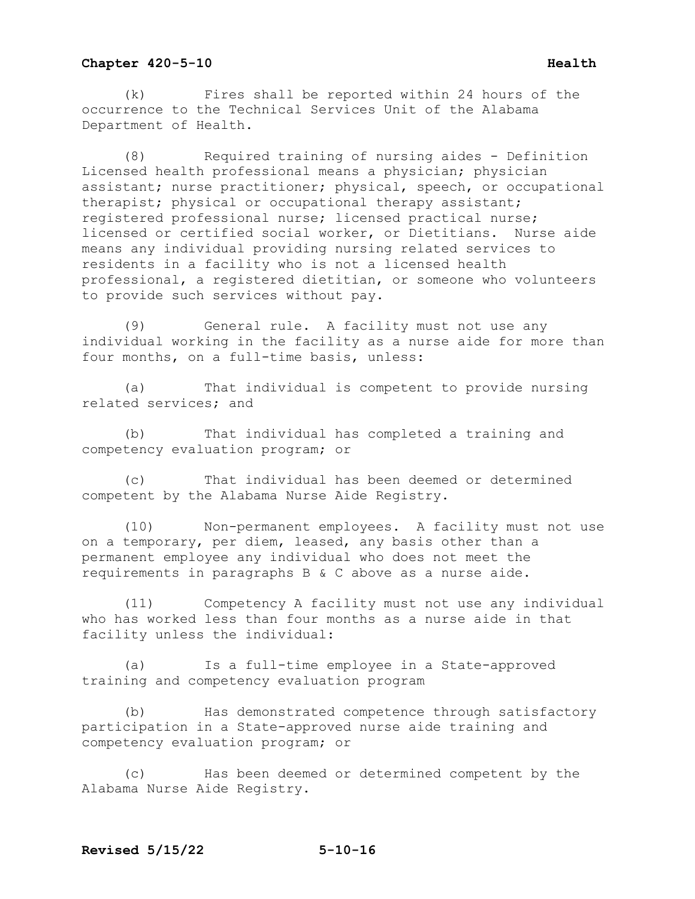(k) Fires shall be reported within 24 hours of the occurrence to the Technical Services Unit of the Alabama Department of Health.

(8) Required training of nursing aides - Definition Licensed health professional means a physician; physician assistant; nurse practitioner; physical, speech, or occupational therapist; physical or occupational therapy assistant; registered professional nurse; licensed practical nurse; licensed or certified social worker, or Dietitians. Nurse aide means any individual providing nursing related services to residents in a facility who is not a licensed health professional, a registered dietitian, or someone who volunteers to provide such services without pay.

(9) General rule. A facility must not use any individual working in the facility as a nurse aide for more than four months, on a full-time basis, unless:

(a) That individual is competent to provide nursing related services; and

(b) That individual has completed a training and competency evaluation program; or

(c) That individual has been deemed or determined competent by the Alabama Nurse Aide Registry.

(10) Non-permanent employees. A facility must not use on a temporary, per diem, leased, any basis other than a permanent employee any individual who does not meet the requirements in paragraphs B & C above as a nurse aide.

(11) Competency A facility must not use any individual who has worked less than four months as a nurse aide in that facility unless the individual:

(a) Is a full-time employee in a State-approved training and competency evaluation program

(b) Has demonstrated competence through satisfactory participation in a State-approved nurse aide training and competency evaluation program; or

(c) Has been deemed or determined competent by the Alabama Nurse Aide Registry.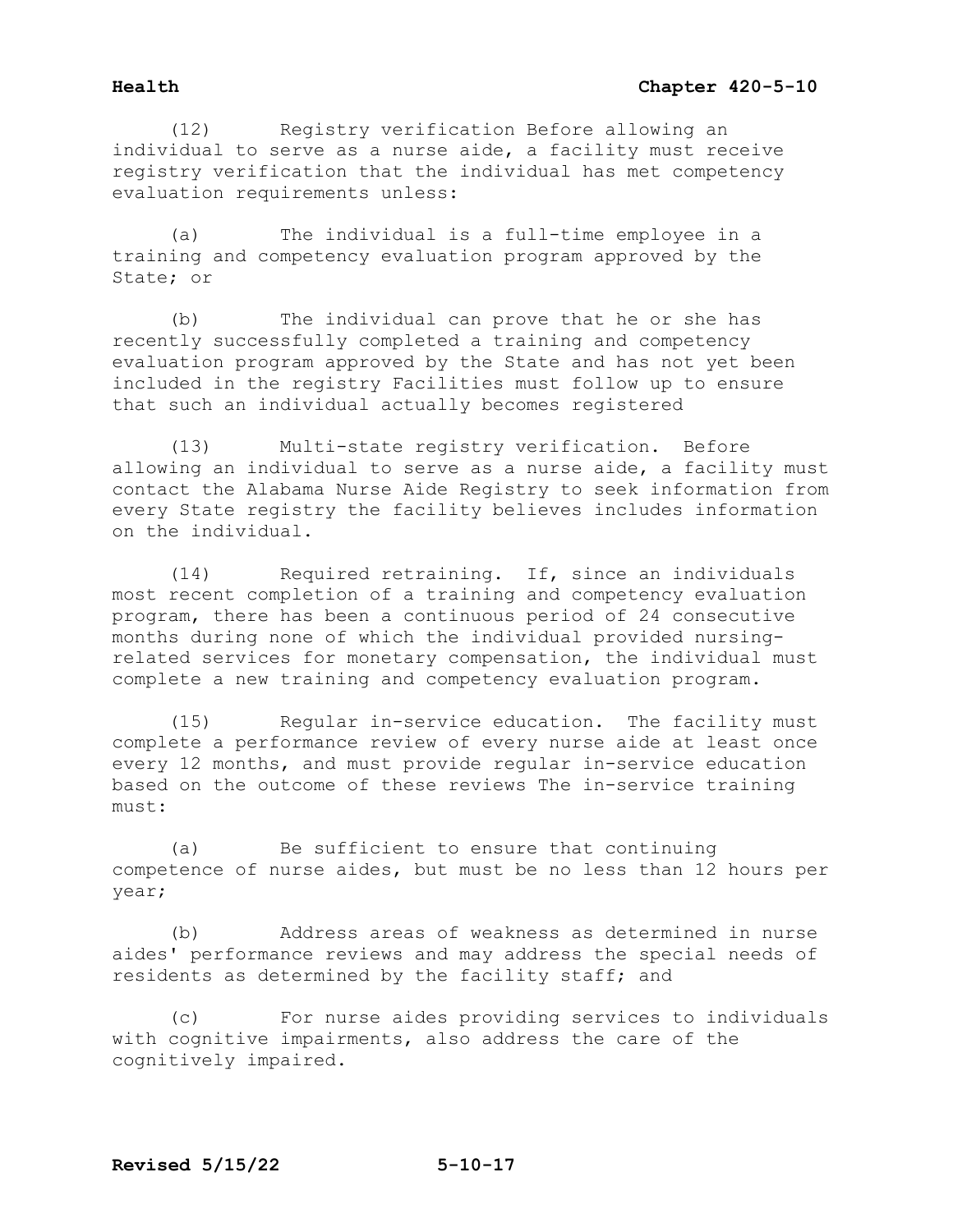(12) Registry verification Before allowing an individual to serve as a nurse aide, a facility must receive registry verification that the individual has met competency evaluation requirements unless:

(a) The individual is a full-time employee in a training and competency evaluation program approved by the State; or

(b) The individual can prove that he or she has recently successfully completed a training and competency evaluation program approved by the State and has not yet been included in the registry Facilities must follow up to ensure that such an individual actually becomes registered

(13) Multi-state registry verification. Before allowing an individual to serve as a nurse aide, a facility must contact the Alabama Nurse Aide Registry to seek information from every State registry the facility believes includes information on the individual.

(14) Required retraining. If, since an individuals most recent completion of a training and competency evaluation program, there has been a continuous period of 24 consecutive months during none of which the individual provided nursing-related services for monetary compensation, the individual must complete a new training and competency evaluation program.

(15) Regular in-service education. The facility must complete a performance review of every nurse aide at least once every 12 months, and must provide regular in-service education based on the outcome of these reviews The in-service training must:

(a) Be sufficient to ensure that continuing competence of nurse aides, but must be no less than 12 hours per year;

(b) Address areas of weakness as determined in nurse aides' performance reviews and may address the special needs of residents as determined by the facility staff; and

(c) For nurse aides providing services to individuals with cognitive impairments, also address the care of the cognitively impaired.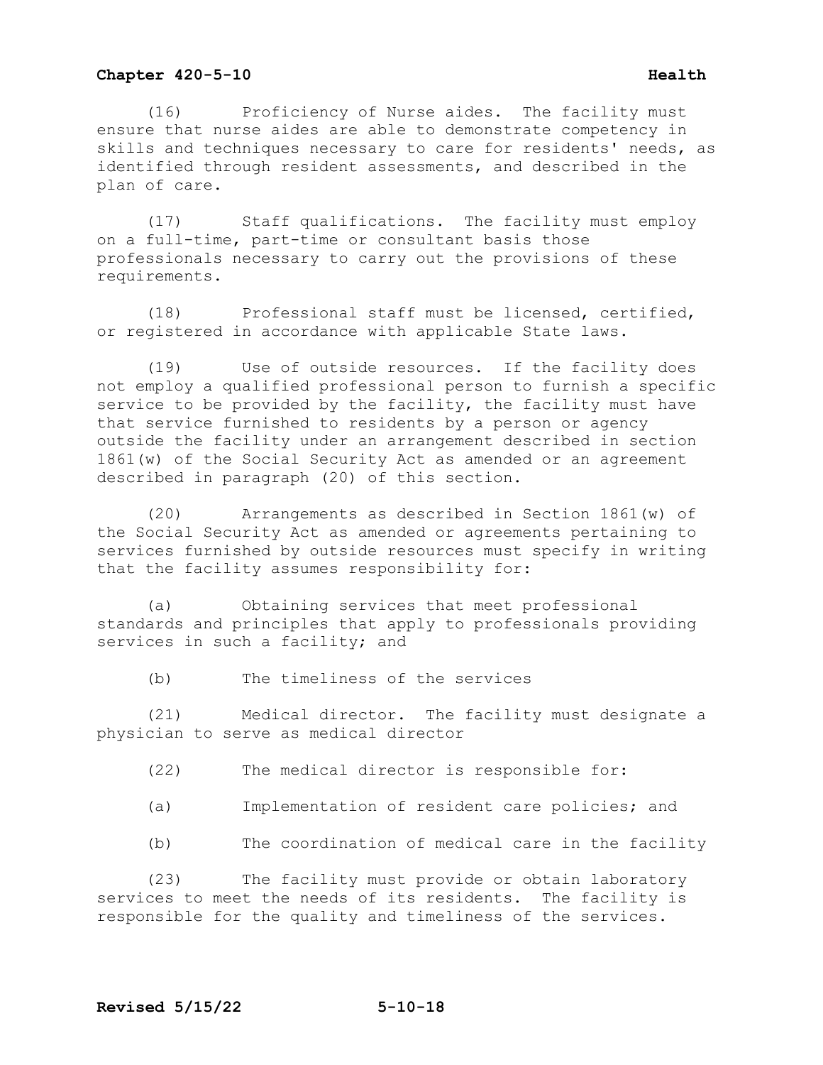(16) Proficiency of Nurse aides. The facility must ensure that nurse aides are able to demonstrate competency in skills and techniques necessary to care for residents' needs, as identified through resident assessments, and described in the plan of care.

(17) Staff qualifications. The facility must employ on a full-time, part-time or consultant basis those professionals necessary to carry out the provisions of these requirements.

(18) Professional staff must be licensed, certified, or registered in accordance with applicable State laws.

(19) Use of outside resources. If the facility does not employ a qualified professional person to furnish a specific service to be provided by the facility, the facility must have that service furnished to residents by a person or agency outside the facility under an arrangement described in section 1861(w) of the Social Security Act as amended or an agreement described in paragraph (20) of this section.

(20) Arrangements as described in Section 1861(w) of the Social Security Act as amended or agreements pertaining to services furnished by outside resources must specify in writing that the facility assumes responsibility for:

(a) Obtaining services that meet professional standards and principles that apply to professionals providing services in such a facility; and

(b) The timeliness of the services

(21) Medical director. The facility must designate a physician to serve as medical director

(22) The medical director is responsible for:

(a) Implementation of resident care policies; and

(b) The coordination of medical care in the facility

(23) The facility must provide or obtain laboratory services to meet the needs of its residents. The facility is responsible for the quality and timeliness of the services.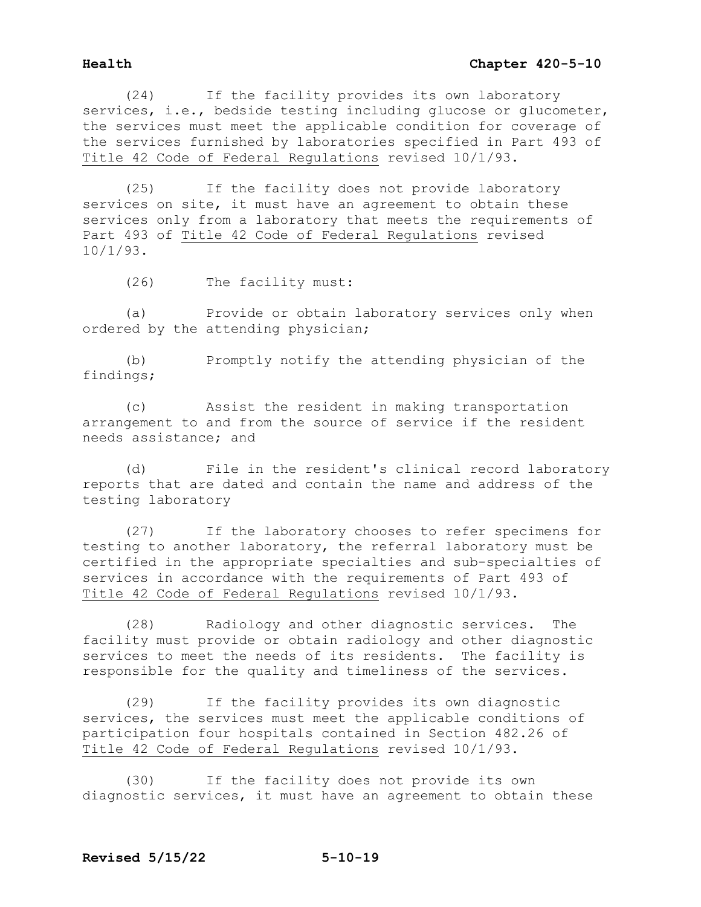(24) If the facility provides its own laboratory services, i.e., bedside testing including glucose or glucometer, the services must meet the applicable condition for coverage of the services furnished by laboratories specified in Part 493 of Title 42 Code of Federal Regulations revised 10/1/93.

(25) If the facility does not provide laboratory services on site, it must have an agreement to obtain these services only from a laboratory that meets the requirements of Part 493 of Title 42 Code of Federal Regulations revised 10/1/93.

(26) The facility must:

(a) Provide or obtain laboratory services only when ordered by the attending physician;

(b) Promptly notify the attending physician of the findings;

(c) Assist the resident in making transportation arrangement to and from the source of service if the resident needs assistance; and

(d) File in the resident's clinical record laboratory reports that are dated and contain the name and address of the testing laboratory

(27) If the laboratory chooses to refer specimens for testing to another laboratory, the referral laboratory must be certified in the appropriate specialties and sub-specialties of services in accordance with the requirements of Part 493 of Title 42 Code of Federal Regulations revised 10/1/93.

(28) Radiology and other diagnostic services. The facility must provide or obtain radiology and other diagnostic services to meet the needs of its residents. The facility is responsible for the quality and timeliness of the services.

(29) If the facility provides its own diagnostic services, the services must meet the applicable conditions of participation four hospitals contained in Section 482.26 of Title 42 Code of Federal Regulations revised 10/1/93.

(30) If the facility does not provide its own diagnostic services, it must have an agreement to obtain these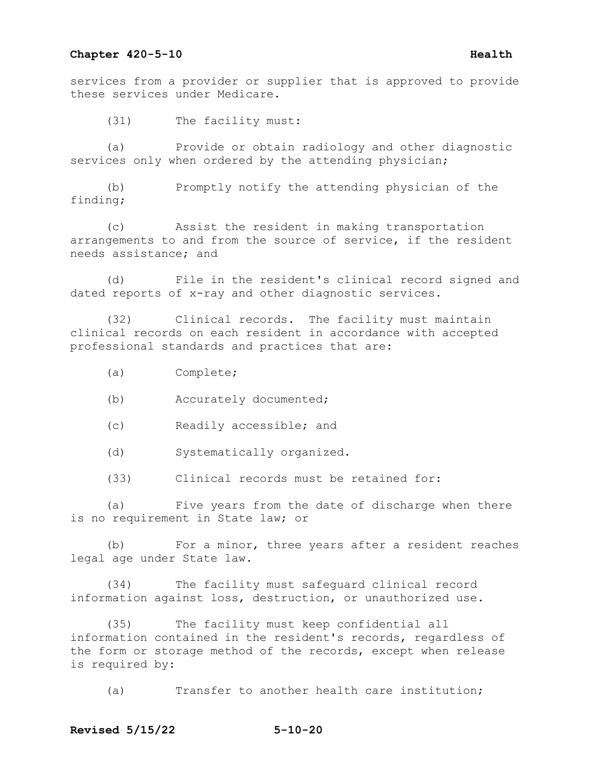services from a provider or supplier that is approved to provide these services under Medicare.

(31) The facility must:

(a) Provide or obtain radiology and other diagnostic services only when ordered by the attending physician;

(b) Promptly notify the attending physician of the finding;

(c) Assist the resident in making transportation arrangements to and from the source of service, if the resident needs assistance; and

(d) File in the resident's clinical record signed and dated reports of x-ray and other diagnostic services.

(32) Clinical records. The facility must maintain clinical records on each resident in accordance with accepted professional standards and practices that are:

(a) Complete;

(b) Accurately documented;

(c) Readily accessible; and

(d) Systematically organized.

(33) Clinical records must be retained for:

(a) Five years from the date of discharge when there is no requirement in State law; or

(b) For a minor, three years after a resident reaches legal age under State law.

(34) The facility must safeguard clinical record information against loss, destruction, or unauthorized use.

(35) The facility must keep confidential all information contained in the resident's records, regardless of the form or storage method of the records, except when release is required by:

(a) Transfer to another health care institution;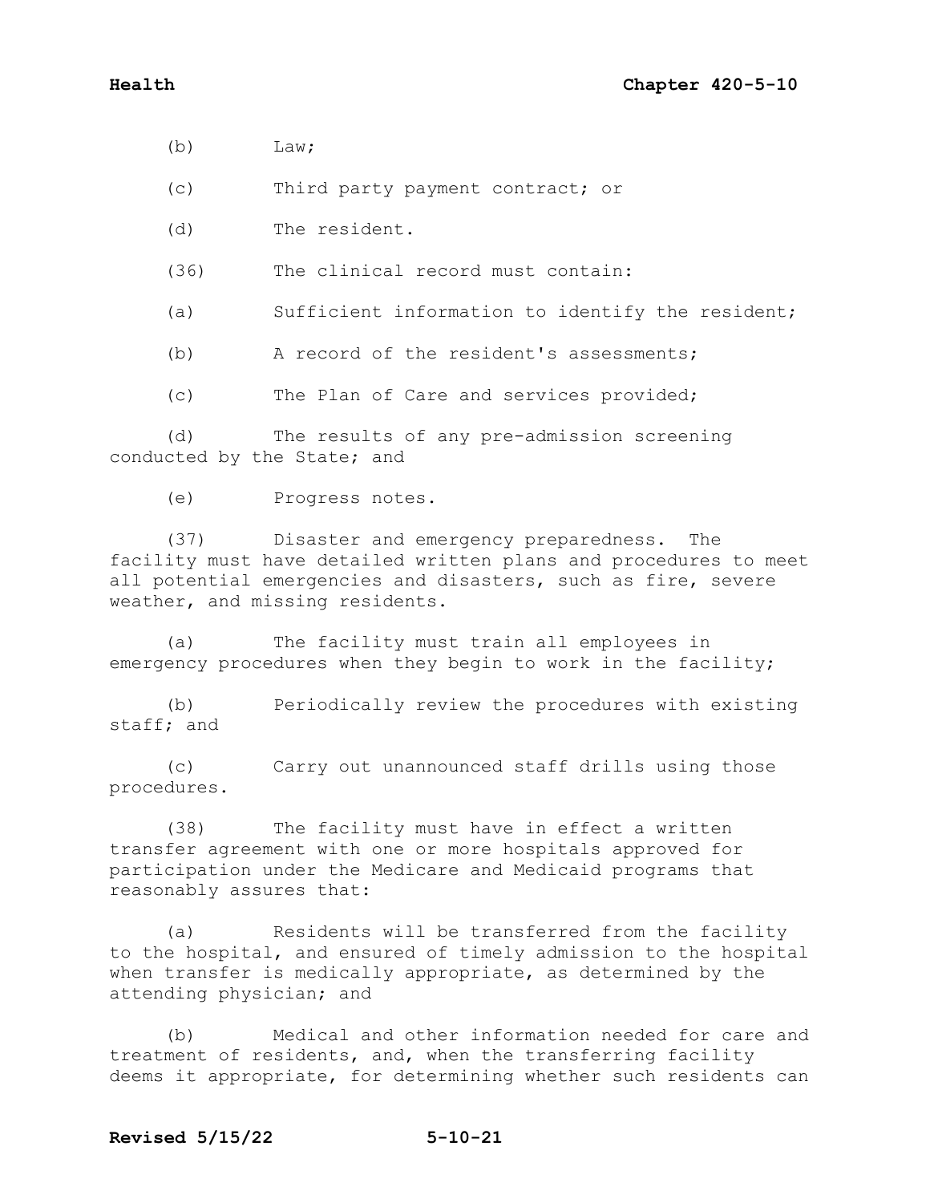(b) Law;

(c) Third party payment contract; or

(d) The resident.

(36) The clinical record must contain:

(a) Sufficient information to identify the resident;

(b) A record of the resident's assessments;

(c) The Plan of Care and services provided;

(d) The results of any pre-admission screening conducted by the State; and

(e) Progress notes.

(37) Disaster and emergency preparedness. The facility must have detailed written plans and procedures to meet all potential emergencies and disasters, such as fire, severe weather, and missing residents.

(a) The facility must train all employees in emergency procedures when they begin to work in the facility;

(b) Periodically review the procedures with existing staff; and

(c) Carry out unannounced staff drills using those procedures.

(38) The facility must have in effect a written transfer agreement with one or more hospitals approved for participation under the Medicare and Medicaid programs that reasonably assures that:

(a) Residents will be transferred from the facility to the hospital, and ensured of timely admission to the hospital when transfer is medically appropriate, as determined by the attending physician; and

(b) Medical and other information needed for care and treatment of residents, and, when the transferring facility deems it appropriate, for determining whether such residents can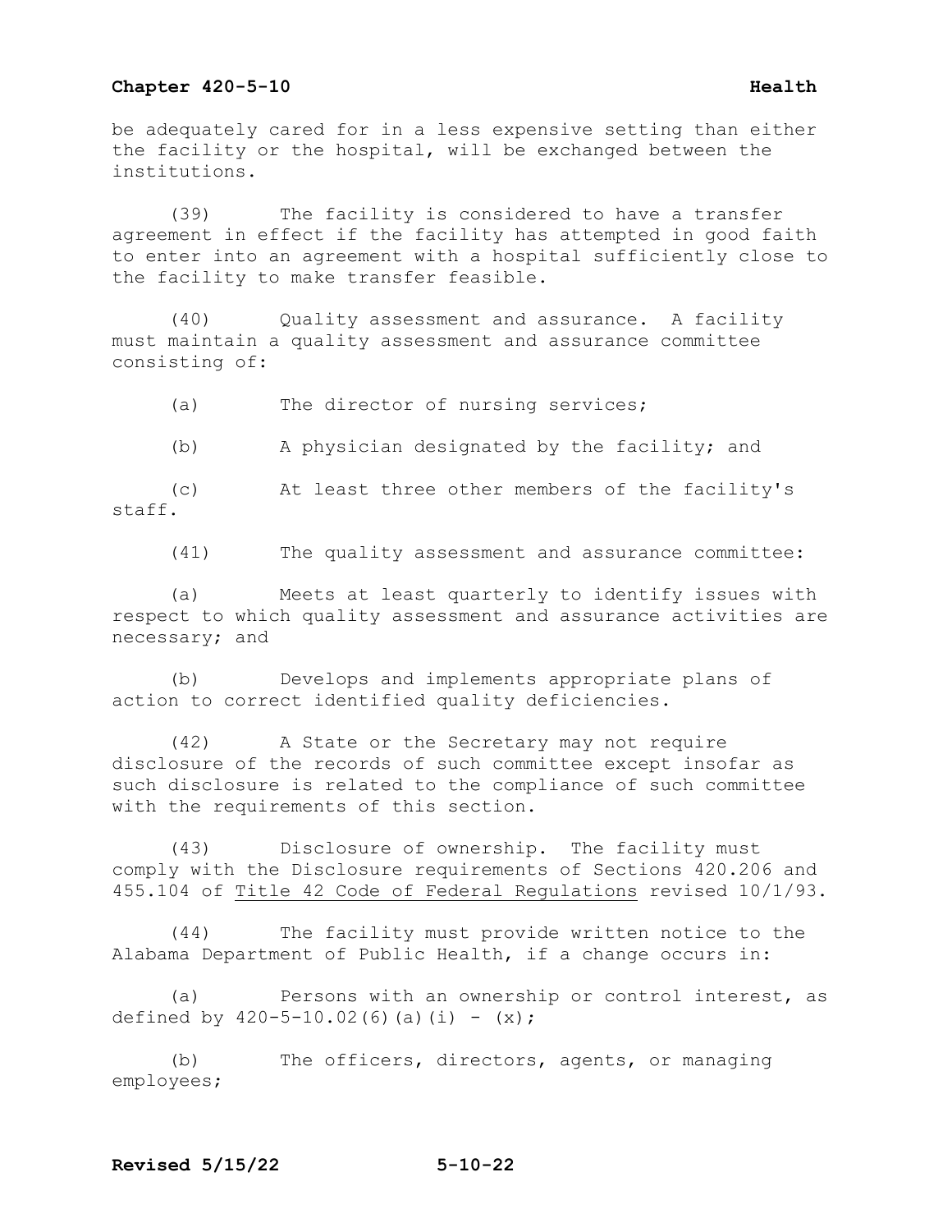be adequately cared for in a less expensive setting than either the facility or the hospital, will be exchanged between the institutions.

(39) The facility is considered to have a transfer agreement in effect if the facility has attempted in good faith to enter into an agreement with a hospital sufficiently close to the facility to make transfer feasible.

(40) Quality assessment and assurance. A facility must maintain a quality assessment and assurance committee consisting of:

(a) The director of nursing services;

(b) A physician designated by the facility; and

(c) At least three other members of the facility's staff.

(41) The quality assessment and assurance committee:

(a) Meets at least quarterly to identify issues with respect to which quality assessment and assurance activities are necessary; and

(b) Develops and implements appropriate plans of action to correct identified quality deficiencies.

(42) A State or the Secretary may not require disclosure of the records of such committee except insofar as such disclosure is related to the compliance of such committee with the requirements of this section.

(43) Disclosure of ownership. The facility must comply with the Disclosure requirements of Sections 420.206 and 455.104 of Title 42 Code of Federal Regulations revised 10/1/93.

(44) The facility must provide written notice to the Alabama Department of Public Health, if a change occurs in:

(a) Persons with an ownership or control interest, as defined by 420-5-10.02(6)(a)(i) - (x);

(b) The officers, directors, agents, or managing employees;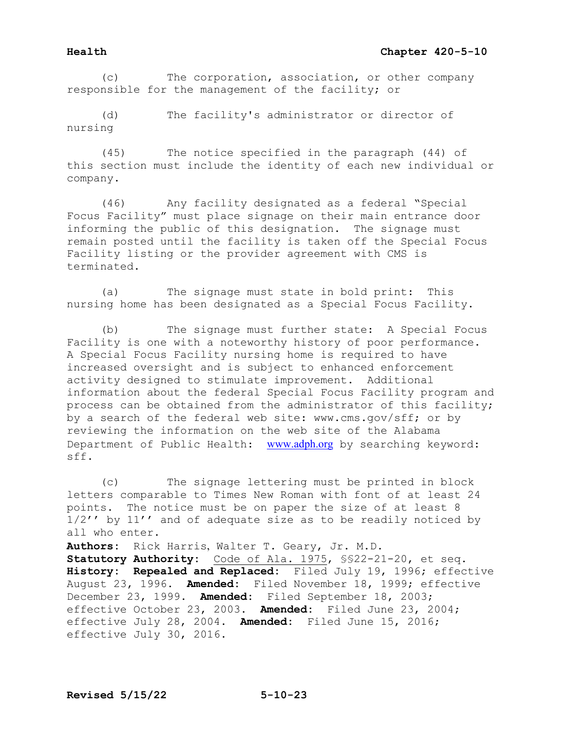(c) The corporation, association, or other company responsible for the management of the facility; or

(d) The facility's administrator or director of nursing

(45) The notice specified in the paragraph (44) of this section must include the identity of each new individual or company.

(46) Any facility designated as a federal "Special Focus Facility" must place signage on their main entrance door informing the public of this designation. The signage must remain posted until the facility is taken off the Special Focus Facility listing or the provider agreement with CMS is terminated.

(a) The signage must state in bold print: This nursing home has been designated as a Special Focus Facility.

(b) The signage must further state: A Special Focus Facility is one with a noteworthy history of poor performance. A Special Focus Facility nursing home is required to have increased oversight and is subject to enhanced enforcement activity designed to stimulate improvement. Additional information about the federal Special Focus Facility program and process can be obtained from the administrator of this facility; by a search of the federal web site: www.cms.gov/sff; or by reviewing the information on the web site of the Alabama Department of Public Health: www.adph.org by searching keyword: sff.

(c) The signage lettering must be printed in block letters comparable to Times New Roman with font of at least 24 points. The notice must be on paper the size of at least 8 1/2'' by 11'' and of adequate size as to be readily noticed by all who enter.

**Authors:** Rick Harris, Walter T. Geary, Jr. M.D.
**Statutory Authority:** Code of Ala. 1975, §§22-21-20, et seq.
**History:** **Repealed and Replaced:** Filed July 19, 1996; effective August 23, 1996. **Amended:** Filed November 18, 1999; effective December 23, 1999. **Amended:** Filed September 18, 2003; effective October 23, 2003. **Amended:** Filed June 23, 2004; effective July 28, 2004. **Amended:** Filed June 15, 2016; effective July 30, 2016.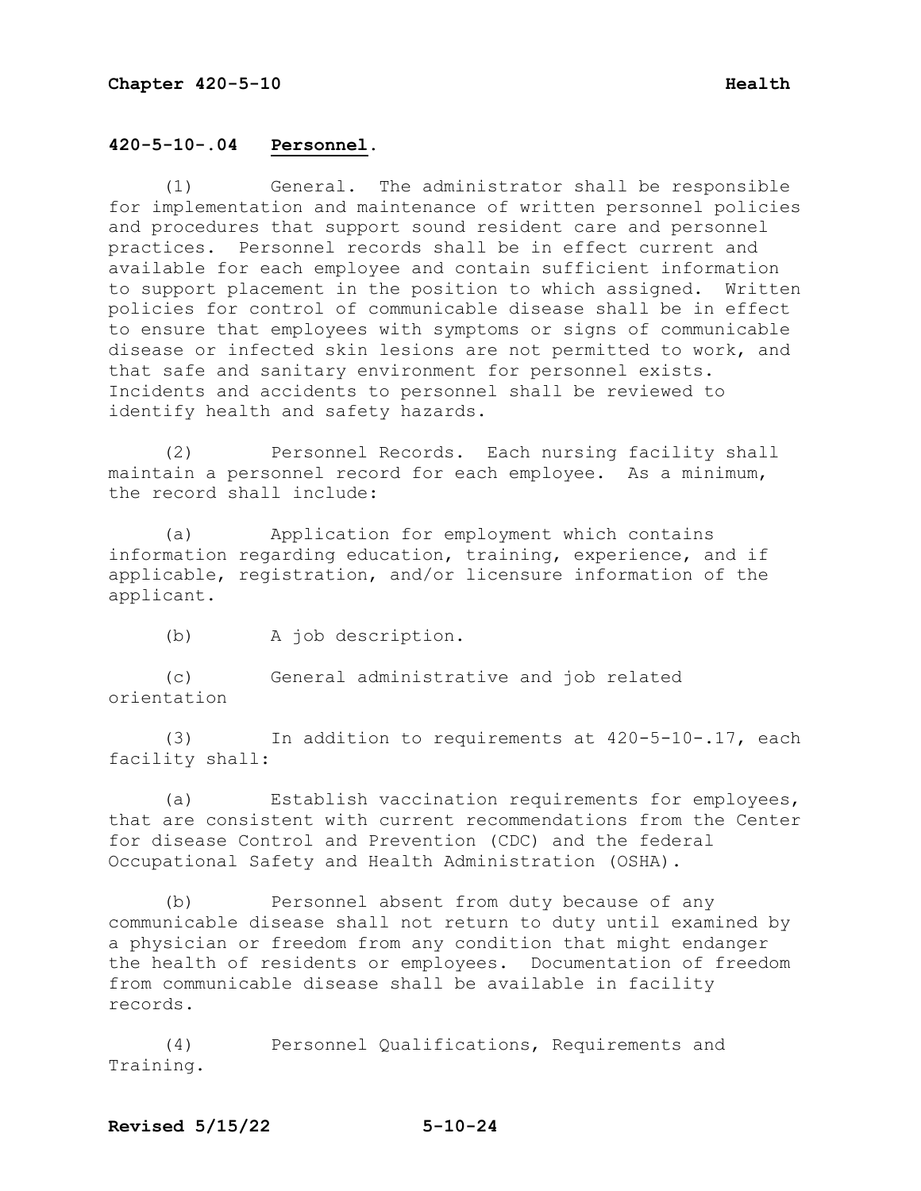### 420-5-10-.04 Personnel.

(1) General. The administrator shall be responsible for implementation and maintenance of written personnel policies and procedures that support sound resident care and personnel practices. Personnel records shall be in effect current and available for each employee and contain sufficient information to support placement in the position to which assigned. Written policies for control of communicable disease shall be in effect to ensure that employees with symptoms or signs of communicable disease or infected skin lesions are not permitted to work, and that safe and sanitary environment for personnel exists. Incidents and accidents to personnel shall be reviewed to identify health and safety hazards.

(2) Personnel Records. Each nursing facility shall maintain a personnel record for each employee. As a minimum, the record shall include:

(a) Application for employment which contains information regarding education, training, experience, and if applicable, registration, and/or licensure information of the applicant.

(b) A job description.

(c) General administrative and job related orientation

(3) In addition to requirements at 420-5-10-.17, each facility shall:

(a) Establish vaccination requirements for employees, that are consistent with current recommendations from the Center for disease Control and Prevention (CDC) and the federal Occupational Safety and Health Administration (OSHA).

(b) Personnel absent from duty because of any communicable disease shall not return to duty until examined by a physician or freedom from any condition that might endanger the health of residents or employees. Documentation of freedom from communicable disease shall be available in facility records.

(4) Personnel Qualifications, Requirements and Training.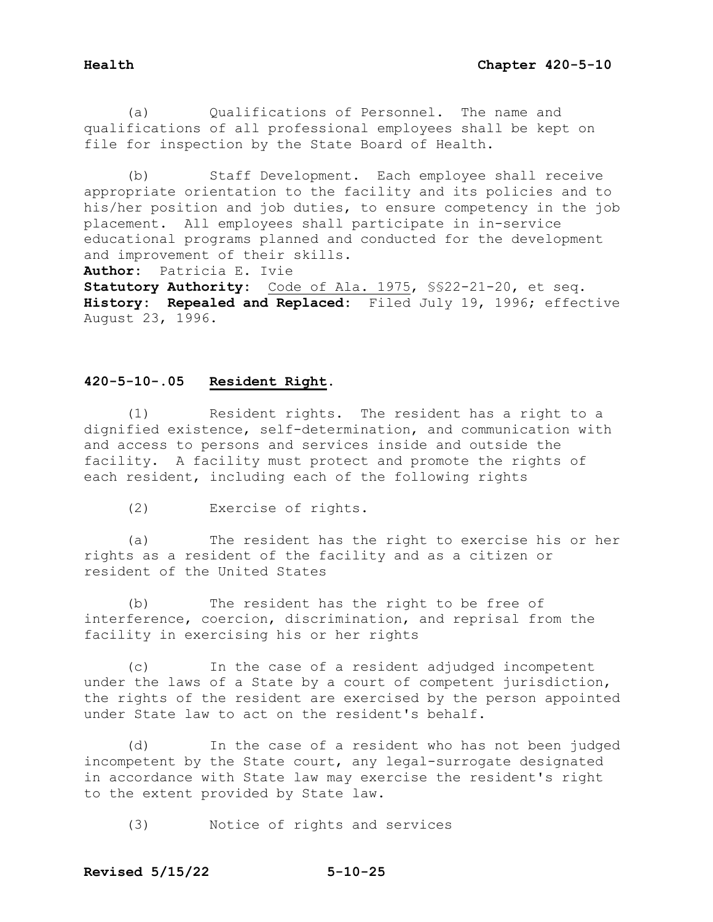(a) Qualifications of Personnel. The name and qualifications of all professional employees shall be kept on file for inspection by the State Board of Health.

(b) Staff Development. Each employee shall receive appropriate orientation to the facility and its policies and to his/her position and job duties, to ensure competency in the job placement. All employees shall participate in in-service educational programs planned and conducted for the development and improvement of their skills.

**Author:** Patricia E. Ivie
**Statutory Authority:** Code of Ala. 1975, §§22-21-20, et seq.
**History: Repealed and Replaced:** Filed July 19, 1996; effective August 23, 1996.

### 420-5-10-.05 Resident Right.

(1) Resident rights. The resident has a right to a dignified existence, self-determination, and communication with and access to persons and services inside and outside the facility. A facility must protect and promote the rights of each resident, including each of the following rights

(2) Exercise of rights.

(a) The resident has the right to exercise his or her rights as a resident of the facility and as a citizen or resident of the United States

(b) The resident has the right to be free of interference, coercion, discrimination, and reprisal from the facility in exercising his or her rights

(c) In the case of a resident adjudged incompetent under the laws of a State by a court of competent jurisdiction, the rights of the resident are exercised by the person appointed under State law to act on the resident's behalf.

(d) In the case of a resident who has not been judged incompetent by the State court, any legal-surrogate designated in accordance with State law may exercise the resident's right to the extent provided by State law.

(3) Notice of rights and services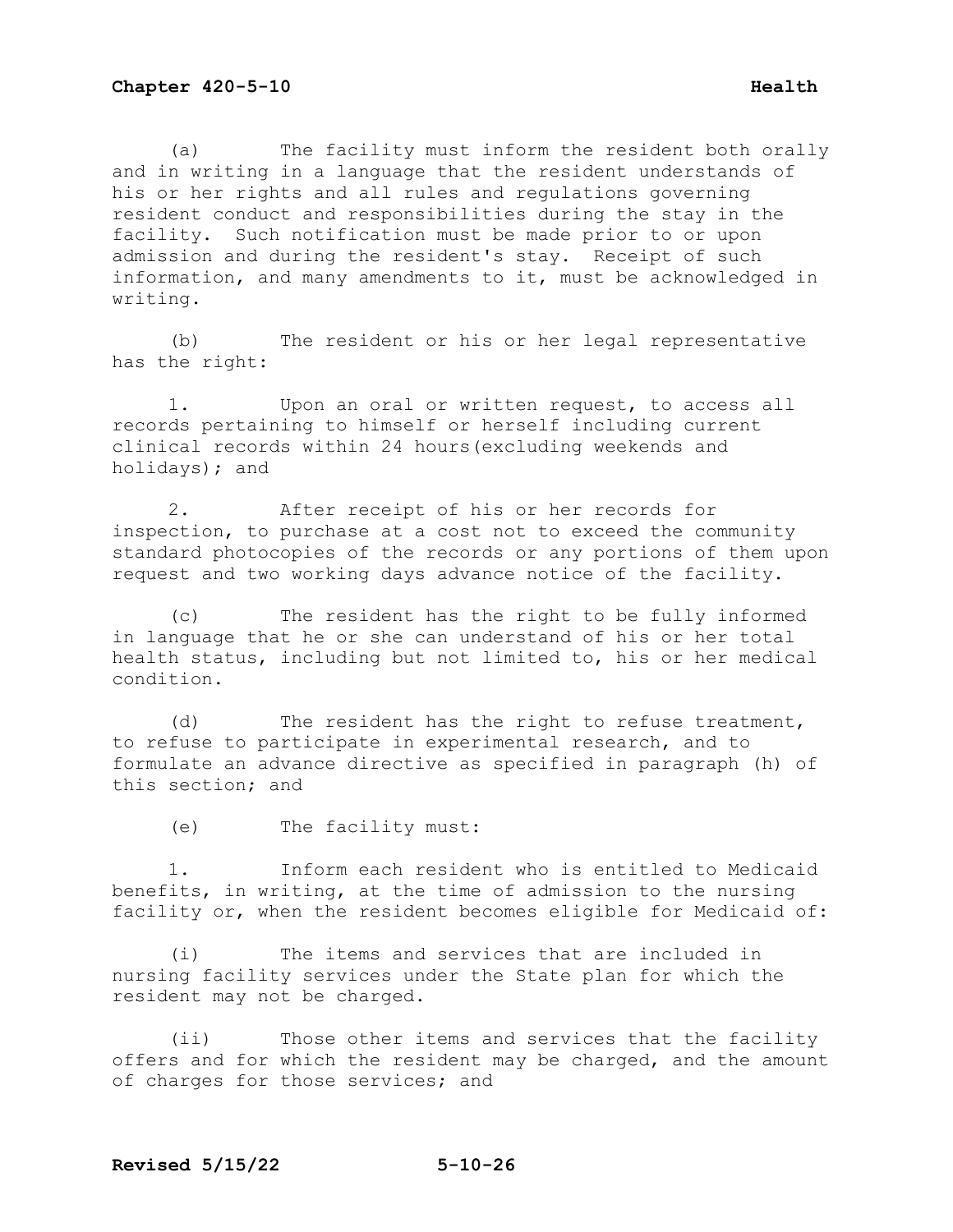(a) The facility must inform the resident both orally and in writing in a language that the resident understands of his or her rights and all rules and regulations governing resident conduct and responsibilities during the stay in the facility. Such notification must be made prior to or upon admission and during the resident's stay. Receipt of such information, and many amendments to it, must be acknowledged in writing.

(b) The resident or his or her legal representative has the right:

1. Upon an oral or written request, to access all records pertaining to himself or herself including current clinical records within 24 hours(excluding weekends and holidays); and

2. After receipt of his or her records for inspection, to purchase at a cost not to exceed the community standard photocopies of the records or any portions of them upon request and two working days advance notice of the facility.

(c) The resident has the right to be fully informed in language that he or she can understand of his or her total health status, including but not limited to, his or her medical condition.

(d) The resident has the right to refuse treatment, to refuse to participate in experimental research, and to formulate an advance directive as specified in paragraph (h) of this section; and

(e) The facility must:

1. Inform each resident who is entitled to Medicaid benefits, in writing, at the time of admission to the nursing facility or, when the resident becomes eligible for Medicaid of:

(i) The items and services that are included in nursing facility services under the State plan for which the resident may not be charged.

(ii) Those other items and services that the facility offers and for which the resident may be charged, and the amount of charges for those services; and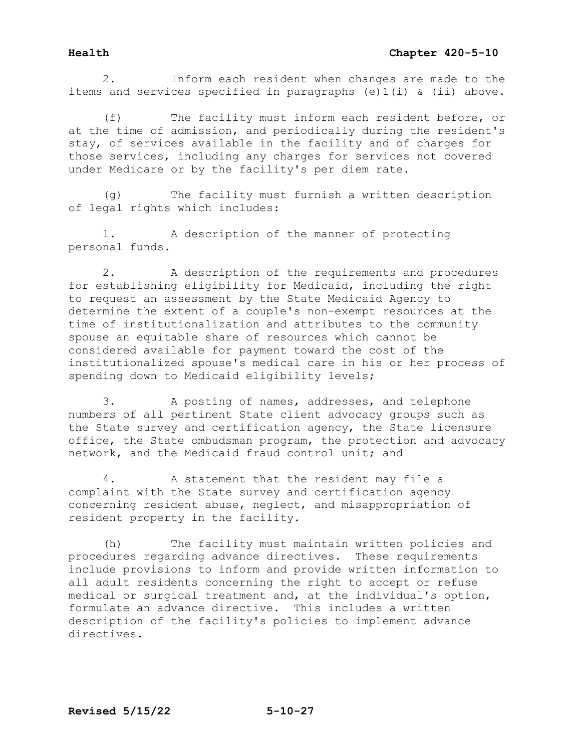2. Inform each resident when changes are made to the items and services specified in paragraphs (e)1(i) & (ii) above.

(f) The facility must inform each resident before, or at the time of admission, and periodically during the resident's stay, of services available in the facility and of charges for those services, including any charges for services not covered under Medicare or by the facility's per diem rate.

(g) The facility must furnish a written description of legal rights which includes:

1. A description of the manner of protecting personal funds.

2. A description of the requirements and procedures for establishing eligibility for Medicaid, including the right to request an assessment by the State Medicaid Agency to determine the extent of a couple's non-exempt resources at the time of institutionalization and attributes to the community spouse an equitable share of resources which cannot be considered available for payment toward the cost of the institutionalized spouse's medical care in his or her process of spending down to Medicaid eligibility levels;

3. A posting of names, addresses, and telephone numbers of all pertinent State client advocacy groups such as the State survey and certification agency, the State licensure office, the State ombudsman program, the protection and advocacy network, and the Medicaid fraud control unit; and

4. A statement that the resident may file a complaint with the State survey and certification agency concerning resident abuse, neglect, and misappropriation of resident property in the facility.

(h) The facility must maintain written policies and procedures regarding advance directives. These requirements include provisions to inform and provide written information to all adult residents concerning the right to accept or refuse medical or surgical treatment and, at the individual's option, formulate an advance directive. This includes a written description of the facility's policies to implement advance directives.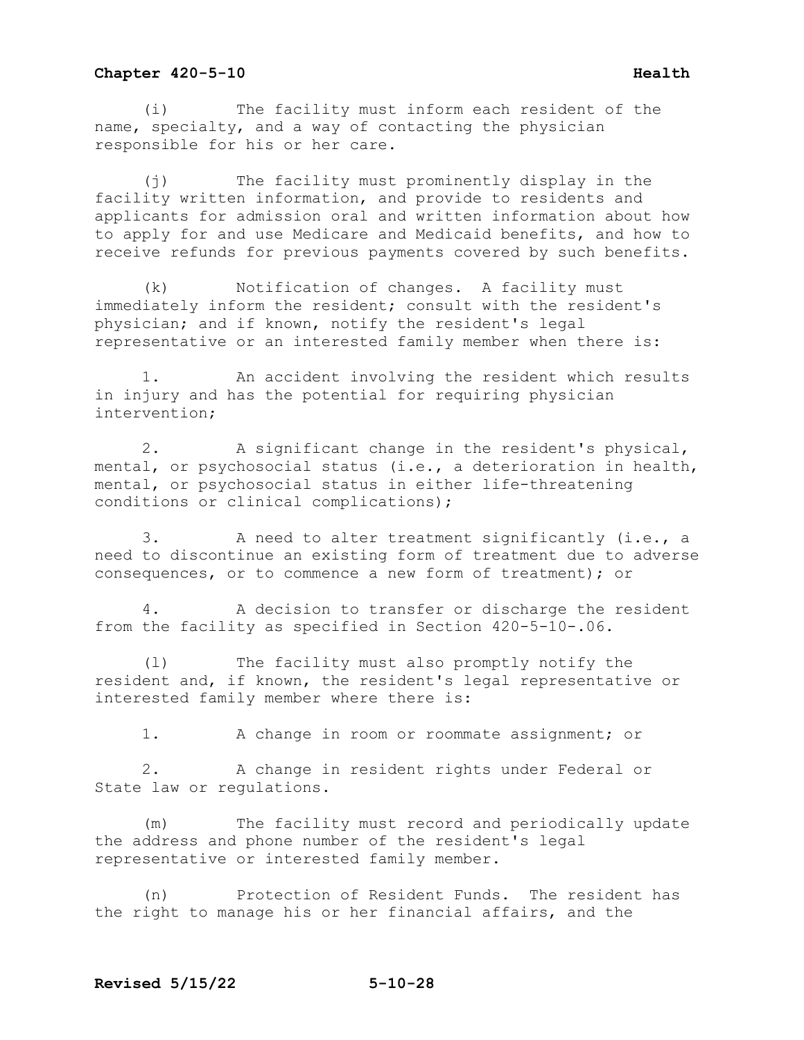(i) The facility must inform each resident of the name, specialty, and a way of contacting the physician responsible for his or her care.

(j) The facility must prominently display in the facility written information, and provide to residents and applicants for admission oral and written information about how to apply for and use Medicare and Medicaid benefits, and how to receive refunds for previous payments covered by such benefits.

(k) Notification of changes. A facility must immediately inform the resident; consult with the resident's physician; and if known, notify the resident's legal representative or an interested family member when there is:

1. An accident involving the resident which results in injury and has the potential for requiring physician intervention;

2. A significant change in the resident's physical, mental, or psychosocial status (i.e., a deterioration in health, mental, or psychosocial status in either life-threatening conditions or clinical complications);

3. A need to alter treatment significantly (i.e., a need to discontinue an existing form of treatment due to adverse consequences, or to commence a new form of treatment); or

4. A decision to transfer or discharge the resident from the facility as specified in Section 420-5-10-.06.

(l) The facility must also promptly notify the resident and, if known, the resident's legal representative or interested family member where there is:

1. A change in room or roommate assignment; or

2. A change in resident rights under Federal or State law or regulations.

(m) The facility must record and periodically update the address and phone number of the resident's legal representative or interested family member.

(n) Protection of Resident Funds. The resident has the right to manage his or her financial affairs, and the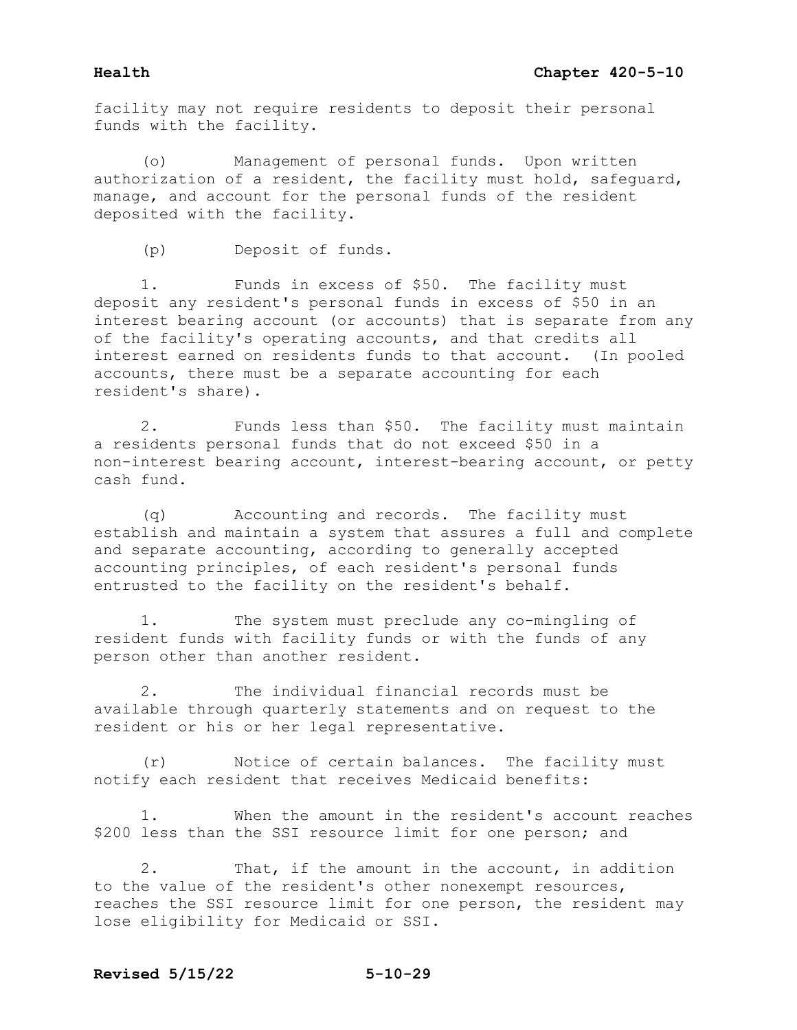facility may not require residents to deposit their personal funds with the facility.

(o) Management of personal funds. Upon written authorization of a resident, the facility must hold, safeguard, manage, and account for the personal funds of the resident deposited with the facility.

(p) Deposit of funds.

1. Funds in excess of $50. The facility must deposit any resident's personal funds in excess of $50 in an interest bearing account (or accounts) that is separate from any of the facility's operating accounts, and that credits all interest earned on residents funds to that account. (In pooled accounts, there must be a separate accounting for each resident's share).

2. Funds less than $50. The facility must maintain a residents personal funds that do not exceed $50 in a non-interest bearing account, interest-bearing account, or petty cash fund.

(q) Accounting and records. The facility must establish and maintain a system that assures a full and complete and separate accounting, according to generally accepted accounting principles, of each resident's personal funds entrusted to the facility on the resident's behalf.

1. The system must preclude any co-mingling of resident funds with facility funds or with the funds of any person other than another resident.

2. The individual financial records must be available through quarterly statements and on request to the resident or his or her legal representative.

(r) Notice of certain balances. The facility must notify each resident that receives Medicaid benefits:

1. When the amount in the resident's account reaches $200 less than the SSI resource limit for one person; and

2. That, if the amount in the account, in addition to the value of the resident's other nonexempt resources, reaches the SSI resource limit for one person, the resident may lose eligibility for Medicaid or SSI.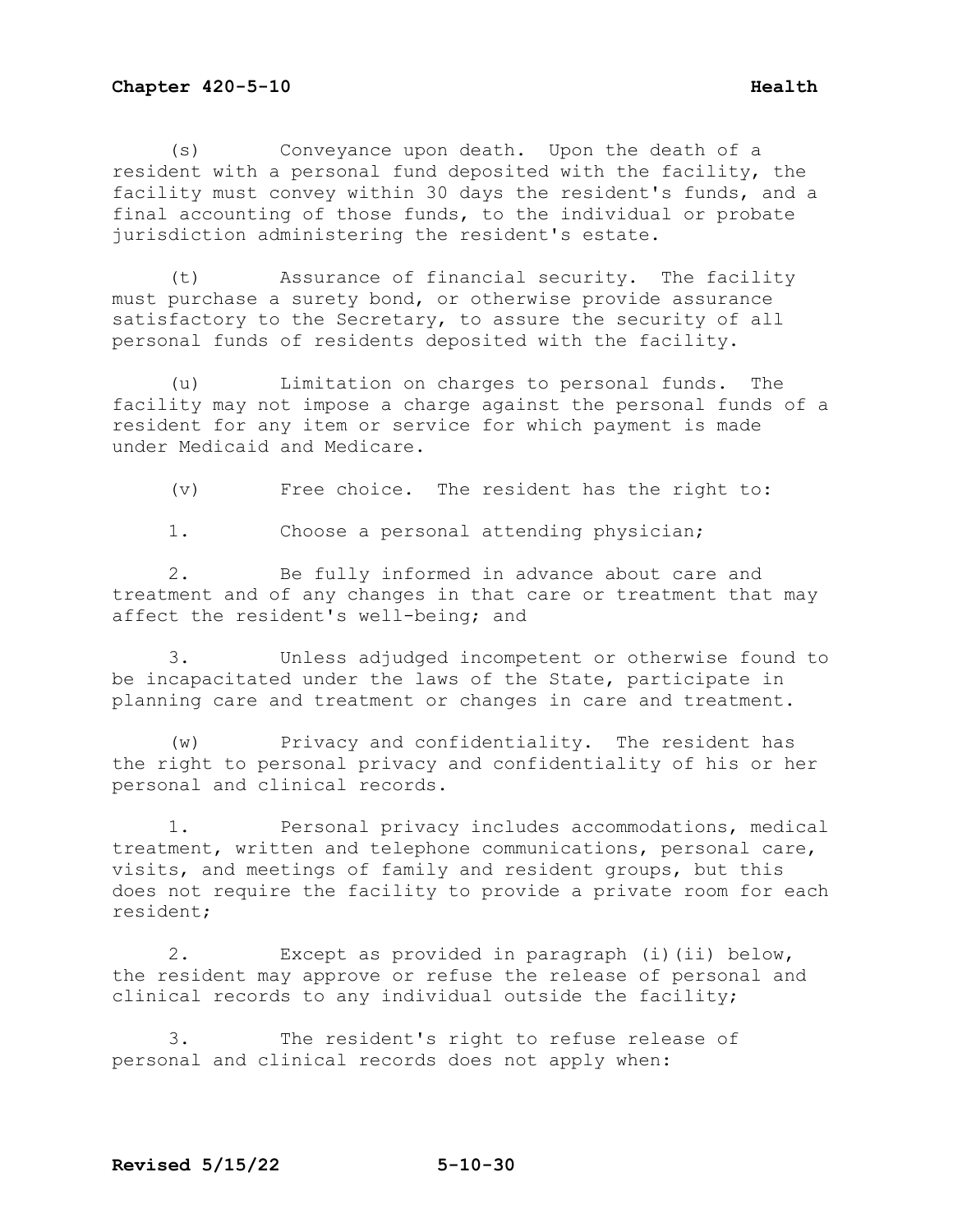(s) Conveyance upon death. Upon the death of a resident with a personal fund deposited with the facility, the facility must convey within 30 days the resident's funds, and a final accounting of those funds, to the individual or probate jurisdiction administering the resident's estate.

(t) Assurance of financial security. The facility must purchase a surety bond, or otherwise provide assurance satisfactory to the Secretary, to assure the security of all personal funds of residents deposited with the facility.

(u) Limitation on charges to personal funds. The facility may not impose a charge against the personal funds of a resident for any item or service for which payment is made under Medicaid and Medicare.

(v) Free choice. The resident has the right to:

1. Choose a personal attending physician;

2. Be fully informed in advance about care and treatment and of any changes in that care or treatment that may affect the resident's well-being; and

3. Unless adjudged incompetent or otherwise found to be incapacitated under the laws of the State, participate in planning care and treatment or changes in care and treatment.

(w) Privacy and confidentiality. The resident has the right to personal privacy and confidentiality of his or her personal and clinical records.

1. Personal privacy includes accommodations, medical treatment, written and telephone communications, personal care, visits, and meetings of family and resident groups, but this does not require the facility to provide a private room for each resident;

2. Except as provided in paragraph (i)(ii) below, the resident may approve or refuse the release of personal and clinical records to any individual outside the facility;

3. The resident's right to refuse release of personal and clinical records does not apply when: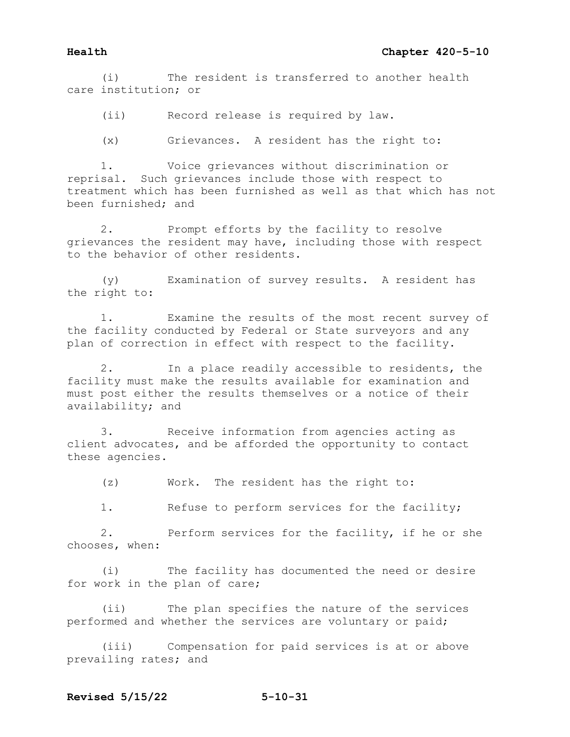(i) The resident is transferred to another health care institution; or

(ii) Record release is required by law.

(x) Grievances. A resident has the right to:

1. Voice grievances without discrimination or reprisal. Such grievances include those with respect to treatment which has been furnished as well as that which has not been furnished; and

2. Prompt efforts by the facility to resolve grievances the resident may have, including those with respect to the behavior of other residents.

(y) Examination of survey results. A resident has the right to:

1. Examine the results of the most recent survey of the facility conducted by Federal or State surveyors and any plan of correction in effect with respect to the facility.

2. In a place readily accessible to residents, the facility must make the results available for examination and must post either the results themselves or a notice of their availability; and

3. Receive information from agencies acting as client advocates, and be afforded the opportunity to contact these agencies.

(z) Work. The resident has the right to:

1. Refuse to perform services for the facility;

2. Perform services for the facility, if he or she chooses, when:

(i) The facility has documented the need or desire for work in the plan of care;

(ii) The plan specifies the nature of the services performed and whether the services are voluntary or paid;

(iii) Compensation for paid services is at or above prevailing rates; and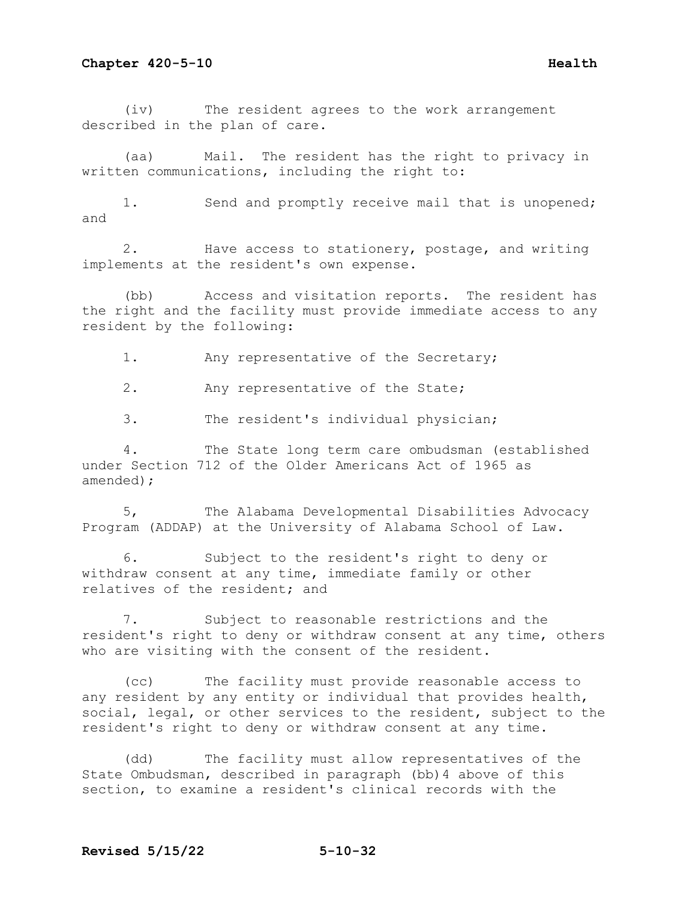(iv) The resident agrees to the work arrangement described in the plan of care.

(aa) Mail. The resident has the right to privacy in written communications, including the right to:

1. Send and promptly receive mail that is unopened; and

2. Have access to stationery, postage, and writing implements at the resident's own expense.

(bb) Access and visitation reports. The resident has the right and the facility must provide immediate access to any resident by the following:

1. Any representative of the Secretary;

2. Any representative of the State;

3. The resident's individual physician;

4. The State long term care ombudsman (established under Section 712 of the Older Americans Act of 1965 as amended);

5, The Alabama Developmental Disabilities Advocacy Program (ADDAP) at the University of Alabama School of Law.

6. Subject to the resident's right to deny or withdraw consent at any time, immediate family or other relatives of the resident; and

7. Subject to reasonable restrictions and the resident's right to deny or withdraw consent at any time, others who are visiting with the consent of the resident.

(cc) The facility must provide reasonable access to any resident by any entity or individual that provides health, social, legal, or other services to the resident, subject to the resident's right to deny or withdraw consent at any time.

(dd) The facility must allow representatives of the State Ombudsman, described in paragraph (bb)4 above of this section, to examine a resident's clinical records with the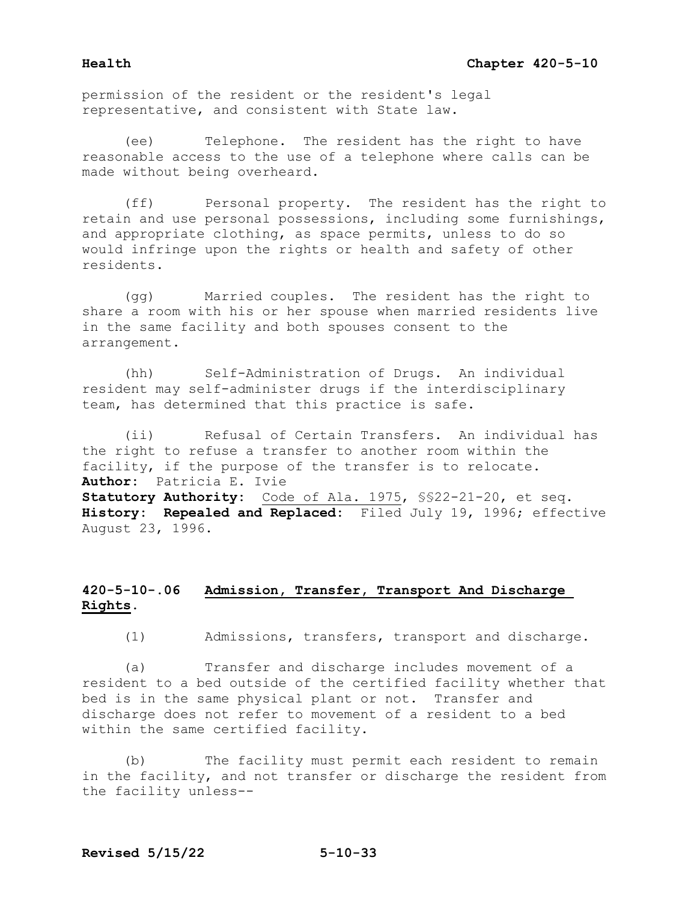permission of the resident or the resident's legal representative, and consistent with State law.

(ee) Telephone. The resident has the right to have reasonable access to the use of a telephone where calls can be made without being overheard.

(ff) Personal property. The resident has the right to retain and use personal possessions, including some furnishings, and appropriate clothing, as space permits, unless to do so would infringe upon the rights or health and safety of other residents.

(gg) Married couples. The resident has the right to share a room with his or her spouse when married residents live in the same facility and both spouses consent to the arrangement.

(hh) Self-Administration of Drugs. An individual resident may self-administer drugs if the interdisciplinary team, has determined that this practice is safe.

(ii) Refusal of Certain Transfers. An individual has the right to refuse a transfer to another room within the facility, if the purpose of the transfer is to relocate.
**Author:** Patricia E. Ivie
**Statutory Authority:** Code of Ala. 1975, §§22-21-20, et seq.
**History: Repealed and Replaced:** Filed July 19, 1996; effective August 23, 1996.

### 420-5-10-.06 Admission, Transfer, Transport And Discharge Rights.

(1) Admissions, transfers, transport and discharge.

(a) Transfer and discharge includes movement of a resident to a bed outside of the certified facility whether that bed is in the same physical plant or not. Transfer and discharge does not refer to movement of a resident to a bed within the same certified facility.

(b) The facility must permit each resident to remain in the facility, and not transfer or discharge the resident from the facility unless--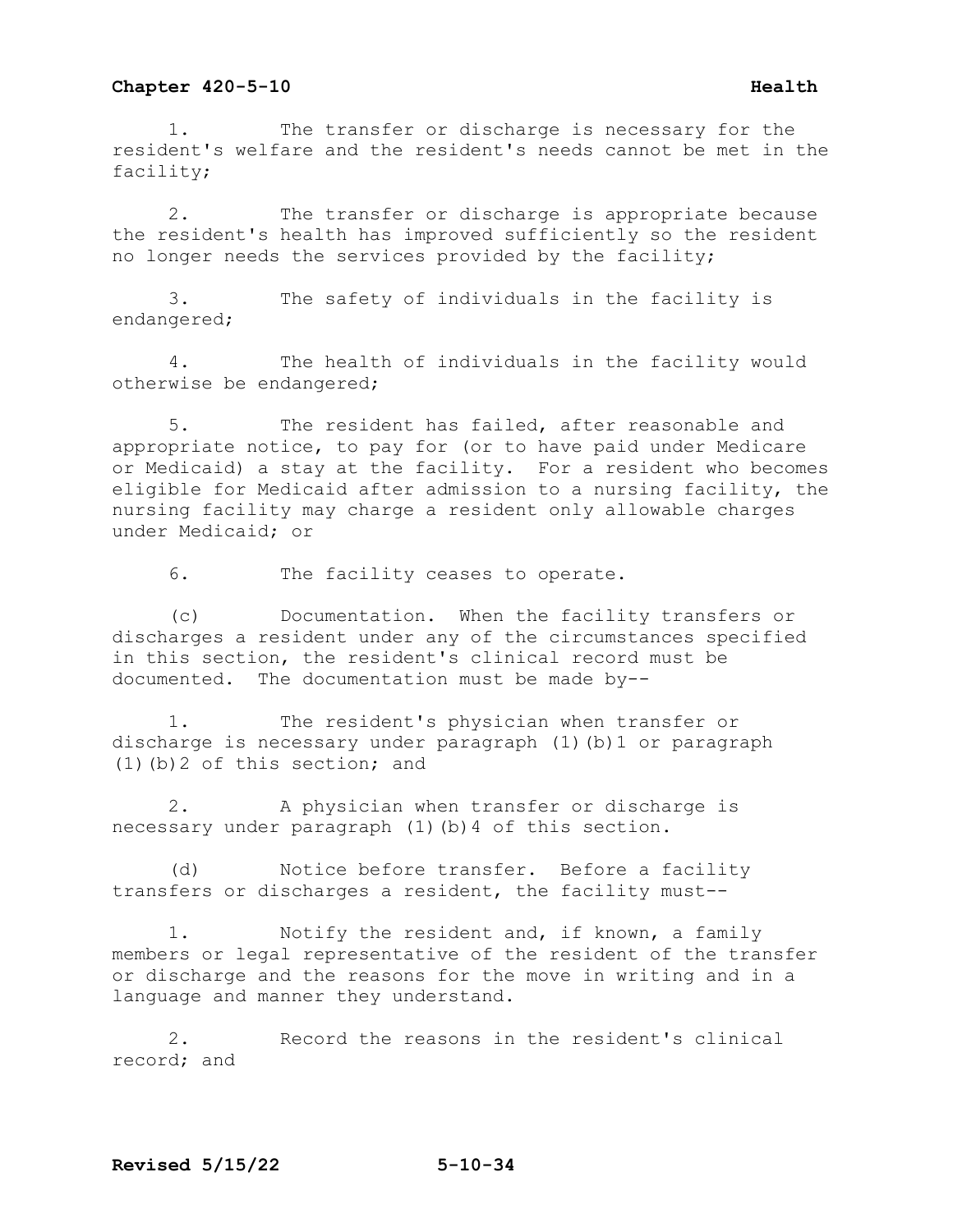1. The transfer or discharge is necessary for the resident's welfare and the resident's needs cannot be met in the facility;

2. The transfer or discharge is appropriate because the resident's health has improved sufficiently so the resident no longer needs the services provided by the facility;

3. The safety of individuals in the facility is endangered;

4. The health of individuals in the facility would otherwise be endangered;

5. The resident has failed, after reasonable and appropriate notice, to pay for (or to have paid under Medicare or Medicaid) a stay at the facility. For a resident who becomes eligible for Medicaid after admission to a nursing facility, the nursing facility may charge a resident only allowable charges under Medicaid; or

6. The facility ceases to operate.

(c) Documentation. When the facility transfers or discharges a resident under any of the circumstances specified in this section, the resident's clinical record must be documented. The documentation must be made by--

1. The resident's physician when transfer or discharge is necessary under paragraph (1)(b)1 or paragraph (1)(b)2 of this section; and

2. A physician when transfer or discharge is necessary under paragraph (1)(b)4 of this section.

(d) Notice before transfer. Before a facility transfers or discharges a resident, the facility must--

1. Notify the resident and, if known, a family members or legal representative of the resident of the transfer or discharge and the reasons for the move in writing and in a language and manner they understand.

2. Record the reasons in the resident's clinical record; and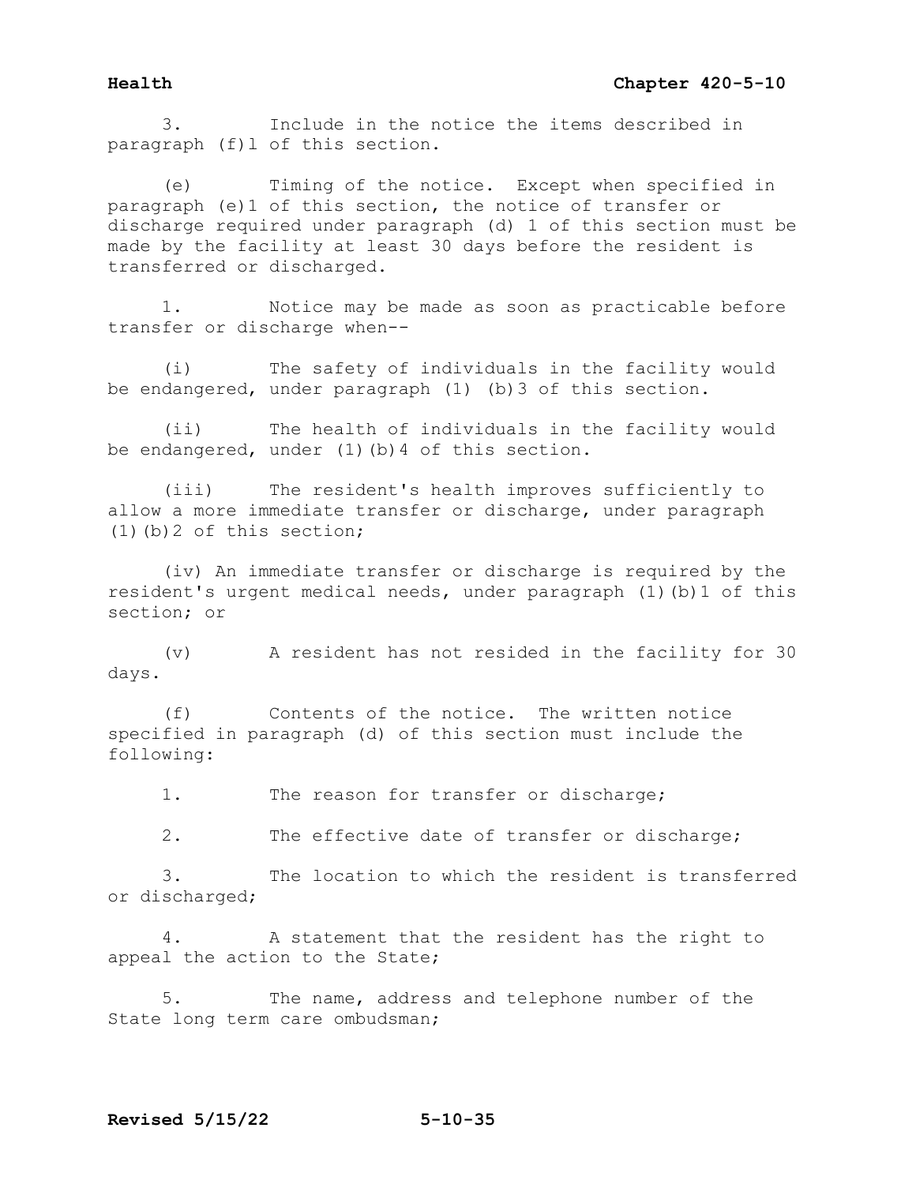3. Include in the notice the items described in paragraph (f)1 of this section.

(e) Timing of the notice. Except when specified in paragraph (e)1 of this section, the notice of transfer or discharge required under paragraph (d) 1 of this section must be made by the facility at least 30 days before the resident is transferred or discharged.

1. Notice may be made as soon as practicable before transfer or discharge when--

(i) The safety of individuals in the facility would be endangered, under paragraph (1) (b)3 of this section.

(ii) The health of individuals in the facility would be endangered, under (1)(b)4 of this section.

(iii) The resident's health improves sufficiently to allow a more immediate transfer or discharge, under paragraph (1)(b)2 of this section;

(iv) An immediate transfer or discharge is required by the resident's urgent medical needs, under paragraph (1)(b)1 of this section; or

(v) A resident has not resided in the facility for 30 days.

(f) Contents of the notice. The written notice specified in paragraph (d) of this section must include the following:

1. The reason for transfer or discharge;

2. The effective date of transfer or discharge;

3. The location to which the resident is transferred or discharged;

4. A statement that the resident has the right to appeal the action to the State;

5. The name, address and telephone number of the State long term care ombudsman;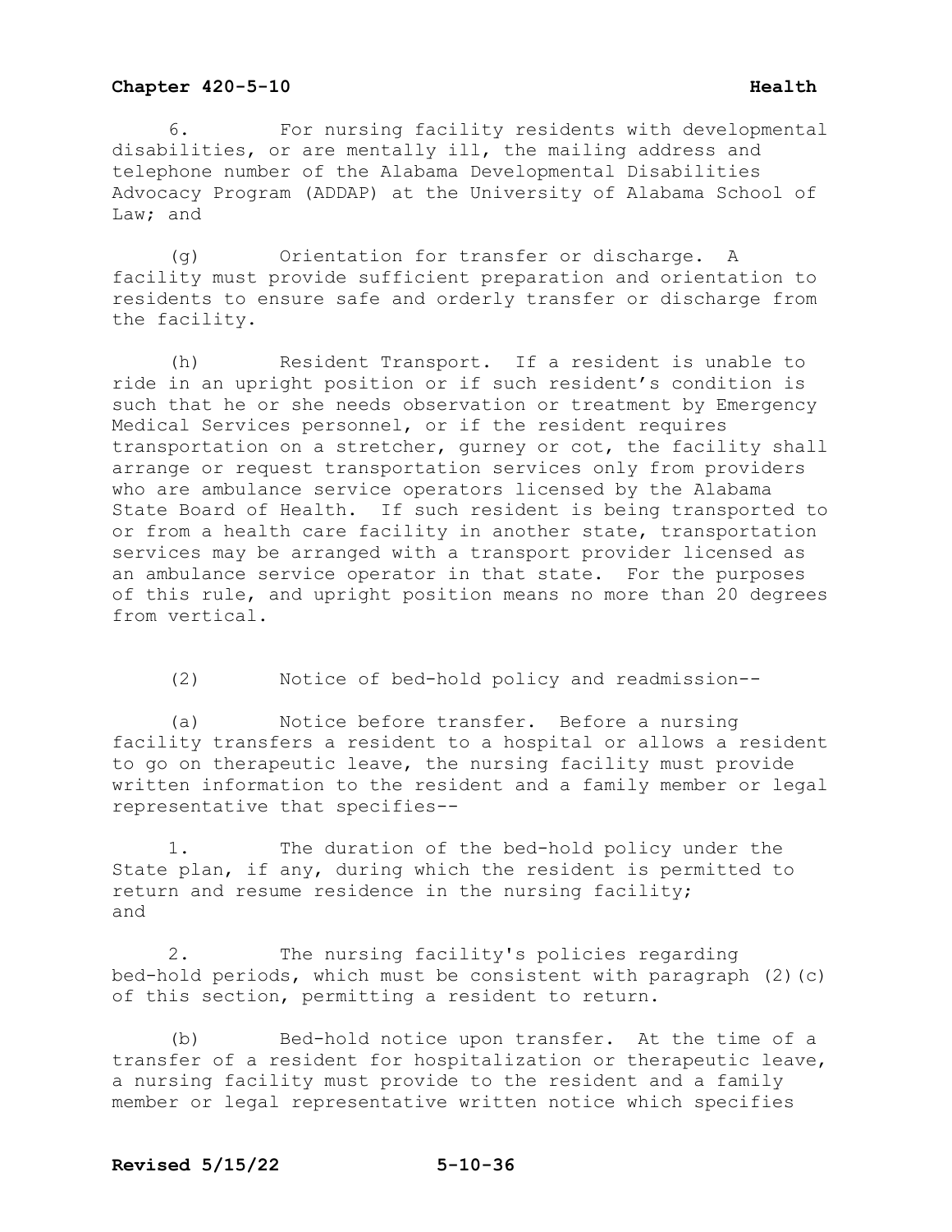6. For nursing facility residents with developmental disabilities, or are mentally ill, the mailing address and telephone number of the Alabama Developmental Disabilities Advocacy Program (ADDAP) at the University of Alabama School of Law; and

(g) Orientation for transfer or discharge. A facility must provide sufficient preparation and orientation to residents to ensure safe and orderly transfer or discharge from the facility.

(h) Resident Transport. If a resident is unable to ride in an upright position or if such resident's condition is such that he or she needs observation or treatment by Emergency Medical Services personnel, or if the resident requires transportation on a stretcher, gurney or cot, the facility shall arrange or request transportation services only from providers who are ambulance service operators licensed by the Alabama State Board of Health. If such resident is being transported to or from a health care facility in another state, transportation services may be arranged with a transport provider licensed as an ambulance service operator in that state. For the purposes of this rule, and upright position means no more than 20 degrees from vertical.

(2) Notice of bed-hold policy and readmission--

(a) Notice before transfer. Before a nursing facility transfers a resident to a hospital or allows a resident to go on therapeutic leave, the nursing facility must provide written information to the resident and a family member or legal representative that specifies--

1. The duration of the bed-hold policy under the State plan, if any, during which the resident is permitted to return and resume residence in the nursing facility; and

2. The nursing facility's policies regarding bed-hold periods, which must be consistent with paragraph (2)(c) of this section, permitting a resident to return.

(b) Bed-hold notice upon transfer. At the time of a transfer of a resident for hospitalization or therapeutic leave, a nursing facility must provide to the resident and a family member or legal representative written notice which specifies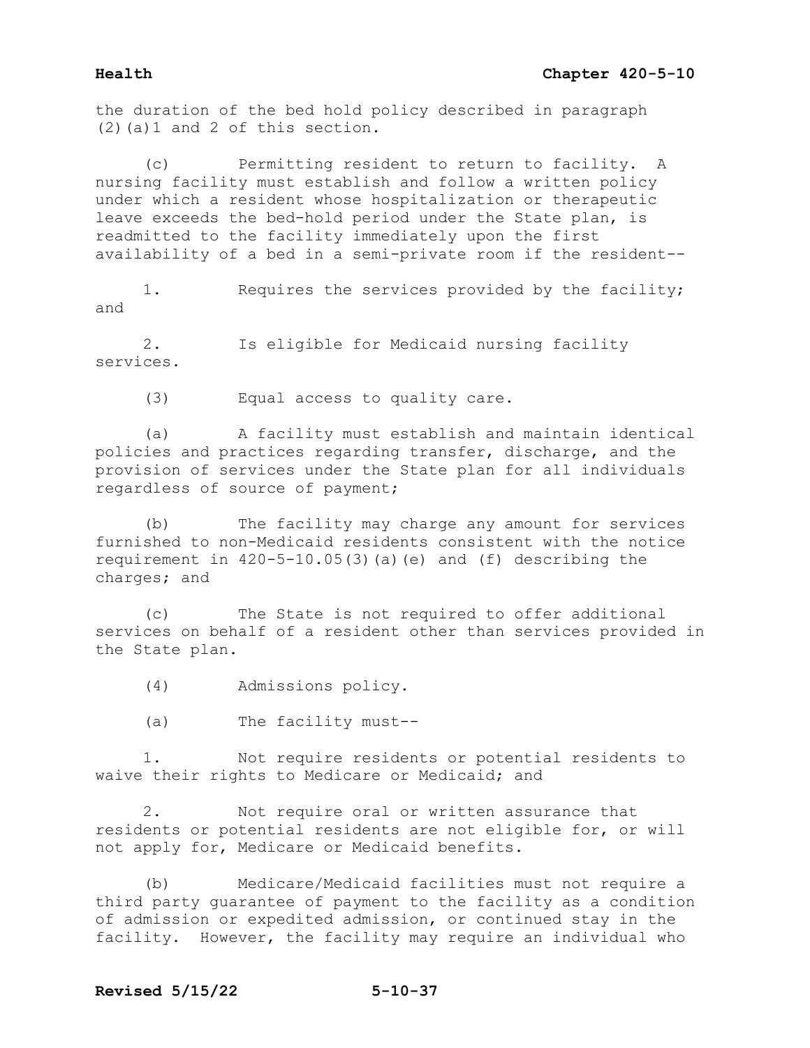the duration of the bed hold policy described in paragraph (2)(a)1 and 2 of this section.

(c) Permitting resident to return to facility. A nursing facility must establish and follow a written policy under which a resident whose hospitalization or therapeutic leave exceeds the bed-hold period under the State plan, is readmitted to the facility immediately upon the first availability of a bed in a semi-private room if the resident--

1. Requires the services provided by the facility; and

2. Is eligible for Medicaid nursing facility services.

(3) Equal access to quality care.

(a) A facility must establish and maintain identical policies and practices regarding transfer, discharge, and the provision of services under the State plan for all individuals regardless of source of payment;

(b) The facility may charge any amount for services furnished to non-Medicaid residents consistent with the notice requirement in 420-5-10.05(3)(a)(e) and (f) describing the charges; and

(c) The State is not required to offer additional services on behalf of a resident other than services provided in the State plan.

(4) Admissions policy.

(a) The facility must--

1. Not require residents or potential residents to waive their rights to Medicare or Medicaid; and

2. Not require oral or written assurance that residents or potential residents are not eligible for, or will not apply for, Medicare or Medicaid benefits.

(b) Medicare/Medicaid facilities must not require a third party guarantee of payment to the facility as a condition of admission or expedited admission, or continued stay in the facility. However, the facility may require an individual who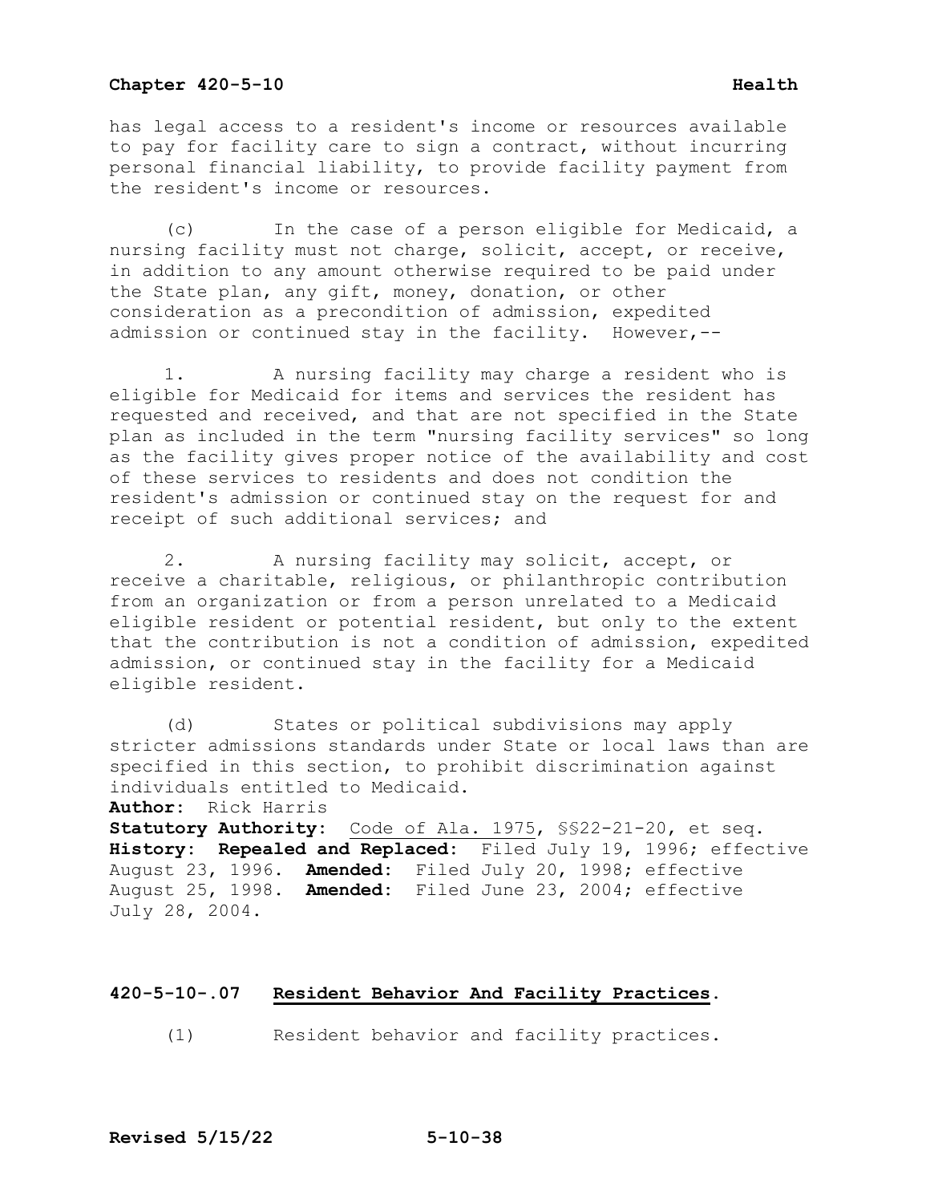has legal access to a resident's income or resources available to pay for facility care to sign a contract, without incurring personal financial liability, to provide facility payment from the resident's income or resources.

(c) In the case of a person eligible for Medicaid, a nursing facility must not charge, solicit, accept, or receive, in addition to any amount otherwise required to be paid under the State plan, any gift, money, donation, or other consideration as a precondition of admission, expedited admission or continued stay in the facility. However,--

1. A nursing facility may charge a resident who is eligible for Medicaid for items and services the resident has requested and received, and that are not specified in the State plan as included in the term "nursing facility services" so long as the facility gives proper notice of the availability and cost of these services to residents and does not condition the resident's admission or continued stay on the request for and receipt of such additional services; and

2. A nursing facility may solicit, accept, or receive a charitable, religious, or philanthropic contribution from an organization or from a person unrelated to a Medicaid eligible resident or potential resident, but only to the extent that the contribution is not a condition of admission, expedited admission, or continued stay in the facility for a Medicaid eligible resident.

(d) States or political subdivisions may apply stricter admissions standards under State or local laws than are specified in this section, to prohibit discrimination against individuals entitled to Medicaid.

**Author:** Rick Harris
**Statutory Authority:** Code of Ala. 1975, §§22-21-20, et seq.
**History: Repealed and Replaced:** Filed July 19, 1996; effective August 23, 1996. **Amended:** Filed July 20, 1998; effective August 25, 1998. **Amended:** Filed June 23, 2004; effective July 28, 2004.

## 420-5-10-.07 Resident Behavior And Facility Practices.

(1) Resident behavior and facility practices.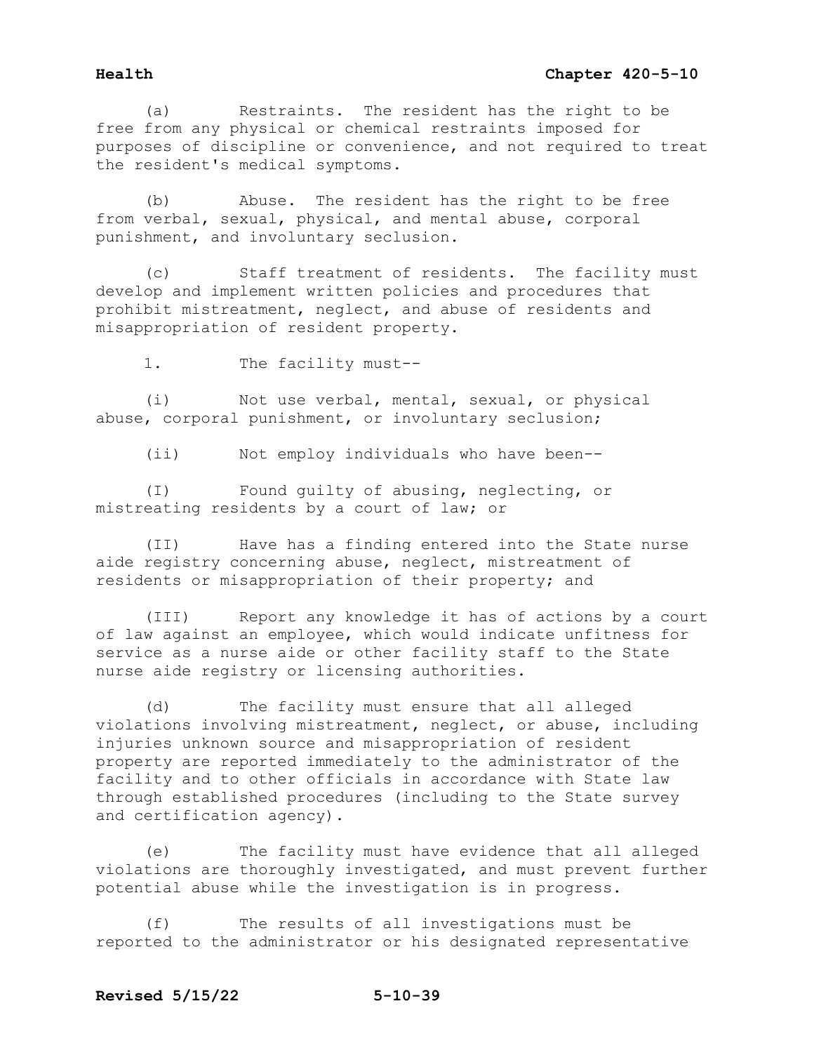(a) Restraints. The resident has the right to be free from any physical or chemical restraints imposed for purposes of discipline or convenience, and not required to treat the resident's medical symptoms.

(b) Abuse. The resident has the right to be free from verbal, sexual, physical, and mental abuse, corporal punishment, and involuntary seclusion.

(c) Staff treatment of residents. The facility must develop and implement written policies and procedures that prohibit mistreatment, neglect, and abuse of residents and misappropriation of resident property.

1. The facility must--

(i) Not use verbal, mental, sexual, or physical abuse, corporal punishment, or involuntary seclusion;

(ii) Not employ individuals who have been--

(I) Found guilty of abusing, neglecting, or mistreating residents by a court of law; or

(II) Have has a finding entered into the State nurse aide registry concerning abuse, neglect, mistreatment of residents or misappropriation of their property; and

(III) Report any knowledge it has of actions by a court of law against an employee, which would indicate unfitness for service as a nurse aide or other facility staff to the State nurse aide registry or licensing authorities.

(d) The facility must ensure that all alleged violations involving mistreatment, neglect, or abuse, including injuries unknown source and misappropriation of resident property are reported immediately to the administrator of the facility and to other officials in accordance with State law through established procedures (including to the State survey and certification agency).

(e) The facility must have evidence that all alleged violations are thoroughly investigated, and must prevent further potential abuse while the investigation is in progress.

(f) The results of all investigations must be reported to the administrator or his designated representative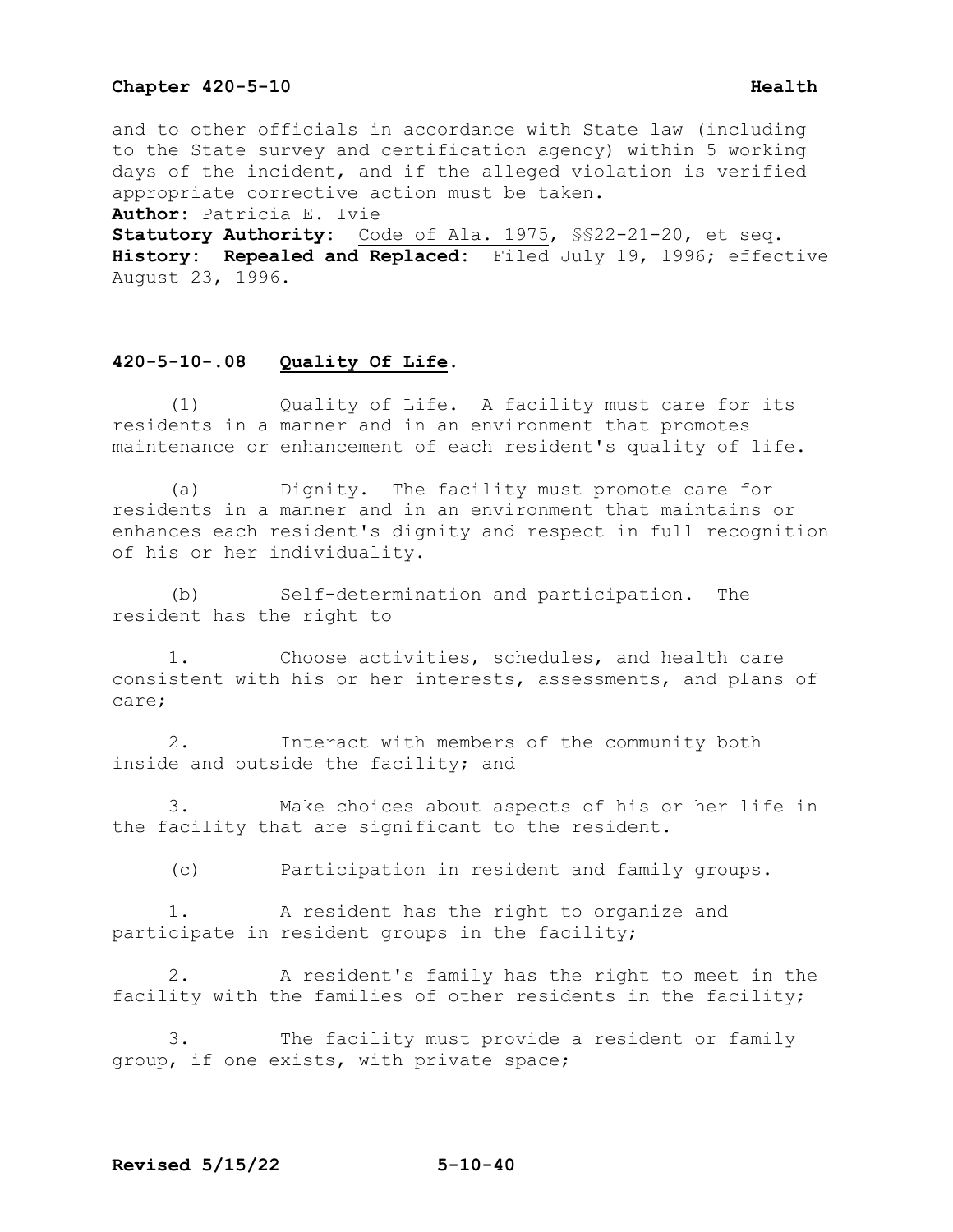and to other officials in accordance with State law (including to the State survey and certification agency) within 5 working days of the incident, and if the alleged violation is verified appropriate corrective action must be taken.

**Author:** Patricia E. Ivie

**Statutory Authority:** Code of Ala. 1975, §§22-21-20, et seq.

**History: Repealed and Replaced:** Filed July 19, 1996; effective August 23, 1996.

## 420-5-10-.08 Quality Of Life.

(1) Quality of Life. A facility must care for its residents in a manner and in an environment that promotes maintenance or enhancement of each resident's quality of life.

(a) Dignity. The facility must promote care for residents in a manner and in an environment that maintains or enhances each resident's dignity and respect in full recognition of his or her individuality.

(b) Self-determination and participation. The resident has the right to

1. Choose activities, schedules, and health care consistent with his or her interests, assessments, and plans of care;

2. Interact with members of the community both inside and outside the facility; and

3. Make choices about aspects of his or her life in the facility that are significant to the resident.

(c) Participation in resident and family groups.

1. A resident has the right to organize and participate in resident groups in the facility;

2. A resident's family has the right to meet in the facility with the families of other residents in the facility;

3. The facility must provide a resident or family group, if one exists, with private space;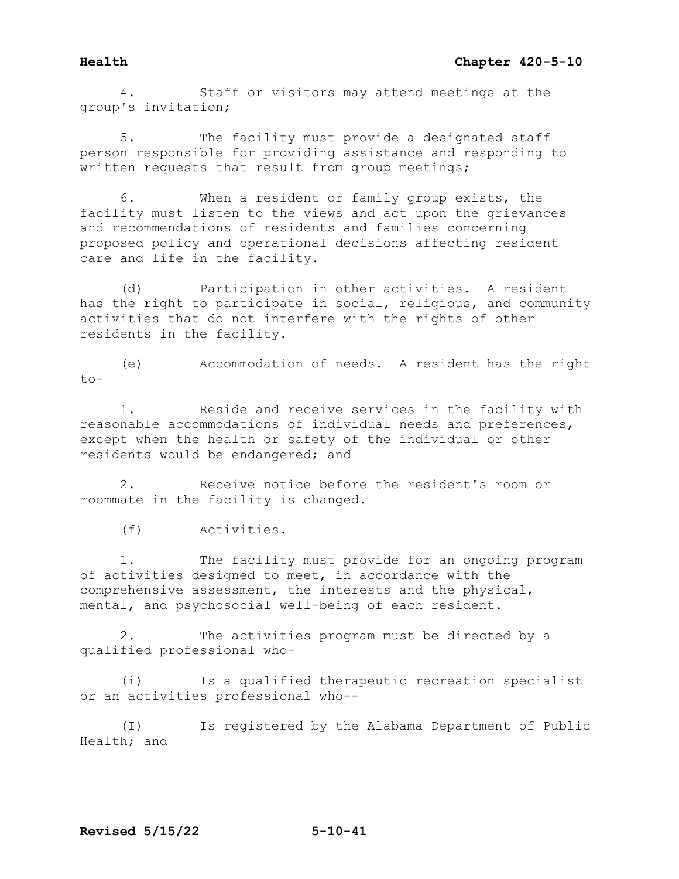4. Staff or visitors may attend meetings at the group's invitation;

5. The facility must provide a designated staff person responsible for providing assistance and responding to written requests that result from group meetings;

6. When a resident or family group exists, the facility must listen to the views and act upon the grievances and recommendations of residents and families concerning proposed policy and operational decisions affecting resident care and life in the facility.

(d) Participation in other activities. A resident has the right to participate in social, religious, and community activities that do not interfere with the rights of other residents in the facility.

(e) Accommodation of needs. A resident has the right to-

1. Reside and receive services in the facility with reasonable accommodations of individual needs and preferences, except when the health or safety of the individual or other residents would be endangered; and

2. Receive notice before the resident's room or roommate in the facility is changed.

(f) Activities.

1. The facility must provide for an ongoing program of activities designed to meet, in accordance with the comprehensive assessment, the interests and the physical, mental, and psychosocial well-being of each resident.

2. The activities program must be directed by a qualified professional who-

(i) Is a qualified therapeutic recreation specialist or an activities professional who--

(I) Is registered by the Alabama Department of Public Health; and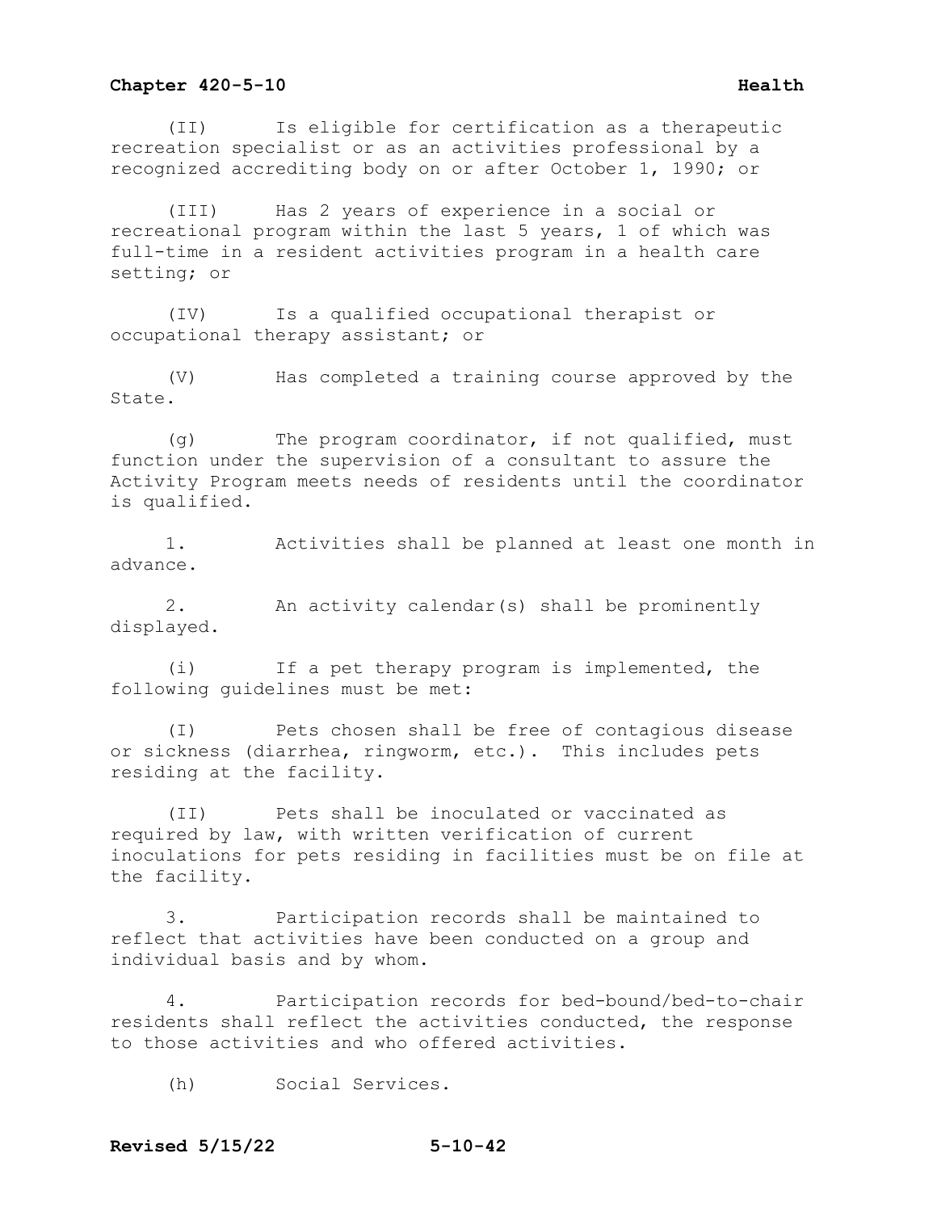(II) Is eligible for certification as a therapeutic recreation specialist or as an activities professional by a recognized accrediting body on or after October 1, 1990; or

(III) Has 2 years of experience in a social or recreational program within the last 5 years, 1 of which was full-time in a resident activities program in a health care setting; or

(IV) Is a qualified occupational therapist or occupational therapy assistant; or

(V) Has completed a training course approved by the State.

(g) The program coordinator, if not qualified, must function under the supervision of a consultant to assure the Activity Program meets needs of residents until the coordinator is qualified.

1. Activities shall be planned at least one month in advance.

2. An activity calendar(s) shall be prominently displayed.

(i) If a pet therapy program is implemented, the following guidelines must be met:

(I) Pets chosen shall be free of contagious disease or sickness (diarrhea, ringworm, etc.). This includes pets residing at the facility.

(II) Pets shall be inoculated or vaccinated as required by law, with written verification of current inoculations for pets residing in facilities must be on file at the facility.

3. Participation records shall be maintained to reflect that activities have been conducted on a group and individual basis and by whom.

4. Participation records for bed-bound/bed-to-chair residents shall reflect the activities conducted, the response to those activities and who offered activities.

(h) Social Services.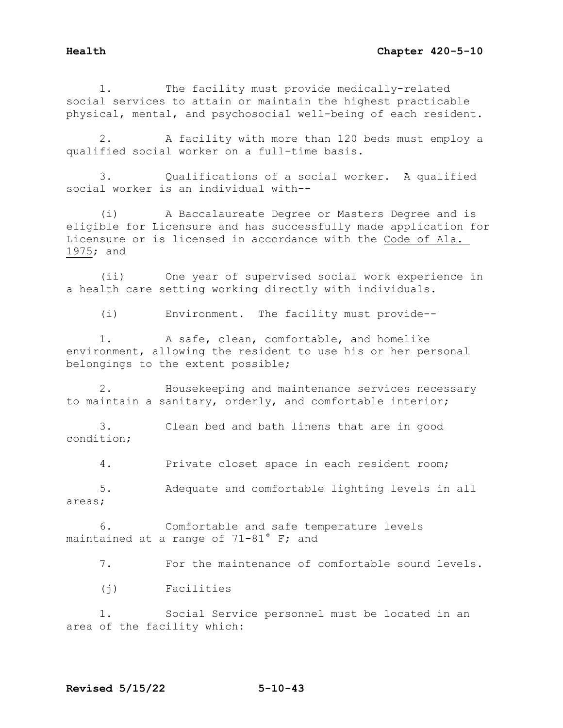1. The facility must provide medically-related social services to attain or maintain the highest practicable physical, mental, and psychosocial well-being of each resident.

2. A facility with more than 120 beds must employ a qualified social worker on a full-time basis.

3. Qualifications of a social worker. A qualified social worker is an individual with--

(i) A Baccalaureate Degree or Masters Degree and is eligible for Licensure and has successfully made application for Licensure or is licensed in accordance with the Code of Ala. 1975; and

(ii) One year of supervised social work experience in a health care setting working directly with individuals.

(i) Environment. The facility must provide--

1. A safe, clean, comfortable, and homelike environment, allowing the resident to use his or her personal belongings to the extent possible;

2. Housekeeping and maintenance services necessary to maintain a sanitary, orderly, and comfortable interior;

3. Clean bed and bath linens that are in good condition;

4. Private closet space in each resident room;

5. Adequate and comfortable lighting levels in all areas;

6. Comfortable and safe temperature levels maintained at a range of 71-81° F; and

7. For the maintenance of comfortable sound levels.

(j) Facilities

1. Social Service personnel must be located in an area of the facility which: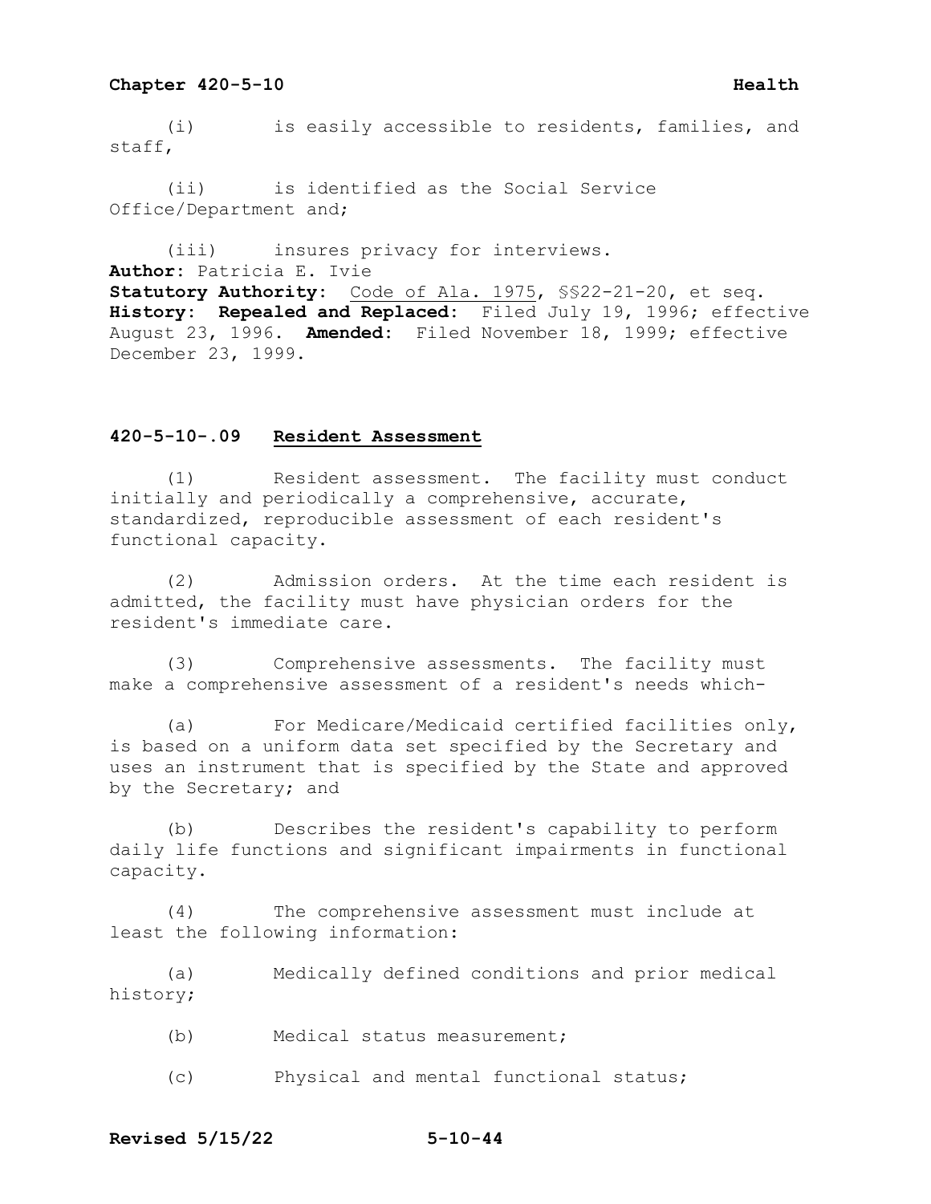(i) is easily accessible to residents, families, and staff,

(ii) is identified as the Social Service Office/Department and;

(iii) insures privacy for interviews.

**Author:** Patricia E. Ivie
**Statutory Authority:** Code of Ala. 1975, §§22-21-20, et seq.
**History: Repealed and Replaced:** Filed July 19, 1996; effective August 23, 1996. **Amended:** Filed November 18, 1999; effective December 23, 1999.

### 420-5-10-.09 Resident Assessment

(1) Resident assessment. The facility must conduct initially and periodically a comprehensive, accurate, standardized, reproducible assessment of each resident's functional capacity.

(2) Admission orders. At the time each resident is admitted, the facility must have physician orders for the resident's immediate care.

(3) Comprehensive assessments. The facility must make a comprehensive assessment of a resident's needs which-

(a) For Medicare/Medicaid certified facilities only, is based on a uniform data set specified by the Secretary and uses an instrument that is specified by the State and approved by the Secretary; and

(b) Describes the resident's capability to perform daily life functions and significant impairments in functional capacity.

(4) The comprehensive assessment must include at least the following information:

(a) Medically defined conditions and prior medical history;

(b) Medical status measurement;

(c) Physical and mental functional status;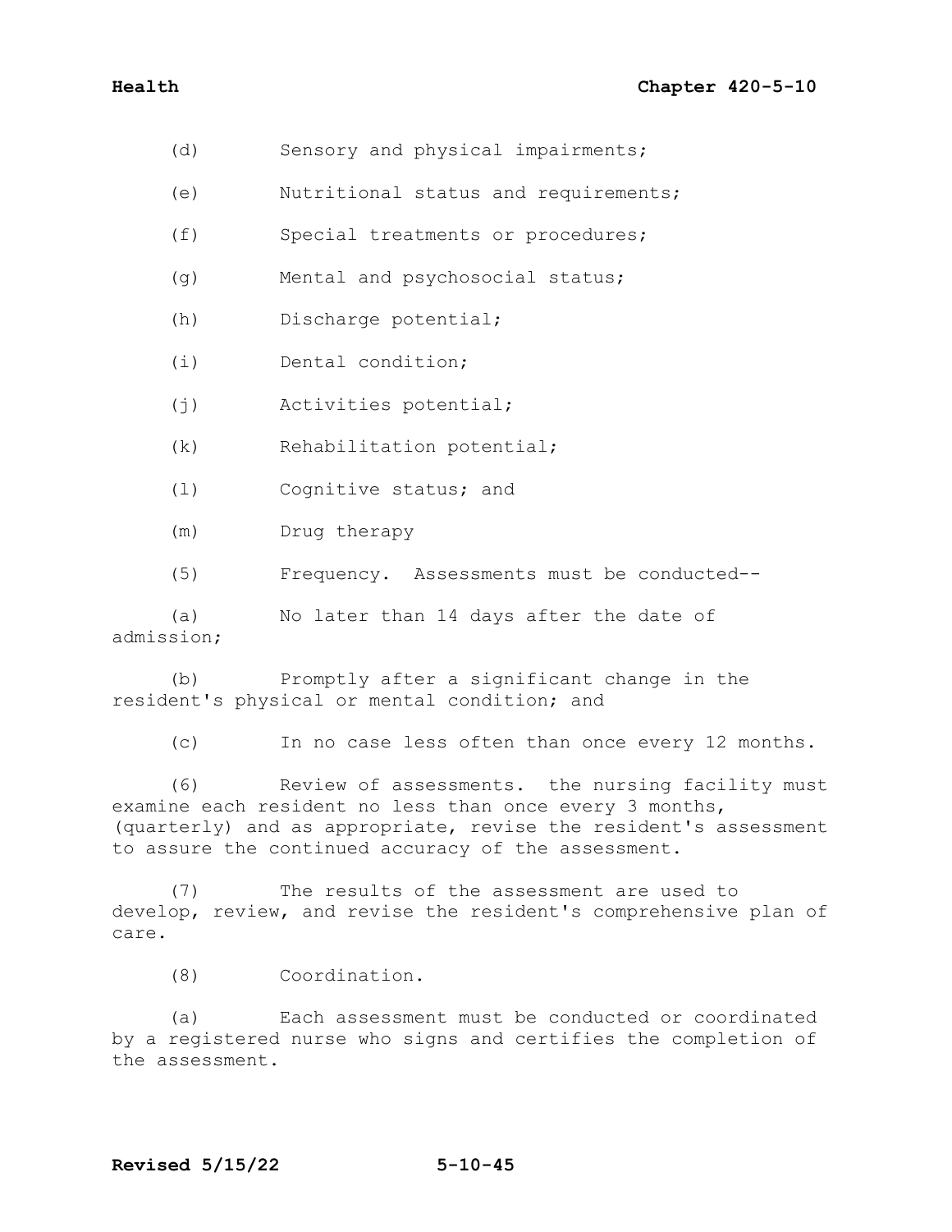(d) Sensory and physical impairments;

(e) Nutritional status and requirements;

(f) Special treatments or procedures;

(g) Mental and psychosocial status;

(h) Discharge potential;

(i) Dental condition;

(j) Activities potential;

(k) Rehabilitation potential;

(l) Cognitive status; and

(m) Drug therapy

(5) Frequency. Assessments must be conducted--

(a) No later than 14 days after the date of admission;

(b) Promptly after a significant change in the resident's physical or mental condition; and

(c) In no case less often than once every 12 months.

(6) Review of assessments. the nursing facility must examine each resident no less than once every 3 months, (quarterly) and as appropriate, revise the resident's assessment to assure the continued accuracy of the assessment.

(7) The results of the assessment are used to develop, review, and revise the resident's comprehensive plan of care.

(8) Coordination.

(a) Each assessment must be conducted or coordinated by a registered nurse who signs and certifies the completion of the assessment.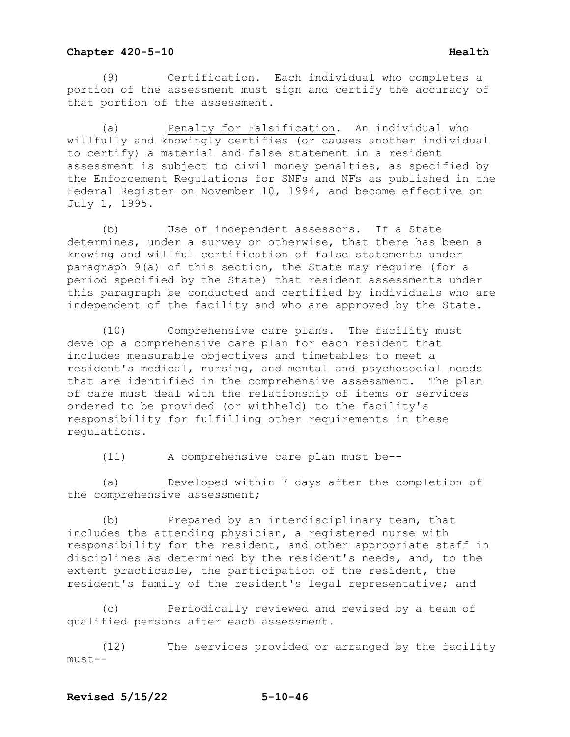(9) Certification. Each individual who completes a portion of the assessment must sign and certify the accuracy of that portion of the assessment.

(a) <u>Penalty for Falsification</u>. An individual who willfully and knowingly certifies (or causes another individual to certify) a material and false statement in a resident assessment is subject to civil money penalties, as specified by the Enforcement Regulations for SNFs and NFs as published in the Federal Register on November 10, 1994, and become effective on July 1, 1995.

(b) <u>Use of independent assessors</u>. If a State determines, under a survey or otherwise, that there has been a knowing and willful certification of false statements under paragraph 9(a) of this section, the State may require (for a period specified by the State) that resident assessments under this paragraph be conducted and certified by individuals who are independent of the facility and who are approved by the State.

(10) Comprehensive care plans. The facility must develop a comprehensive care plan for each resident that includes measurable objectives and timetables to meet a resident's medical, nursing, and mental and psychosocial needs that are identified in the comprehensive assessment. The plan of care must deal with the relationship of items or services ordered to be provided (or withheld) to the facility's responsibility for fulfilling other requirements in these regulations.

(11) A comprehensive care plan must be--

(a) Developed within 7 days after the completion of the comprehensive assessment;

(b) Prepared by an interdisciplinary team, that includes the attending physician, a registered nurse with responsibility for the resident, and other appropriate staff in disciplines as determined by the resident's needs, and, to the extent practicable, the participation of the resident, the resident's family of the resident's legal representative; and

(c) Periodically reviewed and revised by a team of qualified persons after each assessment.

(12) The services provided or arranged by the facility must--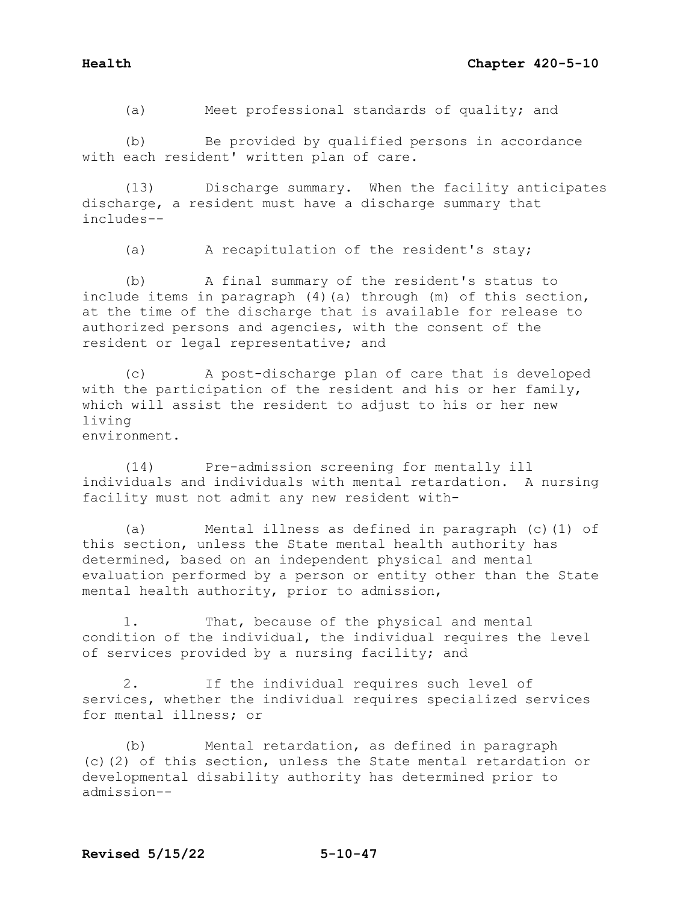(a) Meet professional standards of quality; and

(b) Be provided by qualified persons in accordance with each resident' written plan of care.

(13) Discharge summary. When the facility anticipates discharge, a resident must have a discharge summary that includes--

(a) A recapitulation of the resident's stay;

(b) A final summary of the resident's status to include items in paragraph (4)(a) through (m) of this section, at the time of the discharge that is available for release to authorized persons and agencies, with the consent of the resident or legal representative; and

(c) A post-discharge plan of care that is developed with the participation of the resident and his or her family, which will assist the resident to adjust to his or her new living environment.

(14) Pre-admission screening for mentally ill individuals and individuals with mental retardation. A nursing facility must not admit any new resident with-

(a) Mental illness as defined in paragraph (c)(1) of this section, unless the State mental health authority has determined, based on an independent physical and mental evaluation performed by a person or entity other than the State mental health authority, prior to admission,

1. That, because of the physical and mental condition of the individual, the individual requires the level of services provided by a nursing facility; and

2. If the individual requires such level of services, whether the individual requires specialized services for mental illness; or

(b) Mental retardation, as defined in paragraph (c)(2) of this section, unless the State mental retardation or developmental disability authority has determined prior to admission--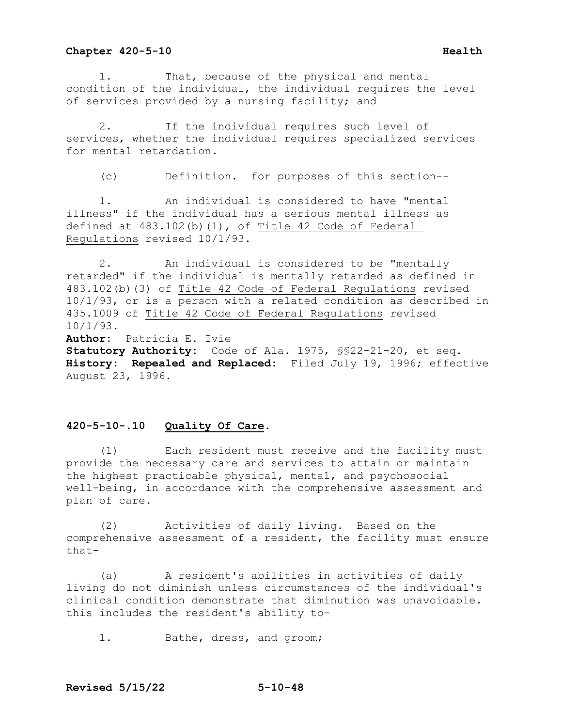1. That, because of the physical and mental condition of the individual, the individual requires the level of services provided by a nursing facility; and

2. If the individual requires such level of services, whether the individual requires specialized services for mental retardation.

(c) Definition. for purposes of this section--

1. An individual is considered to have "mental illness" if the individual has a serious mental illness as defined at 483.102(b)(1), of Title 42 Code of Federal Regulations revised 10/1/93.

2. An individual is considered to be "mentally retarded" if the individual is mentally retarded as defined in 483.102(b)(3) of Title 42 Code of Federal Regulations revised 10/1/93, or is a person with a related condition as described in 435.1009 of Title 42 Code of Federal Regulations revised 10/1/93.

**Author:** Patricia E. Ivie
**Statutory Authority:** Code of Ala. 1975, §§22-21-20, et seq.
**History: Repealed and Replaced:** Filed July 19, 1996; effective August 23, 1996.

### 420-5-10-.10 Quality Of Care.

(1) Each resident must receive and the facility must provide the necessary care and services to attain or maintain the highest practicable physical, mental, and psychosocial well-being, in accordance with the comprehensive assessment and plan of care.

(2) Activities of daily living. Based on the comprehensive assessment of a resident, the facility must ensure that-

(a) A resident's abilities in activities of daily living do not diminish unless circumstances of the individual's clinical condition demonstrate that diminution was unavoidable. this includes the resident's ability to-

1. Bathe, dress, and groom;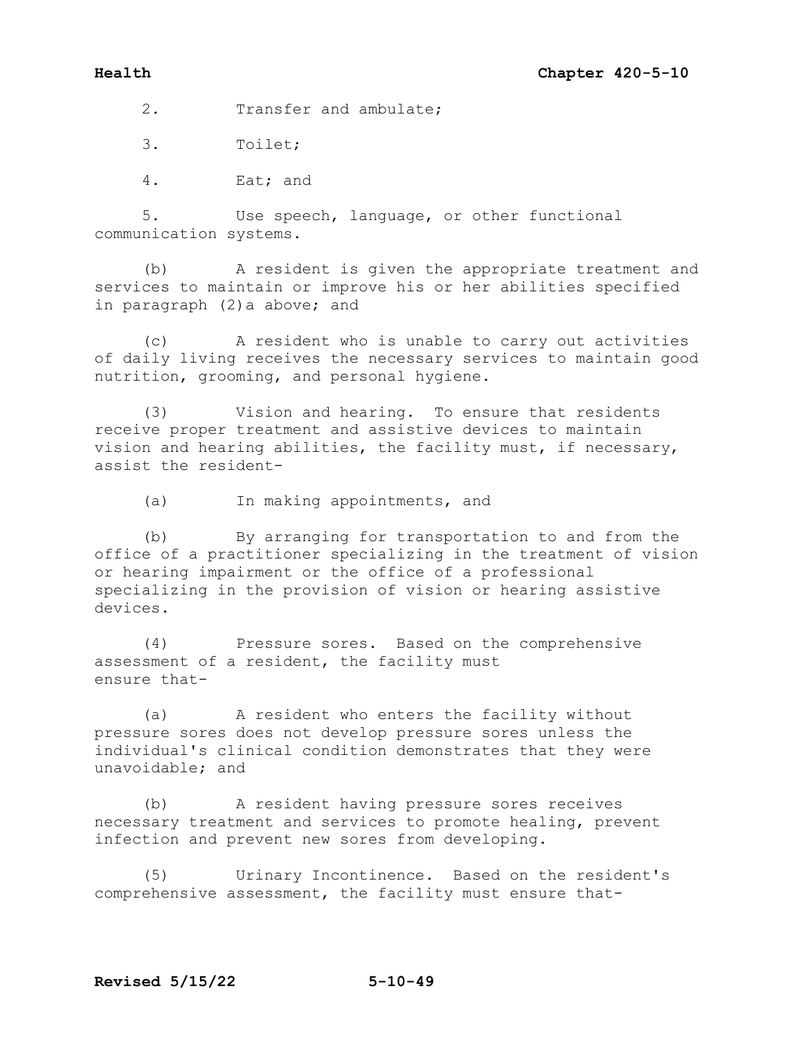2. Transfer and ambulate;

3. Toilet;

4. Eat; and

5. Use speech, language, or other functional communication systems.

(b) A resident is given the appropriate treatment and services to maintain or improve his or her abilities specified in paragraph (2)a above; and

(c) A resident who is unable to carry out activities of daily living receives the necessary services to maintain good nutrition, grooming, and personal hygiene.

(3) Vision and hearing. To ensure that residents receive proper treatment and assistive devices to maintain vision and hearing abilities, the facility must, if necessary, assist the resident-

(a) In making appointments, and

(b) By arranging for transportation to and from the office of a practitioner specializing in the treatment of vision or hearing impairment or the office of a professional specializing in the provision of vision or hearing assistive devices.

(4) Pressure sores. Based on the comprehensive assessment of a resident, the facility must ensure that-

(a) A resident who enters the facility without pressure sores does not develop pressure sores unless the individual's clinical condition demonstrates that they were unavoidable; and

(b) A resident having pressure sores receives necessary treatment and services to promote healing, prevent infection and prevent new sores from developing.

(5) Urinary Incontinence. Based on the resident's comprehensive assessment, the facility must ensure that-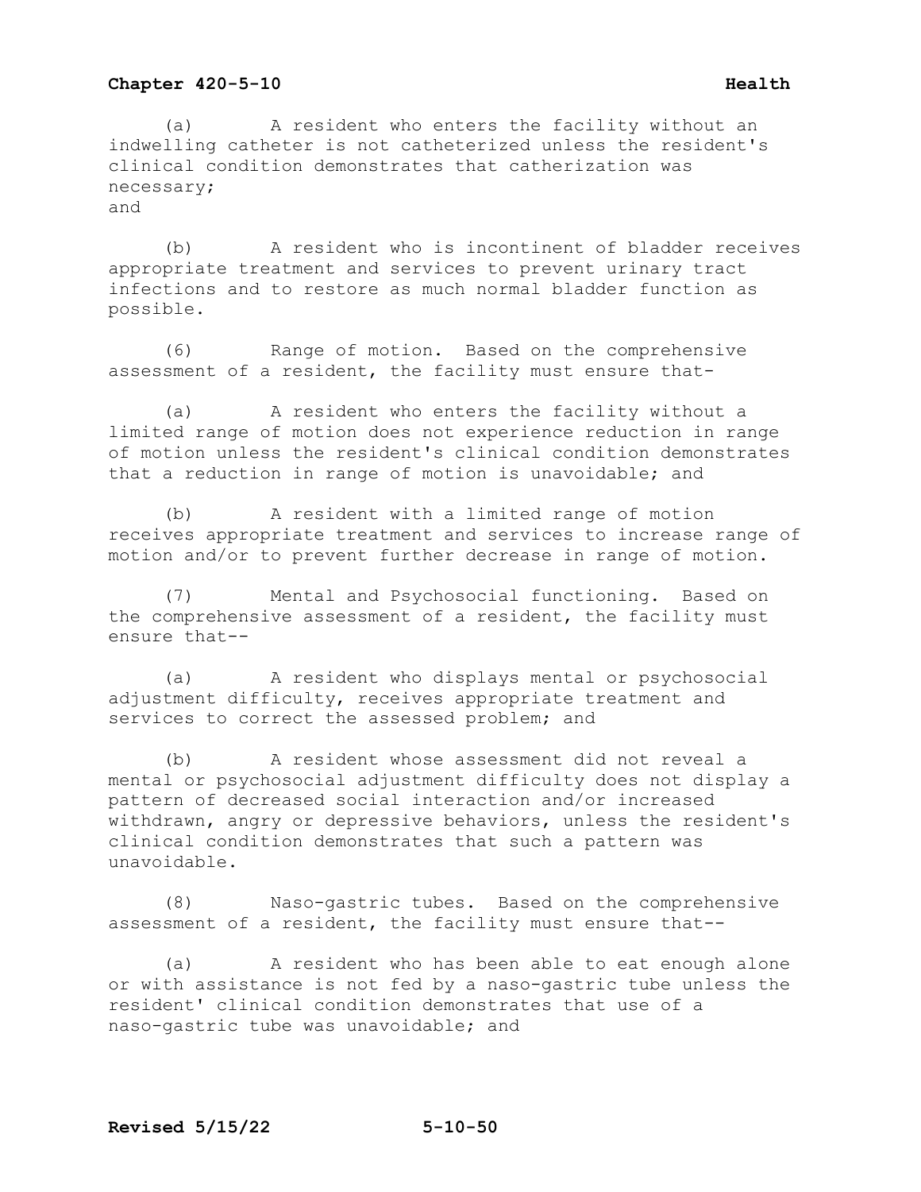(a) A resident who enters the facility without an indwelling catheter is not catheterized unless the resident's clinical condition demonstrates that catherization was necessary;
and

(b) A resident who is incontinent of bladder receives appropriate treatment and services to prevent urinary tract infections and to restore as much normal bladder function as possible.

(6) Range of motion. Based on the comprehensive assessment of a resident, the facility must ensure that-

(a) A resident who enters the facility without a limited range of motion does not experience reduction in range of motion unless the resident's clinical condition demonstrates that a reduction in range of motion is unavoidable; and

(b) A resident with a limited range of motion receives appropriate treatment and services to increase range of motion and/or to prevent further decrease in range of motion.

(7) Mental and Psychosocial functioning. Based on the comprehensive assessment of a resident, the facility must ensure that--

(a) A resident who displays mental or psychosocial adjustment difficulty, receives appropriate treatment and services to correct the assessed problem; and

(b) A resident whose assessment did not reveal a mental or psychosocial adjustment difficulty does not display a pattern of decreased social interaction and/or increased withdrawn, angry or depressive behaviors, unless the resident's clinical condition demonstrates that such a pattern was unavoidable.

(8) Naso-gastric tubes. Based on the comprehensive assessment of a resident, the facility must ensure that--

(a) A resident who has been able to eat enough alone or with assistance is not fed by a naso-gastric tube unless the resident' clinical condition demonstrates that use of a naso-gastric tube was unavoidable; and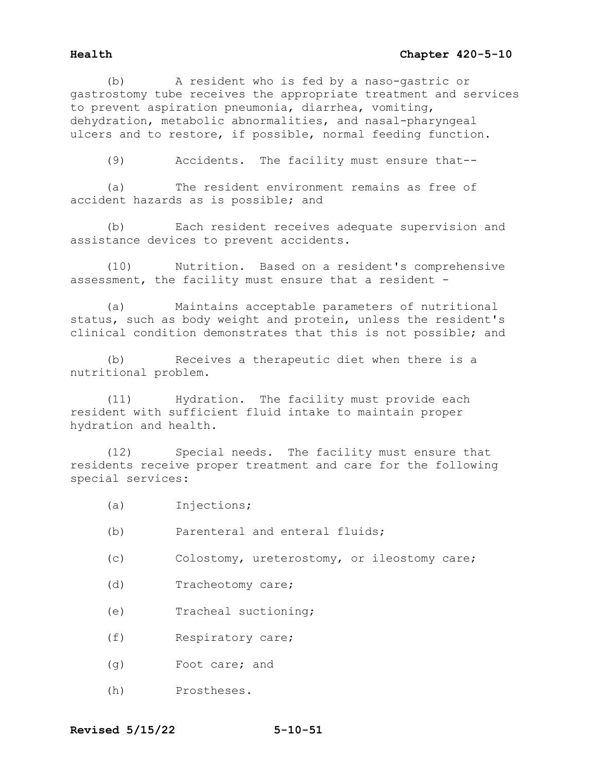(b) A resident who is fed by a naso-gastric or gastrostomy tube receives the appropriate treatment and services to prevent aspiration pneumonia, diarrhea, vomiting, dehydration, metabolic abnormalities, and nasal-pharyngeal ulcers and to restore, if possible, normal feeding function.

(9) Accidents. The facility must ensure that--

(a) The resident environment remains as free of accident hazards as is possible; and

(b) Each resident receives adequate supervision and assistance devices to prevent accidents.

(10) Nutrition. Based on a resident's comprehensive assessment, the facility must ensure that a resident -

(a) Maintains acceptable parameters of nutritional status, such as body weight and protein, unless the resident's clinical condition demonstrates that this is not possible; and

(b) Receives a therapeutic diet when there is a nutritional problem.

(11) Hydration. The facility must provide each resident with sufficient fluid intake to maintain proper hydration and health.

(12) Special needs. The facility must ensure that residents receive proper treatment and care for the following special services:

(a) Injections;

(b) Parenteral and enteral fluids;

(c) Colostomy, ureterostomy, or ileostomy care;

(d) Tracheotomy care;

(e) Tracheal suctioning;

(f) Respiratory care;

(g) Foot care; and

(h) Prostheses.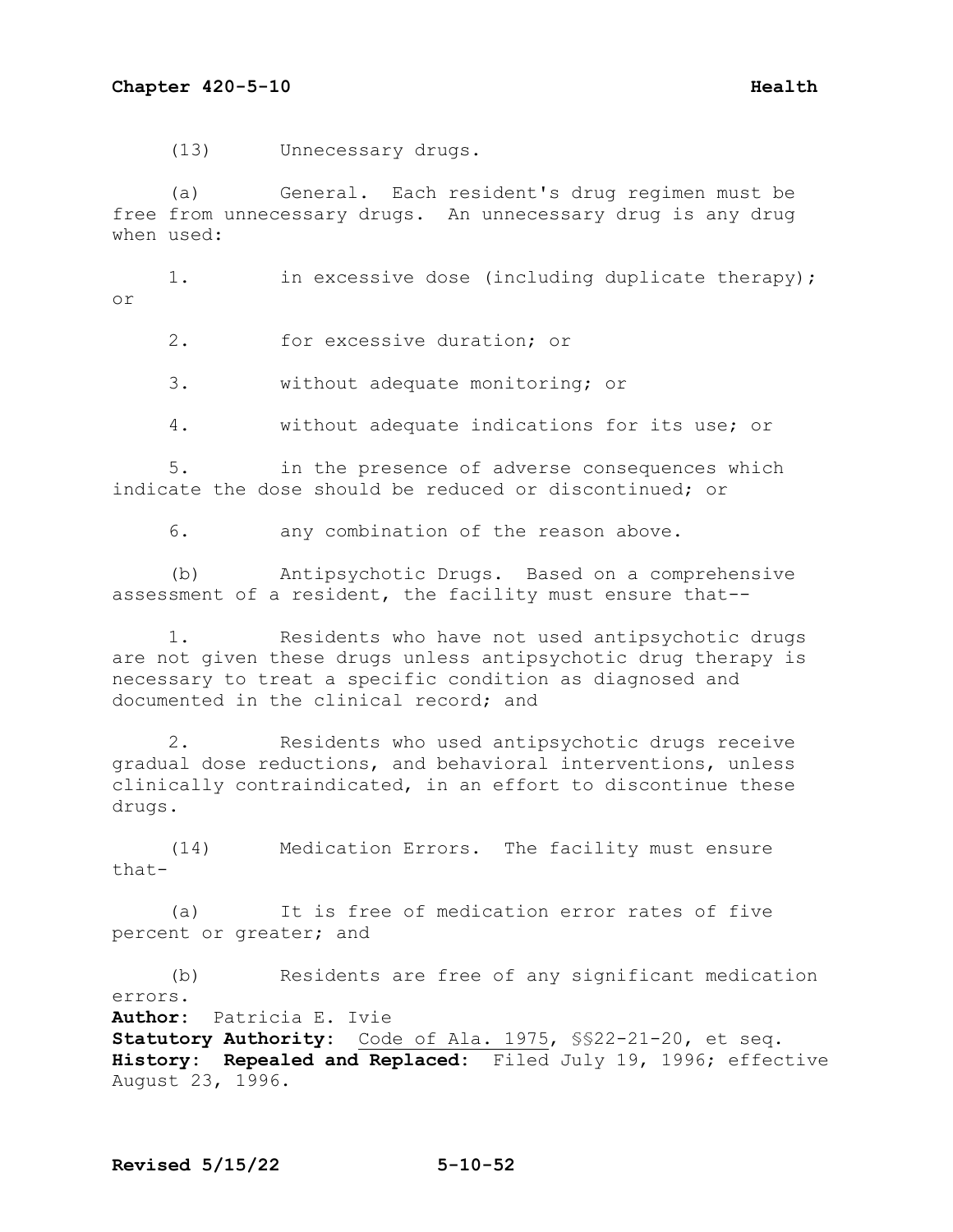(13) Unnecessary drugs.

(a) General. Each resident's drug regimen must be free from unnecessary drugs. An unnecessary drug is any drug when used:

1. in excessive dose (including duplicate therapy); or

2. for excessive duration; or

3. without adequate monitoring; or

4. without adequate indications for its use; or

5. in the presence of adverse consequences which indicate the dose should be reduced or discontinued; or

6. any combination of the reason above.

(b) Antipsychotic Drugs. Based on a comprehensive assessment of a resident, the facility must ensure that--

1. Residents who have not used antipsychotic drugs are not given these drugs unless antipsychotic drug therapy is necessary to treat a specific condition as diagnosed and documented in the clinical record; and

2. Residents who used antipsychotic drugs receive gradual dose reductions, and behavioral interventions, unless clinically contraindicated, in an effort to discontinue these drugs.

(14) Medication Errors. The facility must ensure that-

(a) It is free of medication error rates of five percent or greater; and

(b) Residents are free of any significant medication errors.

**Author:** Patricia E. Ivie
**Statutory Authority:** Code of Ala. 1975, §§22-21-20, et seq.
**History: Repealed and Replaced:** Filed July 19, 1996; effective August 23, 1996.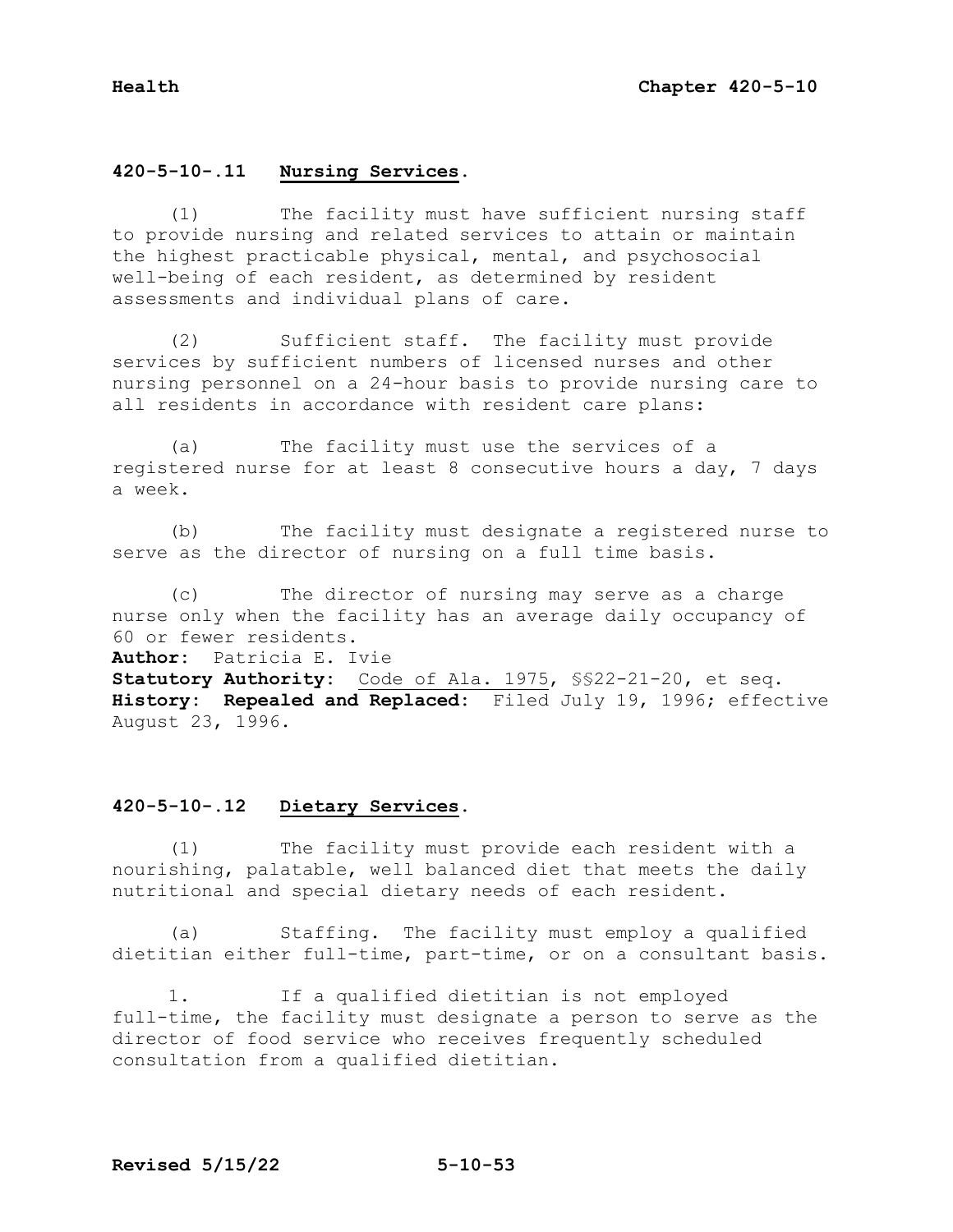## 420-5-10-.11 Nursing Services.

(1) The facility must have sufficient nursing staff to provide nursing and related services to attain or maintain the highest practicable physical, mental, and psychosocial well-being of each resident, as determined by resident assessments and individual plans of care.

(2) Sufficient staff. The facility must provide services by sufficient numbers of licensed nurses and other nursing personnel on a 24-hour basis to provide nursing care to all residents in accordance with resident care plans:

(a) The facility must use the services of a registered nurse for at least 8 consecutive hours a day, 7 days a week.

(b) The facility must designate a registered nurse to serve as the director of nursing on a full time basis.

(c) The director of nursing may serve as a charge nurse only when the facility has an average daily occupancy of 60 or fewer residents.

**Author:** Patricia E. Ivie
**Statutory Authority:** Code of Ala. 1975, §§22-21-20, et seq.
**History:** **Repealed and Replaced:** Filed July 19, 1996; effective August 23, 1996.

## 420-5-10-.12 Dietary Services.

(1) The facility must provide each resident with a nourishing, palatable, well balanced diet that meets the daily nutritional and special dietary needs of each resident.

(a) Staffing. The facility must employ a qualified dietitian either full-time, part-time, or on a consultant basis.

1. If a qualified dietitian is not employed full-time, the facility must designate a person to serve as the director of food service who receives frequently scheduled consultation from a qualified dietitian.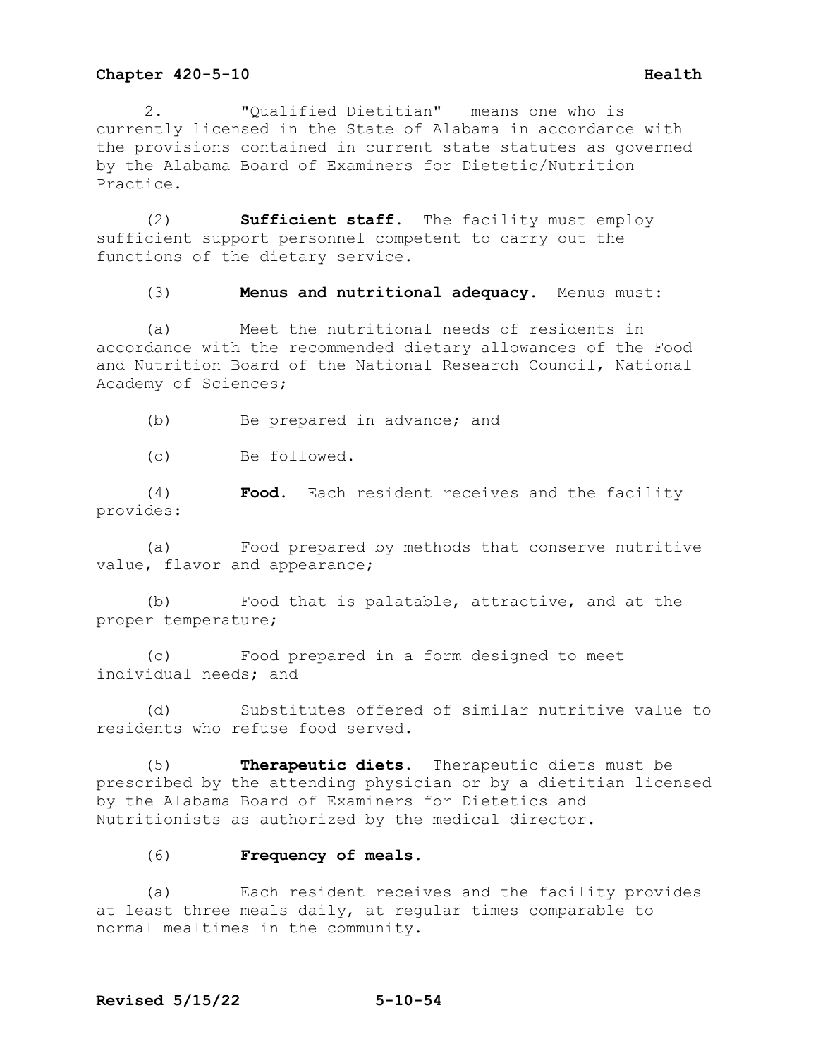2. "Qualified Dietitian" – means one who is currently licensed in the State of Alabama in accordance with the provisions contained in current state statutes as governed by the Alabama Board of Examiners for Dietetic/Nutrition Practice.

(2) **Sufficient staff.** The facility must employ sufficient support personnel competent to carry out the functions of the dietary service.

(3) **Menus and nutritional adequacy.** Menus must:

(a) Meet the nutritional needs of residents in accordance with the recommended dietary allowances of the Food and Nutrition Board of the National Research Council, National Academy of Sciences;

(b) Be prepared in advance; and

(c) Be followed.

(4) **Food.** Each resident receives and the facility provides:

(a) Food prepared by methods that conserve nutritive value, flavor and appearance;

(b) Food that is palatable, attractive, and at the proper temperature;

(c) Food prepared in a form designed to meet individual needs; and

(d) Substitutes offered of similar nutritive value to residents who refuse food served.

(5) **Therapeutic diets.** Therapeutic diets must be prescribed by the attending physician or by a dietitian licensed by the Alabama Board of Examiners for Dietetics and Nutritionists as authorized by the medical director.

(6) **Frequency of meals.**

(a) Each resident receives and the facility provides at least three meals daily, at regular times comparable to normal mealtimes in the community.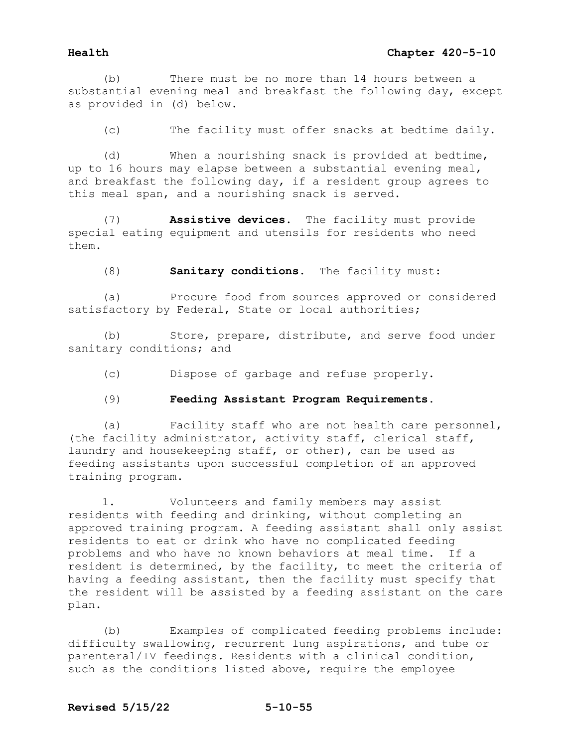(b) There must be no more than 14 hours between a substantial evening meal and breakfast the following day, except as provided in (d) below.

(c) The facility must offer snacks at bedtime daily.

(d) When a nourishing snack is provided at bedtime, up to 16 hours may elapse between a substantial evening meal, and breakfast the following day, if a resident group agrees to this meal span, and a nourishing snack is served.

(7) **Assistive devices.** The facility must provide special eating equipment and utensils for residents who need them.

(8) **Sanitary conditions.** The facility must:

(a) Procure food from sources approved or considered satisfactory by Federal, State or local authorities;

(b) Store, prepare, distribute, and serve food under sanitary conditions; and

(c) Dispose of garbage and refuse properly.

(9) **Feeding Assistant Program Requirements.**

(a) Facility staff who are not health care personnel, (the facility administrator, activity staff, clerical staff, laundry and housekeeping staff, or other), can be used as feeding assistants upon successful completion of an approved training program.

1. Volunteers and family members may assist residents with feeding and drinking, without completing an approved training program. A feeding assistant shall only assist residents to eat or drink who have no complicated feeding problems and who have no known behaviors at meal time. If a resident is determined, by the facility, to meet the criteria of having a feeding assistant, then the facility must specify that the resident will be assisted by a feeding assistant on the care plan.

(b) Examples of complicated feeding problems include: difficulty swallowing, recurrent lung aspirations, and tube or parenteral/IV feedings. Residents with a clinical condition, such as the conditions listed above, require the employee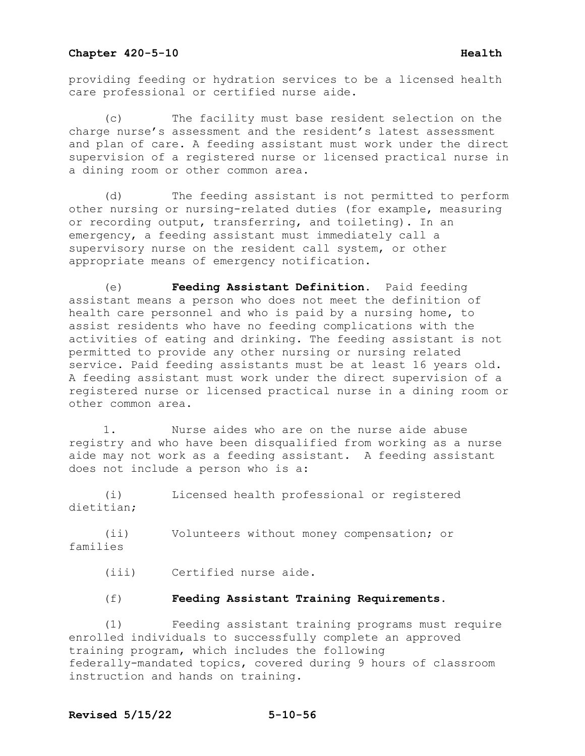providing feeding or hydration services to be a licensed health care professional or certified nurse aide.

(c) The facility must base resident selection on the charge nurse's assessment and the resident's latest assessment and plan of care. A feeding assistant must work under the direct supervision of a registered nurse or licensed practical nurse in a dining room or other common area.

(d) The feeding assistant is not permitted to perform other nursing or nursing-related duties (for example, measuring or recording output, transferring, and toileting). In an emergency, a feeding assistant must immediately call a supervisory nurse on the resident call system, or other appropriate means of emergency notification.

(e) **Feeding Assistant Definition.** Paid feeding assistant means a person who does not meet the definition of health care personnel and who is paid by a nursing home, to assist residents who have no feeding complications with the activities of eating and drinking. The feeding assistant is not permitted to provide any other nursing or nursing related service. Paid feeding assistants must be at least 16 years old. A feeding assistant must work under the direct supervision of a registered nurse or licensed practical nurse in a dining room or other common area.

1. Nurse aides who are on the nurse aide abuse registry and who have been disqualified from working as a nurse aide may not work as a feeding assistant. A feeding assistant does not include a person who is a:

(i) Licensed health professional or registered dietitian;

(ii) Volunteers without money compensation; or families

(iii) Certified nurse aide.

(f) **Feeding Assistant Training Requirements.**

(1) Feeding assistant training programs must require enrolled individuals to successfully complete an approved training program, which includes the following federally-mandated topics, covered during 9 hours of classroom instruction and hands on training.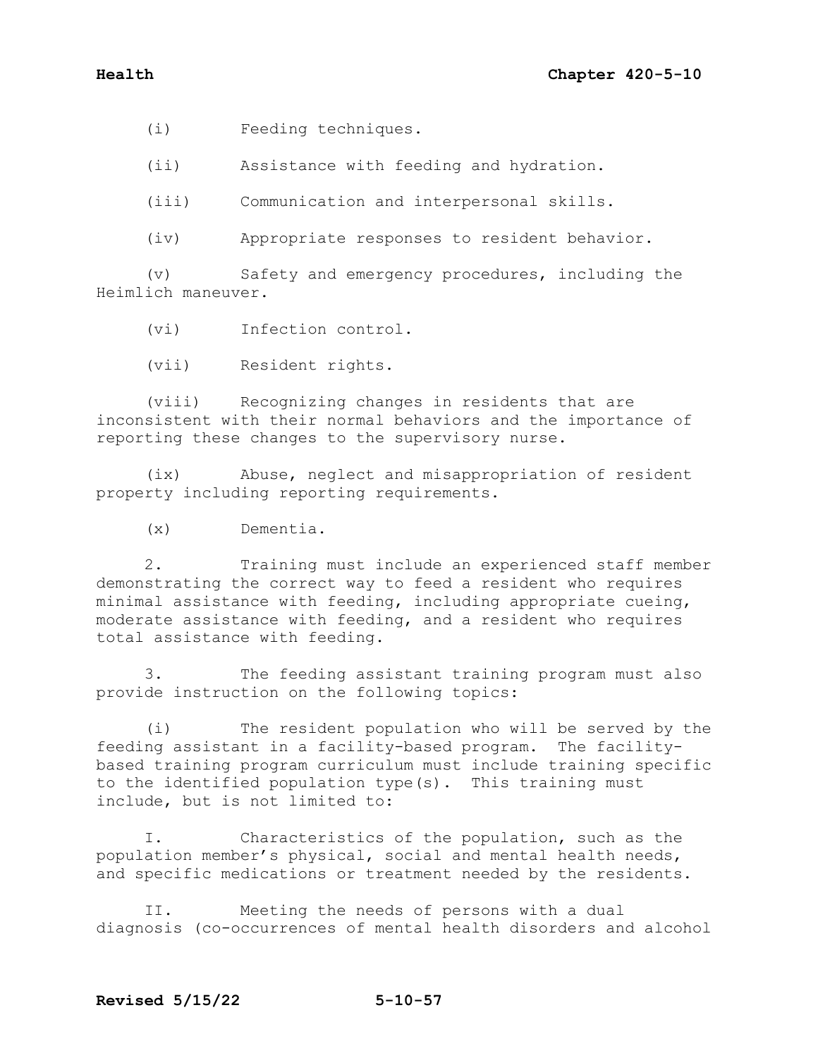(i) Feeding techniques.

(ii) Assistance with feeding and hydration.

(iii) Communication and interpersonal skills.

(iv) Appropriate responses to resident behavior.

(v) Safety and emergency procedures, including the Heimlich maneuver.

(vi) Infection control.

(vii) Resident rights.

(viii) Recognizing changes in residents that are inconsistent with their normal behaviors and the importance of reporting these changes to the supervisory nurse.

(ix) Abuse, neglect and misappropriation of resident property including reporting requirements.

(x) Dementia.

2. Training must include an experienced staff member demonstrating the correct way to feed a resident who requires minimal assistance with feeding, including appropriate cueing, moderate assistance with feeding, and a resident who requires total assistance with feeding.

3. The feeding assistant training program must also provide instruction on the following topics:

(i) The resident population who will be served by the feeding assistant in a facility-based program. The facility-based training program curriculum must include training specific to the identified population type(s). This training must include, but is not limited to:

I. Characteristics of the population, such as the population member's physical, social and mental health needs, and specific medications or treatment needed by the residents.

II. Meeting the needs of persons with a dual diagnosis (co-occurrences of mental health disorders and alcohol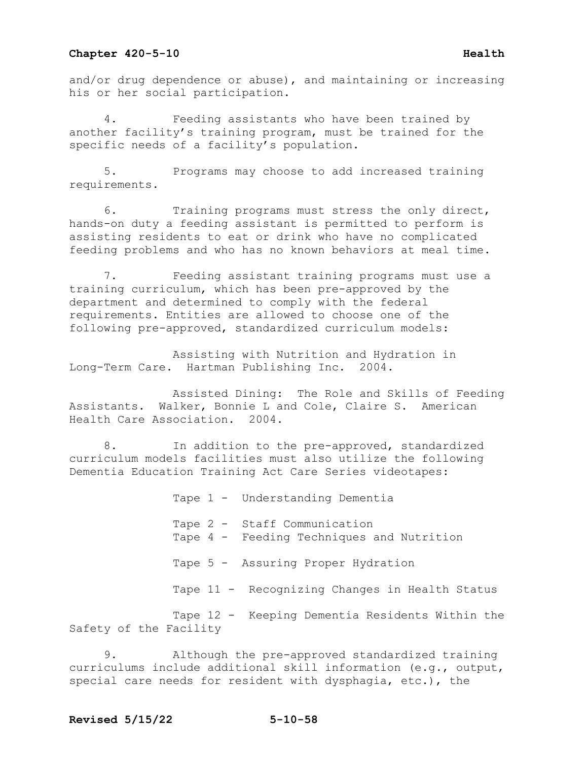and/or drug dependence or abuse), and maintaining or increasing his or her social participation.

4. Feeding assistants who have been trained by another facility's training program, must be trained for the specific needs of a facility's population.

5. Programs may choose to add increased training requirements.

6. Training programs must stress the only direct, hands-on duty a feeding assistant is permitted to perform is assisting residents to eat or drink who have no complicated feeding problems and who has no known behaviors at meal time.

7. Feeding assistant training programs must use a training curriculum, which has been pre-approved by the department and determined to comply with the federal requirements. Entities are allowed to choose one of the following pre-approved, standardized curriculum models:

Assisting with Nutrition and Hydration in Long-Term Care. Hartman Publishing Inc. 2004.

Assisted Dining: The Role and Skills of Feeding Assistants. Walker, Bonnie L and Cole, Claire S. American Health Care Association. 2004.

8. In addition to the pre-approved, standardized curriculum models facilities must also utilize the following Dementia Education Training Act Care Series videotapes:

Tape 1 - Understanding Dementia

Tape 2 - Staff Communication
Tape 4 - Feeding Techniques and Nutrition

Tape 5 - Assuring Proper Hydration

Tape 11 - Recognizing Changes in Health Status

Tape 12 - Keeping Dementia Residents Within the Safety of the Facility

9. Although the pre-approved standardized training curriculums include additional skill information (e.g., output, special care needs for resident with dysphagia, etc.), the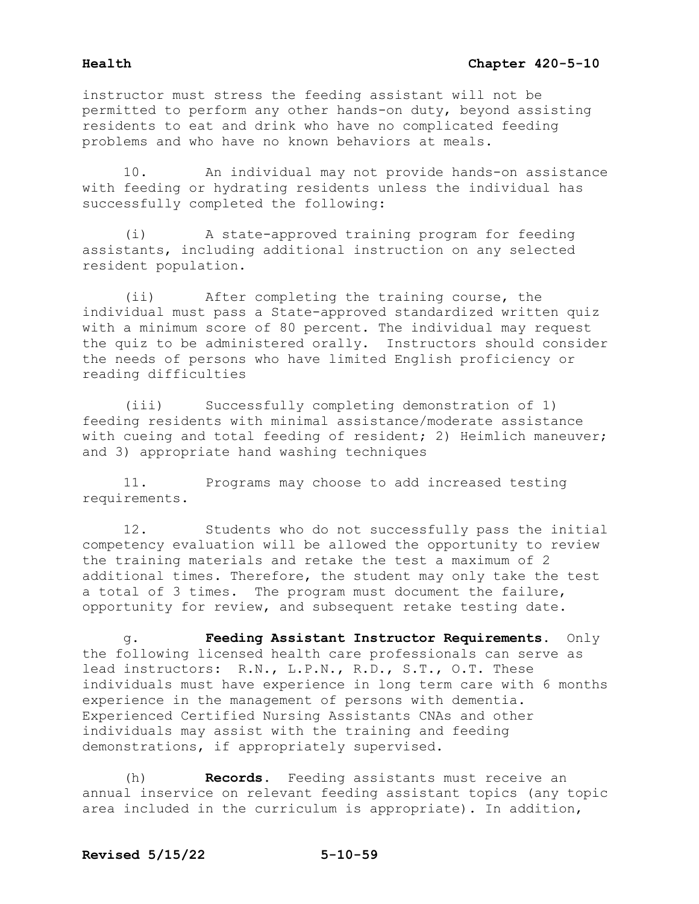instructor must stress the feeding assistant will not be permitted to perform any other hands-on duty, beyond assisting residents to eat and drink who have no complicated feeding problems and who have no known behaviors at meals.

10. An individual may not provide hands-on assistance with feeding or hydrating residents unless the individual has successfully completed the following:

(i) A state-approved training program for feeding assistants, including additional instruction on any selected resident population.

(ii) After completing the training course, the individual must pass a State-approved standardized written quiz with a minimum score of 80 percent. The individual may request the quiz to be administered orally. Instructors should consider the needs of persons who have limited English proficiency or reading difficulties

(iii) Successfully completing demonstration of 1) feeding residents with minimal assistance/moderate assistance with cueing and total feeding of resident; 2) Heimlich maneuver; and 3) appropriate hand washing techniques

11. Programs may choose to add increased testing requirements.

12. Students who do not successfully pass the initial competency evaluation will be allowed the opportunity to review the training materials and retake the test a maximum of 2 additional times. Therefore, the student may only take the test a total of 3 times. The program must document the failure, opportunity for review, and subsequent retake testing date.

g. **Feeding Assistant Instructor Requirements.** Only the following licensed health care professionals can serve as lead instructors: R.N., L.P.N., R.D., S.T., O.T. These individuals must have experience in long term care with 6 months experience in the management of persons with dementia. Experienced Certified Nursing Assistants CNAs and other individuals may assist with the training and feeding demonstrations, if appropriately supervised.

(h) **Records.** Feeding assistants must receive an annual inservice on relevant feeding assistant topics (any topic area included in the curriculum is appropriate). In addition,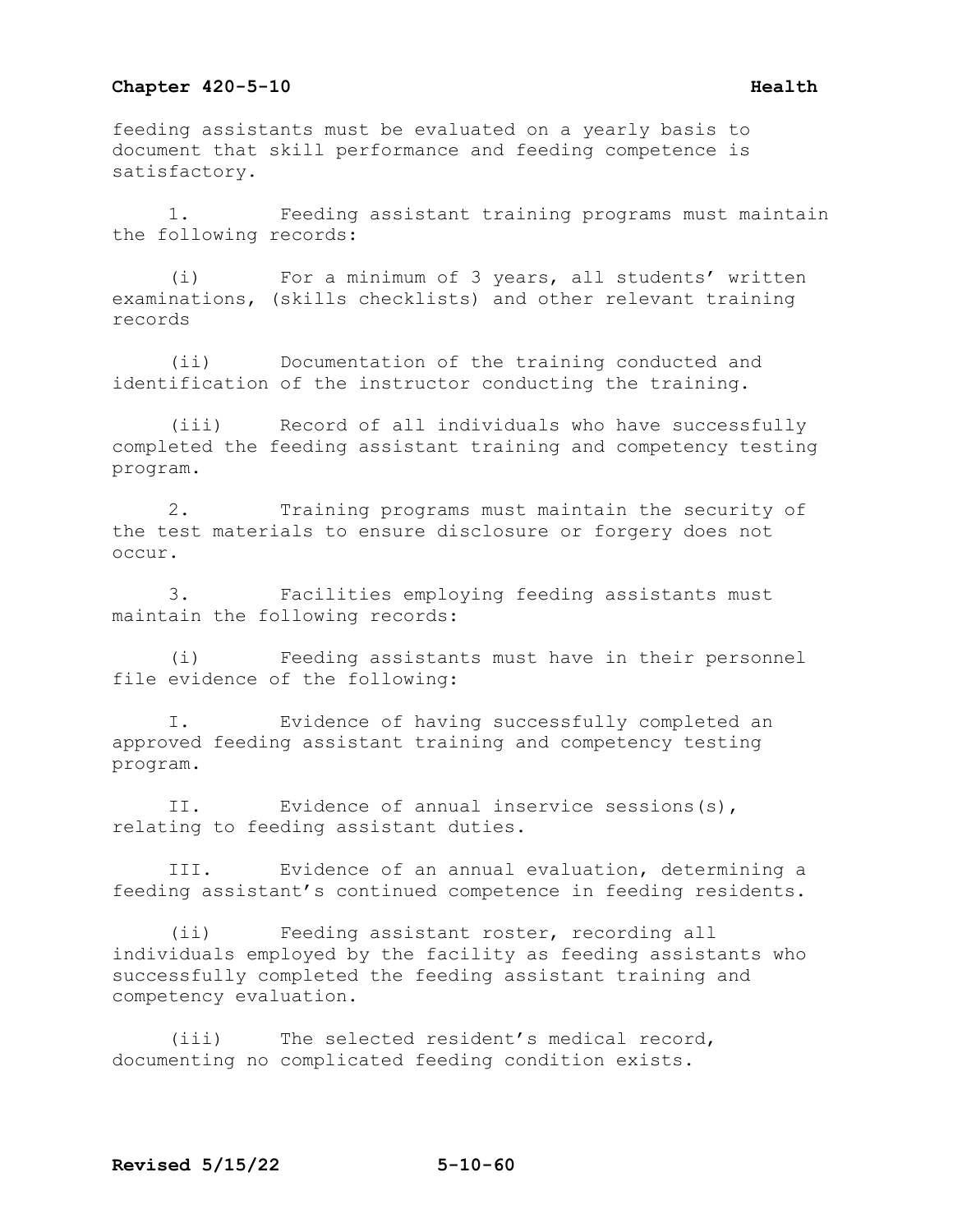feeding assistants must be evaluated on a yearly basis to document that skill performance and feeding competence is satisfactory.

1. Feeding assistant training programs must maintain the following records:

(i) For a minimum of 3 years, all students' written examinations, (skills checklists) and other relevant training records

(ii) Documentation of the training conducted and identification of the instructor conducting the training.

(iii) Record of all individuals who have successfully completed the feeding assistant training and competency testing program.

2. Training programs must maintain the security of the test materials to ensure disclosure or forgery does not occur.

3. Facilities employing feeding assistants must maintain the following records:

(i) Feeding assistants must have in their personnel file evidence of the following:

I. Evidence of having successfully completed an approved feeding assistant training and competency testing program.

II. Evidence of annual inservice sessions(s), relating to feeding assistant duties.

III. Evidence of an annual evaluation, determining a feeding assistant's continued competence in feeding residents.

(ii) Feeding assistant roster, recording all individuals employed by the facility as feeding assistants who successfully completed the feeding assistant training and competency evaluation.

(iii) The selected resident's medical record, documenting no complicated feeding condition exists.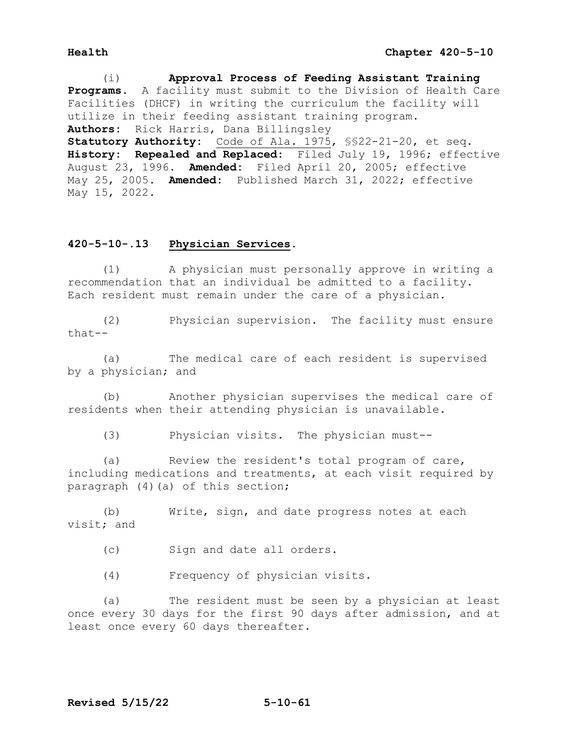(i) **Approval Process of Feeding Assistant Training Programs.** A facility must submit to the Division of Health Care Facilities (DHCF) in writing the curriculum the facility will utilize in their feeding assistant training program.

**Authors:** Rick Harris, Dana Billingsley
**Statutory Authority:** Code of Ala. 1975, §§22-21-20, et seq.
**History: Repealed and Replaced:** Filed July 19, 1996; effective August 23, 1996. **Amended:** Filed April 20, 2005; effective May 25, 2005. **Amended:** Published March 31, 2022; effective May 15, 2022.

## 420-5-10-.13 Physician Services.

(1) A physician must personally approve in writing a recommendation that an individual be admitted to a facility. Each resident must remain under the care of a physician.

(2) Physician supervision. The facility must ensure that--

(a) The medical care of each resident is supervised by a physician; and

(b) Another physician supervises the medical care of residents when their attending physician is unavailable.

(3) Physician visits. The physician must--

(a) Review the resident's total program of care, including medications and treatments, at each visit required by paragraph (4)(a) of this section;

(b) Write, sign, and date progress notes at each visit; and

(c) Sign and date all orders.

(4) Frequency of physician visits.

(a) The resident must be seen by a physician at least once every 30 days for the first 90 days after admission, and at least once every 60 days thereafter.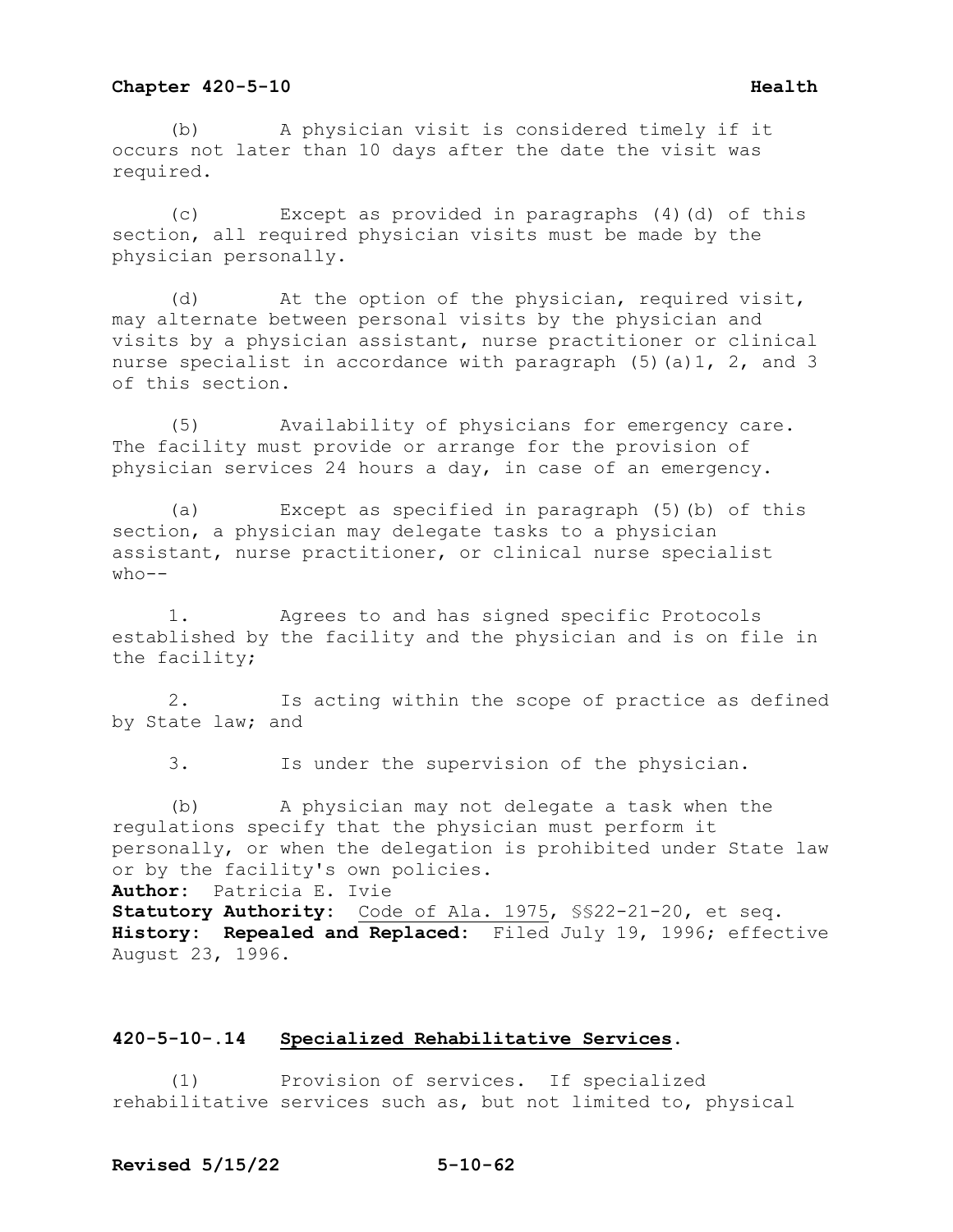(b) A physician visit is considered timely if it occurs not later than 10 days after the date the visit was required.

(c) Except as provided in paragraphs (4)(d) of this section, all required physician visits must be made by the physician personally.

(d) At the option of the physician, required visit, may alternate between personal visits by the physician and visits by a physician assistant, nurse practitioner or clinical nurse specialist in accordance with paragraph (5)(a)1, 2, and 3 of this section.

(5) Availability of physicians for emergency care. The facility must provide or arrange for the provision of physician services 24 hours a day, in case of an emergency.

(a) Except as specified in paragraph (5)(b) of this section, a physician may delegate tasks to a physician assistant, nurse practitioner, or clinical nurse specialist who--

1. Agrees to and has signed specific Protocols established by the facility and the physician and is on file in the facility;

2. Is acting within the scope of practice as defined by State law; and

3. Is under the supervision of the physician.

(b) A physician may not delegate a task when the regulations specify that the physician must perform it personally, or when the delegation is prohibited under State law or by the facility's own policies.

**Author:** Patricia E. Ivie
**Statutory Authority:** Code of Ala. 1975, §§22-21-20, et seq.
**History: Repealed and Replaced:** Filed July 19, 1996; effective August 23, 1996.

## 420-5-10-.14 Specialized Rehabilitative Services.

(1) Provision of services. If specialized rehabilitative services such as, but not limited to, physical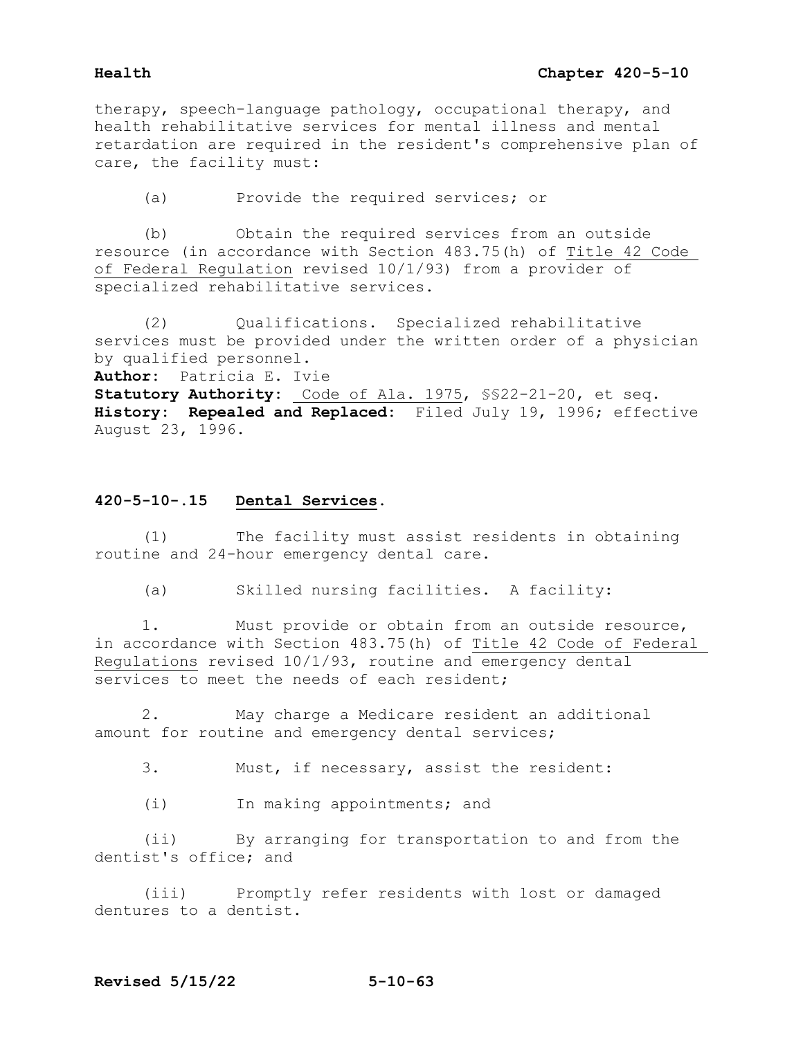therapy, speech-language pathology, occupational therapy, and health rehabilitative services for mental illness and mental retardation are required in the resident's comprehensive plan of care, the facility must:

(a) Provide the required services; or

(b) Obtain the required services from an outside resource (in accordance with Section 483.75(h) of Title 42 Code of Federal Regulation revised 10/1/93) from a provider of specialized rehabilitative services.

(2) Qualifications. Specialized rehabilitative services must be provided under the written order of a physician by qualified personnel.

**Author:** Patricia E. Ivie
**Statutory Authority:** Code of Ala. 1975, §§22-21-20, et seq.
**History:** **Repealed and Replaced:** Filed July 19, 1996; effective August 23, 1996.

## 420-5-10-.15 Dental Services.

(1) The facility must assist residents in obtaining routine and 24-hour emergency dental care.

(a) Skilled nursing facilities. A facility:

1. Must provide or obtain from an outside resource, in accordance with Section 483.75(h) of Title 42 Code of Federal Regulations revised 10/1/93, routine and emergency dental services to meet the needs of each resident;

2. May charge a Medicare resident an additional amount for routine and emergency dental services;

3. Must, if necessary, assist the resident:

(i) In making appointments; and

(ii) By arranging for transportation to and from the dentist's office; and

(iii) Promptly refer residents with lost or damaged dentures to a dentist.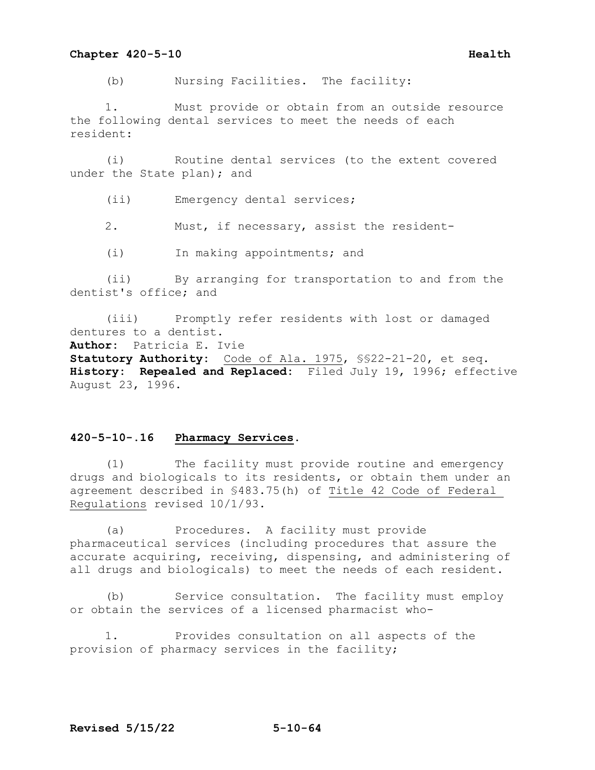(b) Nursing Facilities. The facility:

1. Must provide or obtain from an outside resource the following dental services to meet the needs of each resident:

(i) Routine dental services (to the extent covered under the State plan); and

(ii) Emergency dental services;

2. Must, if necessary, assist the resident-

(i) In making appointments; and

(ii) By arranging for transportation to and from the dentist's office; and

(iii) Promptly refer residents with lost or damaged dentures to a dentist.

**Author:** Patricia E. Ivie
**Statutory Authority:** Code of Ala. 1975, §§22-21-20, et seq.
**History: Repealed and Replaced:** Filed July 19, 1996; effective August 23, 1996.

### 420-5-10-.16 Pharmacy Services.

(1) The facility must provide routine and emergency drugs and biologicals to its residents, or obtain them under an agreement described in §483.75(h) of Title 42 Code of Federal Regulations revised 10/1/93.

(a) Procedures. A facility must provide pharmaceutical services (including procedures that assure the accurate acquiring, receiving, dispensing, and administering of all drugs and biologicals) to meet the needs of each resident.

(b) Service consultation. The facility must employ or obtain the services of a licensed pharmacist who-

1. Provides consultation on all aspects of the provision of pharmacy services in the facility;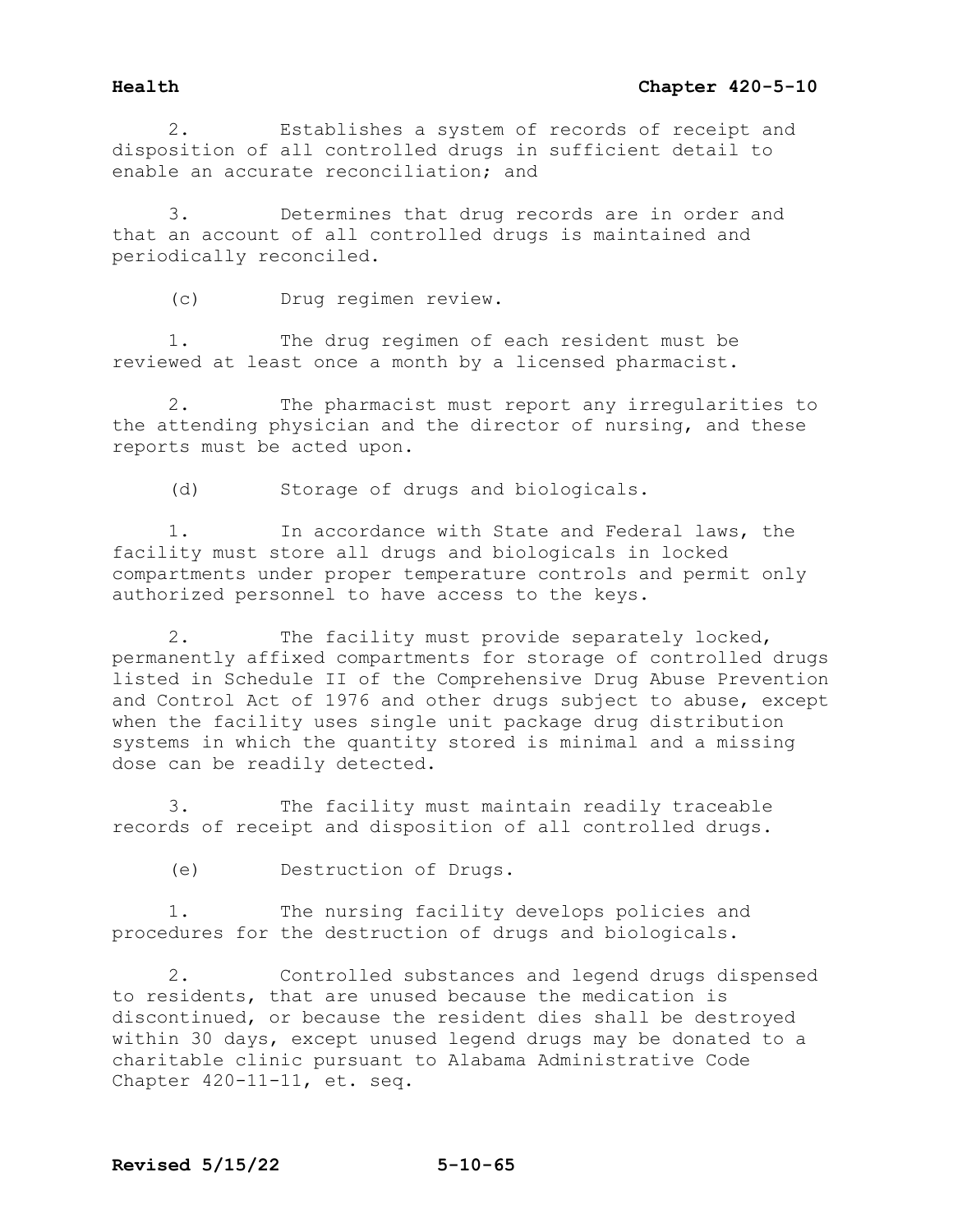2. Establishes a system of records of receipt and disposition of all controlled drugs in sufficient detail to enable an accurate reconciliation; and

3. Determines that drug records are in order and that an account of all controlled drugs is maintained and periodically reconciled.

(c) Drug regimen review.

1. The drug regimen of each resident must be reviewed at least once a month by a licensed pharmacist.

2. The pharmacist must report any irregularities to the attending physician and the director of nursing, and these reports must be acted upon.

(d) Storage of drugs and biologicals.

1. In accordance with State and Federal laws, the facility must store all drugs and biologicals in locked compartments under proper temperature controls and permit only authorized personnel to have access to the keys.

2. The facility must provide separately locked, permanently affixed compartments for storage of controlled drugs listed in Schedule II of the Comprehensive Drug Abuse Prevention and Control Act of 1976 and other drugs subject to abuse, except when the facility uses single unit package drug distribution systems in which the quantity stored is minimal and a missing dose can be readily detected.

3. The facility must maintain readily traceable records of receipt and disposition of all controlled drugs.

(e) Destruction of Drugs.

1. The nursing facility develops policies and procedures for the destruction of drugs and biologicals.

2. Controlled substances and legend drugs dispensed to residents, that are unused because the medication is discontinued, or because the resident dies shall be destroyed within 30 days, except unused legend drugs may be donated to a charitable clinic pursuant to Alabama Administrative Code Chapter 420-11-11, et. seq.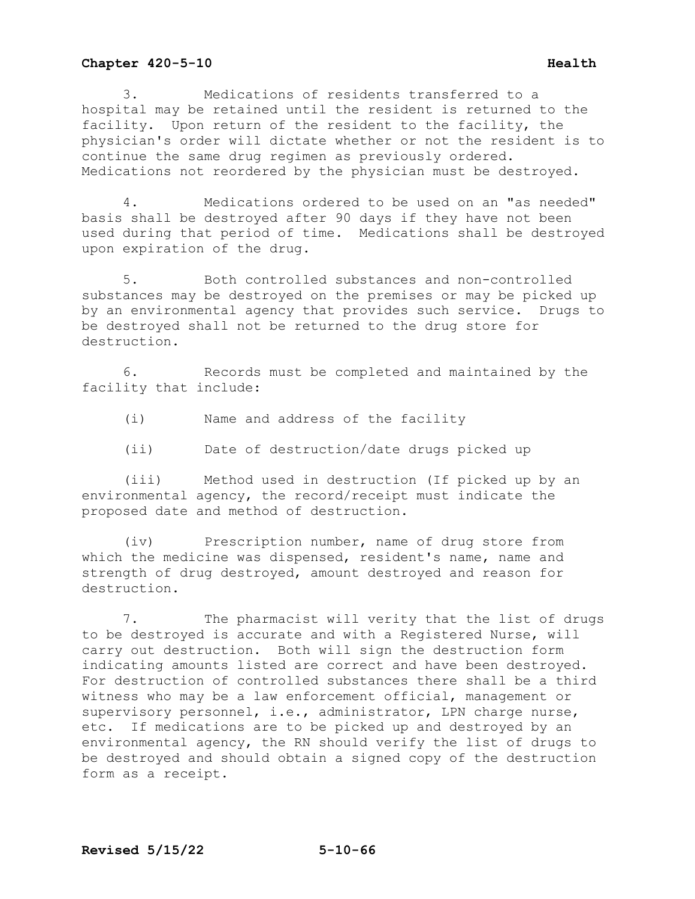3. Medications of residents transferred to a hospital may be retained until the resident is returned to the facility. Upon return of the resident to the facility, the physician's order will dictate whether or not the resident is to continue the same drug regimen as previously ordered. Medications not reordered by the physician must be destroyed.

4. Medications ordered to be used on an "as needed" basis shall be destroyed after 90 days if they have not been used during that period of time. Medications shall be destroyed upon expiration of the drug.

5. Both controlled substances and non-controlled substances may be destroyed on the premises or may be picked up by an environmental agency that provides such service. Drugs to be destroyed shall not be returned to the drug store for destruction.

6. Records must be completed and maintained by the facility that include:

(i) Name and address of the facility

(ii) Date of destruction/date drugs picked up

(iii) Method used in destruction (If picked up by an environmental agency, the record/receipt must indicate the proposed date and method of destruction.

(iv) Prescription number, name of drug store from which the medicine was dispensed, resident's name, name and strength of drug destroyed, amount destroyed and reason for destruction.

7. The pharmacist will verity that the list of drugs to be destroyed is accurate and with a Registered Nurse, will carry out destruction. Both will sign the destruction form indicating amounts listed are correct and have been destroyed. For destruction of controlled substances there shall be a third witness who may be a law enforcement official, management or supervisory personnel, i.e., administrator, LPN charge nurse, etc. If medications are to be picked up and destroyed by an environmental agency, the RN should verify the list of drugs to be destroyed and should obtain a signed copy of the destruction form as a receipt.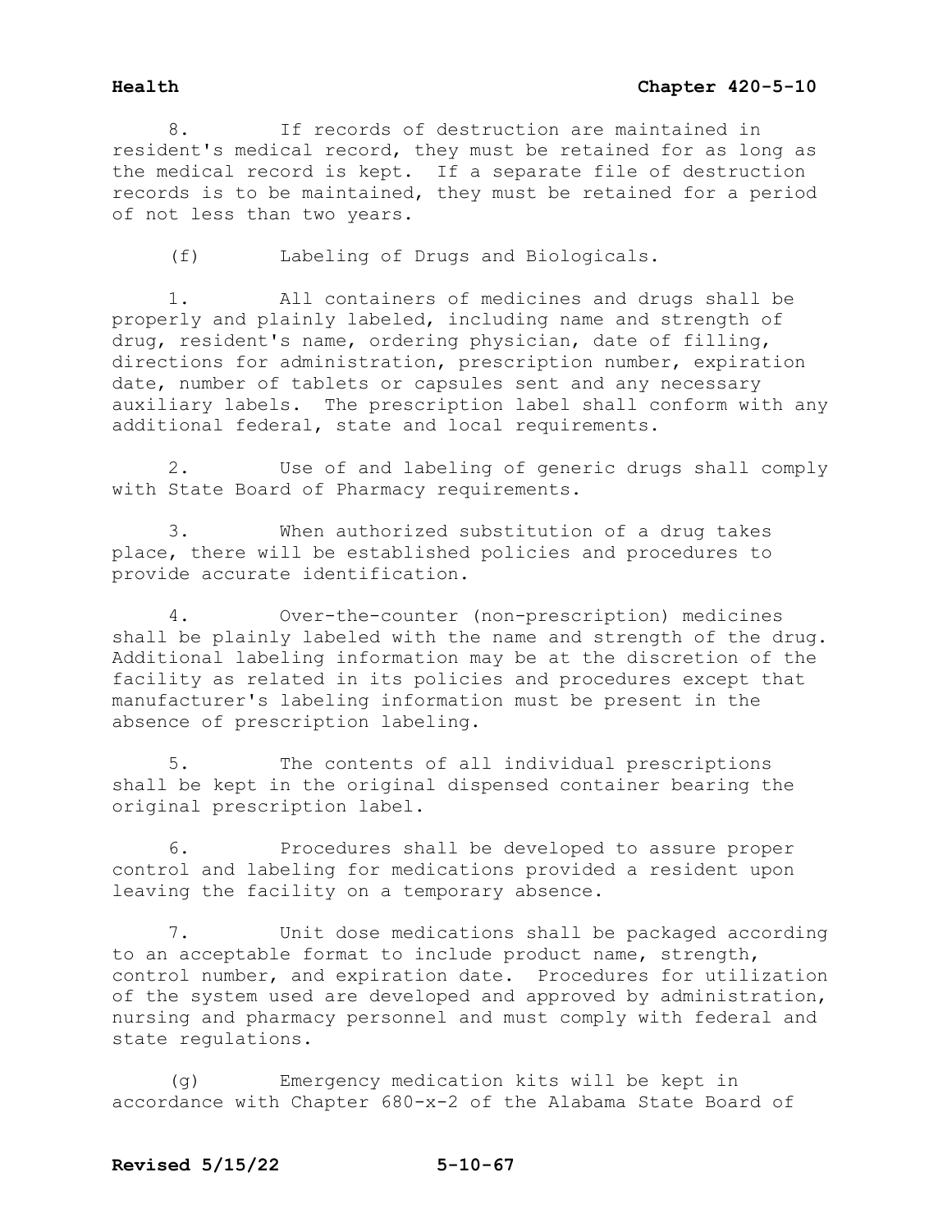8. If records of destruction are maintained in resident's medical record, they must be retained for as long as the medical record is kept. If a separate file of destruction records is to be maintained, they must be retained for a period of not less than two years.

(f) Labeling of Drugs and Biologicals.

1. All containers of medicines and drugs shall be properly and plainly labeled, including name and strength of drug, resident's name, ordering physician, date of filling, directions for administration, prescription number, expiration date, number of tablets or capsules sent and any necessary auxiliary labels. The prescription label shall conform with any additional federal, state and local requirements.

2. Use of and labeling of generic drugs shall comply with State Board of Pharmacy requirements.

3. When authorized substitution of a drug takes place, there will be established policies and procedures to provide accurate identification.

4. Over-the-counter (non-prescription) medicines shall be plainly labeled with the name and strength of the drug. Additional labeling information may be at the discretion of the facility as related in its policies and procedures except that manufacturer's labeling information must be present in the absence of prescription labeling.

5. The contents of all individual prescriptions shall be kept in the original dispensed container bearing the original prescription label.

6. Procedures shall be developed to assure proper control and labeling for medications provided a resident upon leaving the facility on a temporary absence.

7. Unit dose medications shall be packaged according to an acceptable format to include product name, strength, control number, and expiration date. Procedures for utilization of the system used are developed and approved by administration, nursing and pharmacy personnel and must comply with federal and state regulations.

(g) Emergency medication kits will be kept in accordance with Chapter 680-x-2 of the Alabama State Board of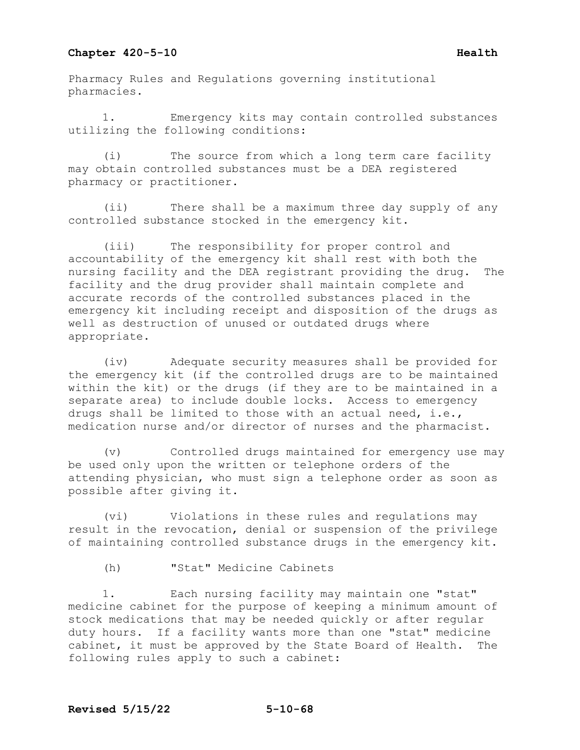Pharmacy Rules and Regulations governing institutional pharmacies.

1. Emergency kits may contain controlled substances utilizing the following conditions:

(i) The source from which a long term care facility may obtain controlled substances must be a DEA registered pharmacy or practitioner.

(ii) There shall be a maximum three day supply of any controlled substance stocked in the emergency kit.

(iii) The responsibility for proper control and accountability of the emergency kit shall rest with both the nursing facility and the DEA registrant providing the drug. The facility and the drug provider shall maintain complete and accurate records of the controlled substances placed in the emergency kit including receipt and disposition of the drugs as well as destruction of unused or outdated drugs where appropriate.

(iv) Adequate security measures shall be provided for the emergency kit (if the controlled drugs are to be maintained within the kit) or the drugs (if they are to be maintained in a separate area) to include double locks. Access to emergency drugs shall be limited to those with an actual need, i.e., medication nurse and/or director of nurses and the pharmacist.

(v) Controlled drugs maintained for emergency use may be used only upon the written or telephone orders of the attending physician, who must sign a telephone order as soon as possible after giving it.

(vi) Violations in these rules and regulations may result in the revocation, denial or suspension of the privilege of maintaining controlled substance drugs in the emergency kit.

(h) "Stat" Medicine Cabinets

1. Each nursing facility may maintain one "stat" medicine cabinet for the purpose of keeping a minimum amount of stock medications that may be needed quickly or after regular duty hours. If a facility wants more than one "stat" medicine cabinet, it must be approved by the State Board of Health. The following rules apply to such a cabinet: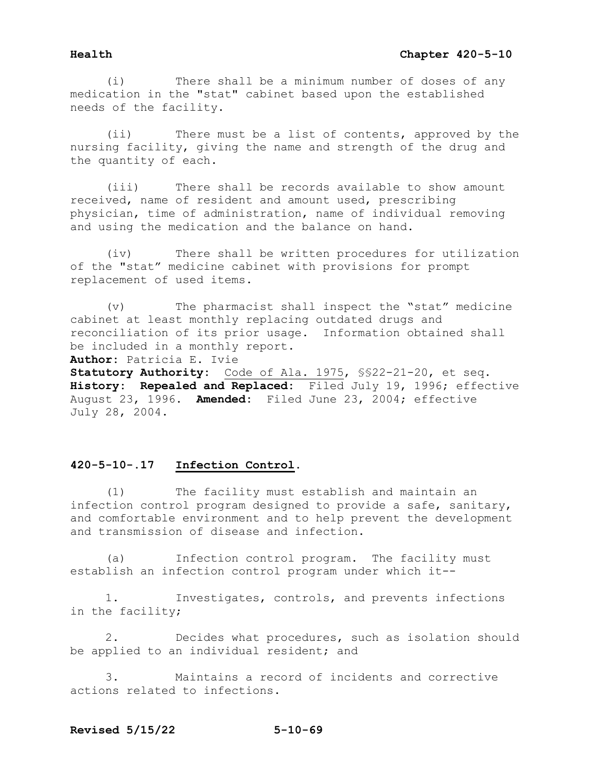(i) There shall be a minimum number of doses of any medication in the "stat" cabinet based upon the established needs of the facility.

(ii) There must be a list of contents, approved by the nursing facility, giving the name and strength of the drug and the quantity of each.

(iii) There shall be records available to show amount received, name of resident and amount used, prescribing physician, time of administration, name of individual removing and using the medication and the balance on hand.

(iv) There shall be written procedures for utilization of the "stat" medicine cabinet with provisions for prompt replacement of used items.

(v) The pharmacist shall inspect the "stat" medicine cabinet at least monthly replacing outdated drugs and reconciliation of its prior usage. Information obtained shall be included in a monthly report.

**Author:** Patricia E. Ivie
**Statutory Authority**: Code of Ala. 1975, §§22-21-20, et seq.
**History: Repealed and Replaced:** Filed July 19, 1996; effective August 23, 1996. **Amended:** Filed June 23, 2004; effective July 28, 2004.

### 420-5-10-.17 Infection Control.

(1) The facility must establish and maintain an infection control program designed to provide a safe, sanitary, and comfortable environment and to help prevent the development and transmission of disease and infection.

(a) Infection control program. The facility must establish an infection control program under which it--

1. Investigates, controls, and prevents infections in the facility;

2. Decides what procedures, such as isolation should be applied to an individual resident; and

3. Maintains a record of incidents and corrective actions related to infections.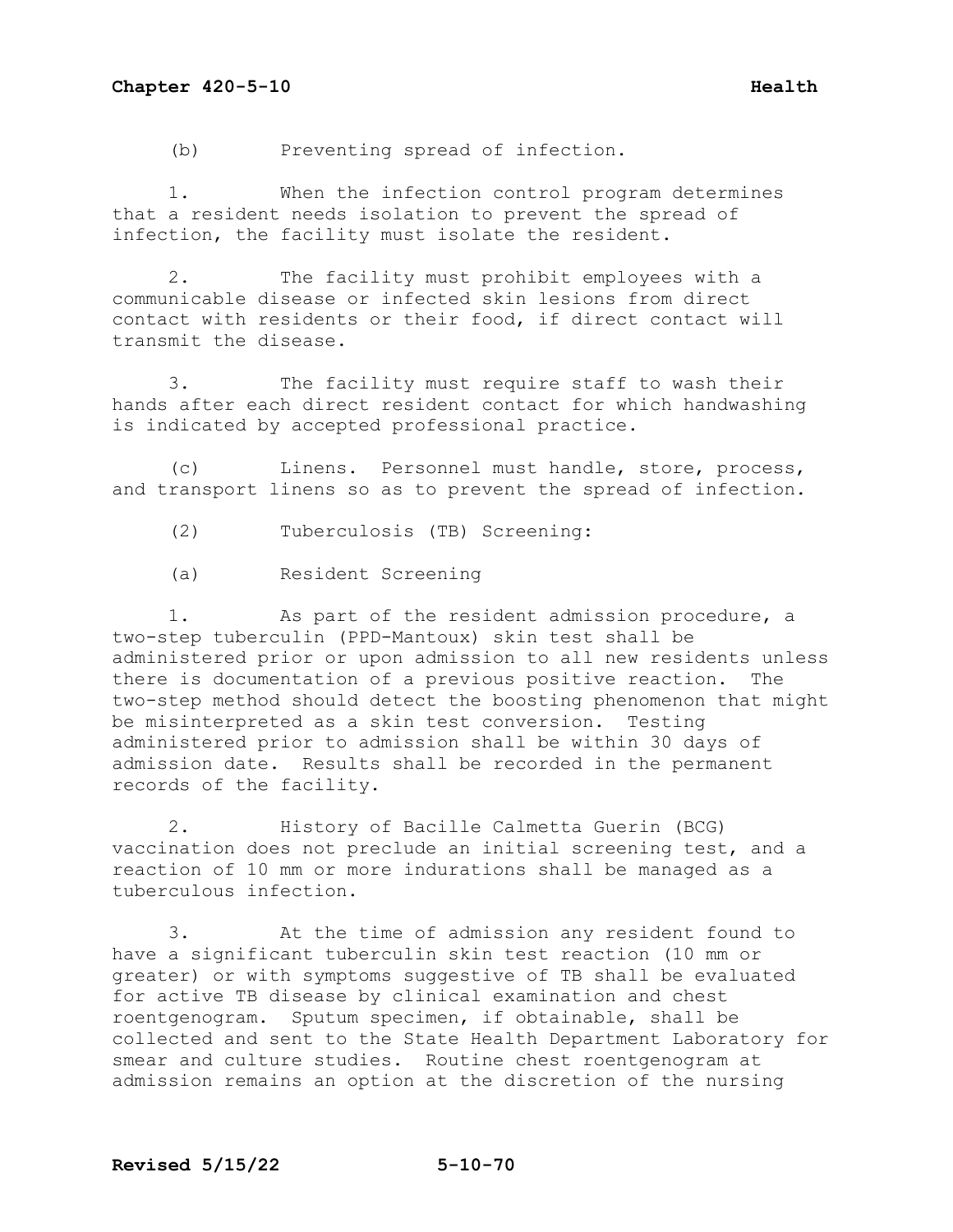(b) Preventing spread of infection.

1. When the infection control program determines that a resident needs isolation to prevent the spread of infection, the facility must isolate the resident.

2. The facility must prohibit employees with a communicable disease or infected skin lesions from direct contact with residents or their food, if direct contact will transmit the disease.

3. The facility must require staff to wash their hands after each direct resident contact for which handwashing is indicated by accepted professional practice.

(c) Linens. Personnel must handle, store, process, and transport linens so as to prevent the spread of infection.

(2) Tuberculosis (TB) Screening:

(a) Resident Screening

1. As part of the resident admission procedure, a two-step tuberculin (PPD-Mantoux) skin test shall be administered prior or upon admission to all new residents unless there is documentation of a previous positive reaction. The two-step method should detect the boosting phenomenon that might be misinterpreted as a skin test conversion. Testing administered prior to admission shall be within 30 days of admission date. Results shall be recorded in the permanent records of the facility.

2. History of Bacille Calmetta Guerin (BCG) vaccination does not preclude an initial screening test, and a reaction of 10 mm or more indurations shall be managed as a tuberculous infection.

3. At the time of admission any resident found to have a significant tuberculin skin test reaction (10 mm or greater) or with symptoms suggestive of TB shall be evaluated for active TB disease by clinical examination and chest roentgenogram. Sputum specimen, if obtainable, shall be collected and sent to the State Health Department Laboratory for smear and culture studies. Routine chest roentgenogram at admission remains an option at the discretion of the nursing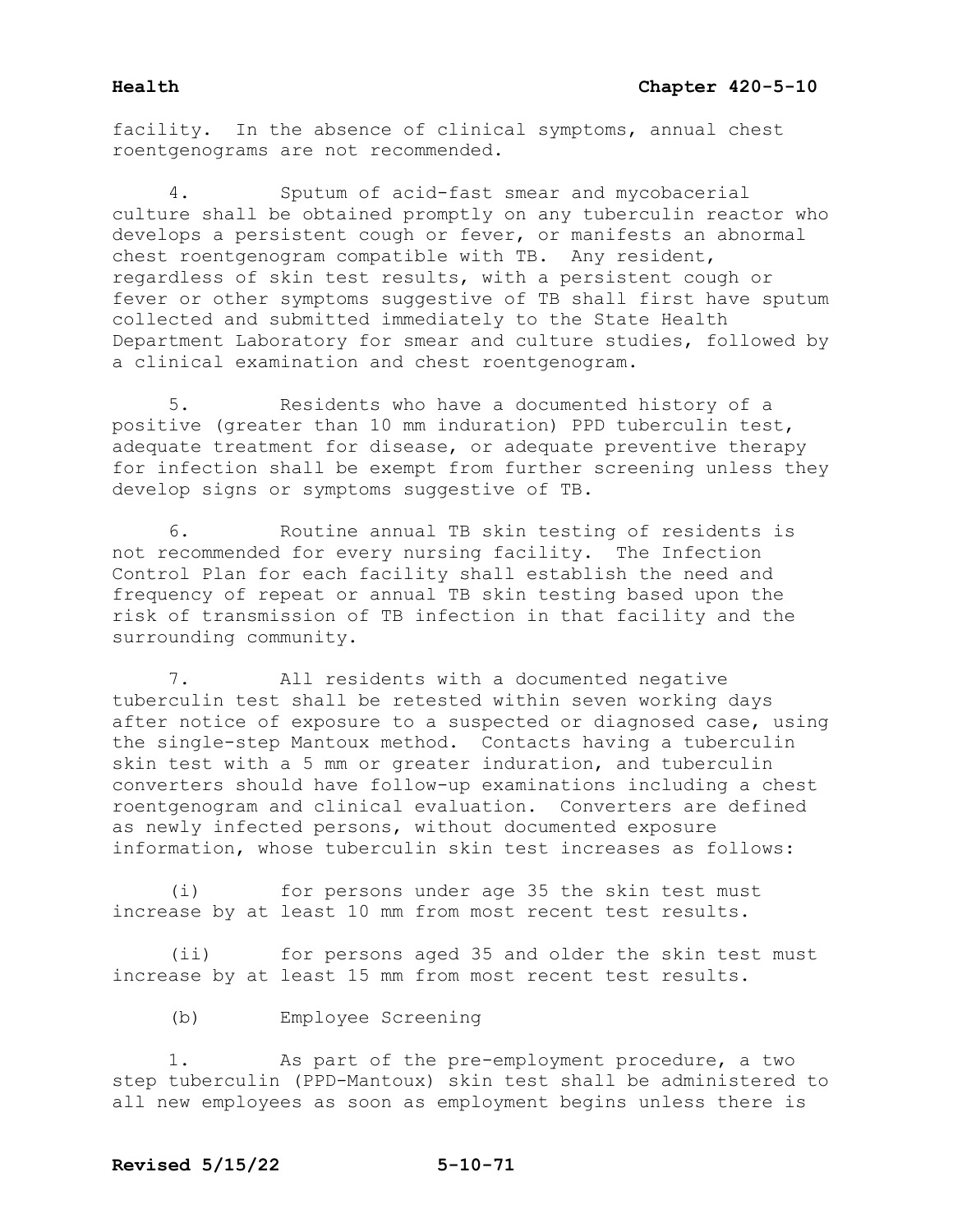facility. In the absence of clinical symptoms, annual chest roentgenograms are not recommended.

4. Sputum of acid-fast smear and mycobacerial culture shall be obtained promptly on any tuberculin reactor who develops a persistent cough or fever, or manifests an abnormal chest roentgenogram compatible with TB. Any resident, regardless of skin test results, with a persistent cough or fever or other symptoms suggestive of TB shall first have sputum collected and submitted immediately to the State Health Department Laboratory for smear and culture studies, followed by a clinical examination and chest roentgenogram.

5. Residents who have a documented history of a positive (greater than 10 mm induration) PPD tuberculin test, adequate treatment for disease, or adequate preventive therapy for infection shall be exempt from further screening unless they develop signs or symptoms suggestive of TB.

6. Routine annual TB skin testing of residents is not recommended for every nursing facility. The Infection Control Plan for each facility shall establish the need and frequency of repeat or annual TB skin testing based upon the risk of transmission of TB infection in that facility and the surrounding community.

7. All residents with a documented negative tuberculin test shall be retested within seven working days after notice of exposure to a suspected or diagnosed case, using the single-step Mantoux method. Contacts having a tuberculin skin test with a 5 mm or greater induration, and tuberculin converters should have follow-up examinations including a chest roentgenogram and clinical evaluation. Converters are defined as newly infected persons, without documented exposure information, whose tuberculin skin test increases as follows:

(i) for persons under age 35 the skin test must increase by at least 10 mm from most recent test results.

(ii) for persons aged 35 and older the skin test must increase by at least 15 mm from most recent test results.

(b) Employee Screening

1. As part of the pre-employment procedure, a two step tuberculin (PPD-Mantoux) skin test shall be administered to all new employees as soon as employment begins unless there is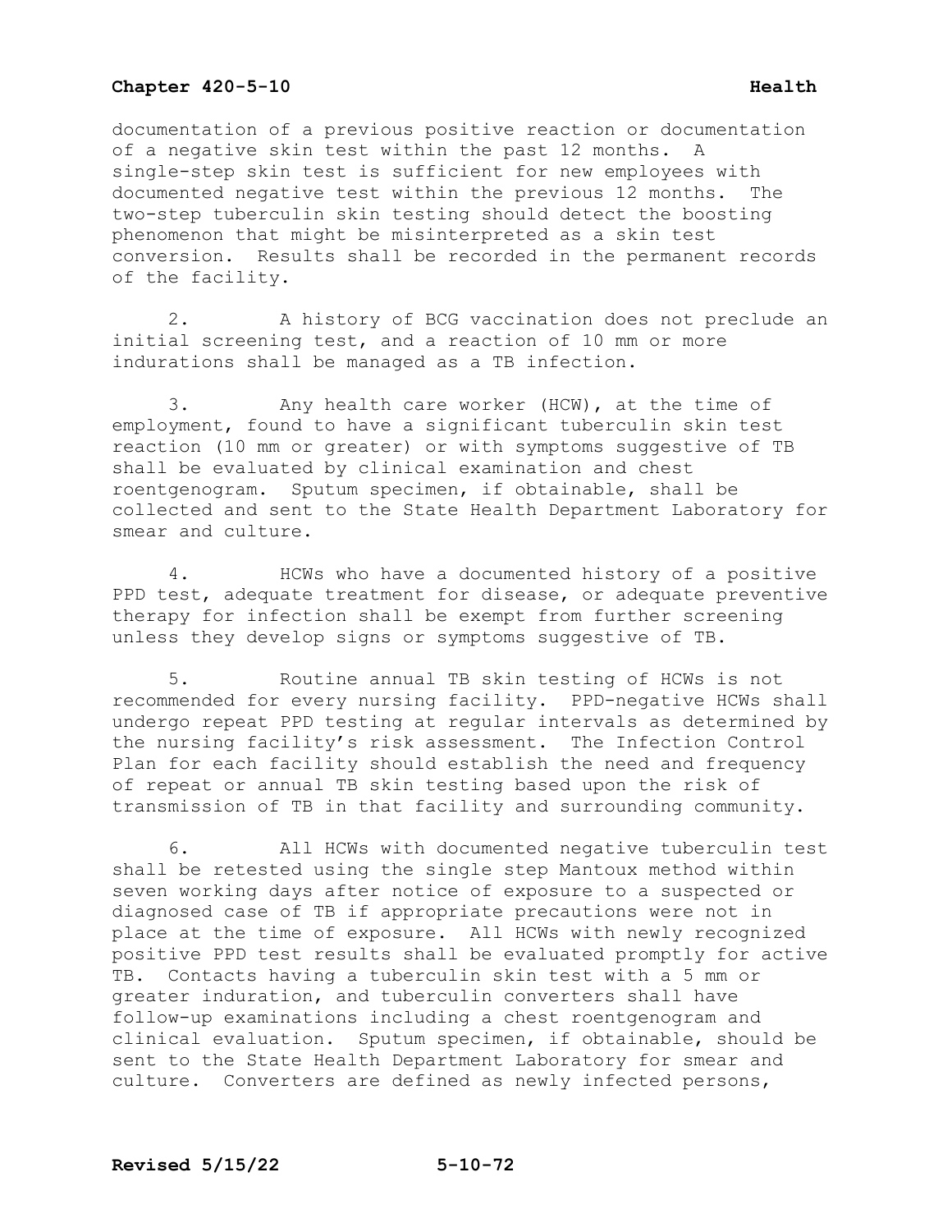documentation of a previous positive reaction or documentation of a negative skin test within the past 12 months. A single-step skin test is sufficient for new employees with documented negative test within the previous 12 months. The two-step tuberculin skin testing should detect the boosting phenomenon that might be misinterpreted as a skin test conversion. Results shall be recorded in the permanent records of the facility.

2. A history of BCG vaccination does not preclude an initial screening test, and a reaction of 10 mm or more indurations shall be managed as a TB infection.

3. Any health care worker (HCW), at the time of employment, found to have a significant tuberculin skin test reaction (10 mm or greater) or with symptoms suggestive of TB shall be evaluated by clinical examination and chest roentgenogram. Sputum specimen, if obtainable, shall be collected and sent to the State Health Department Laboratory for smear and culture.

4. HCWs who have a documented history of a positive PPD test, adequate treatment for disease, or adequate preventive therapy for infection shall be exempt from further screening unless they develop signs or symptoms suggestive of TB.

5. Routine annual TB skin testing of HCWs is not recommended for every nursing facility. PPD-negative HCWs shall undergo repeat PPD testing at regular intervals as determined by the nursing facility's risk assessment. The Infection Control Plan for each facility should establish the need and frequency of repeat or annual TB skin testing based upon the risk of transmission of TB in that facility and surrounding community.

6. All HCWs with documented negative tuberculin test shall be retested using the single step Mantoux method within seven working days after notice of exposure to a suspected or diagnosed case of TB if appropriate precautions were not in place at the time of exposure. All HCWs with newly recognized positive PPD test results shall be evaluated promptly for active TB. Contacts having a tuberculin skin test with a 5 mm or greater induration, and tuberculin converters shall have follow-up examinations including a chest roentgenogram and clinical evaluation. Sputum specimen, if obtainable, should be sent to the State Health Department Laboratory for smear and culture. Converters are defined as newly infected persons,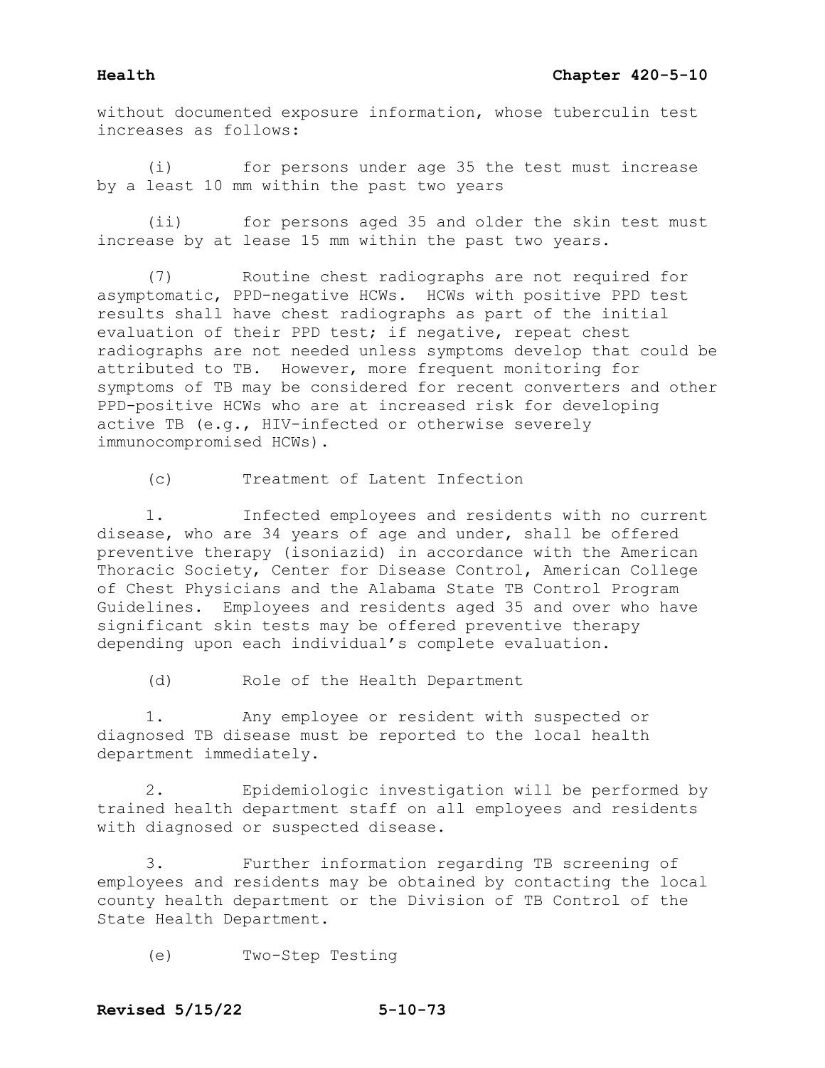without documented exposure information, whose tuberculin test increases as follows:

(i) for persons under age 35 the test must increase by a least 10 mm within the past two years

(ii) for persons aged 35 and older the skin test must increase by at lease 15 mm within the past two years.

(7) Routine chest radiographs are not required for asymptomatic, PPD-negative HCWs. HCWs with positive PPD test results shall have chest radiographs as part of the initial evaluation of their PPD test; if negative, repeat chest radiographs are not needed unless symptoms develop that could be attributed to TB. However, more frequent monitoring for symptoms of TB may be considered for recent converters and other PPD-positive HCWs who are at increased risk for developing active TB (e.g., HIV-infected or otherwise severely immunocompromised HCWs).

(c) Treatment of Latent Infection

1. Infected employees and residents with no current disease, who are 34 years of age and under, shall be offered preventive therapy (isoniazid) in accordance with the American Thoracic Society, Center for Disease Control, American College of Chest Physicians and the Alabama State TB Control Program Guidelines. Employees and residents aged 35 and over who have significant skin tests may be offered preventive therapy depending upon each individual's complete evaluation.

(d) Role of the Health Department

1. Any employee or resident with suspected or diagnosed TB disease must be reported to the local health department immediately.

2. Epidemiologic investigation will be performed by trained health department staff on all employees and residents with diagnosed or suspected disease.

3. Further information regarding TB screening of employees and residents may be obtained by contacting the local county health department or the Division of TB Control of the State Health Department.

(e) Two-Step Testing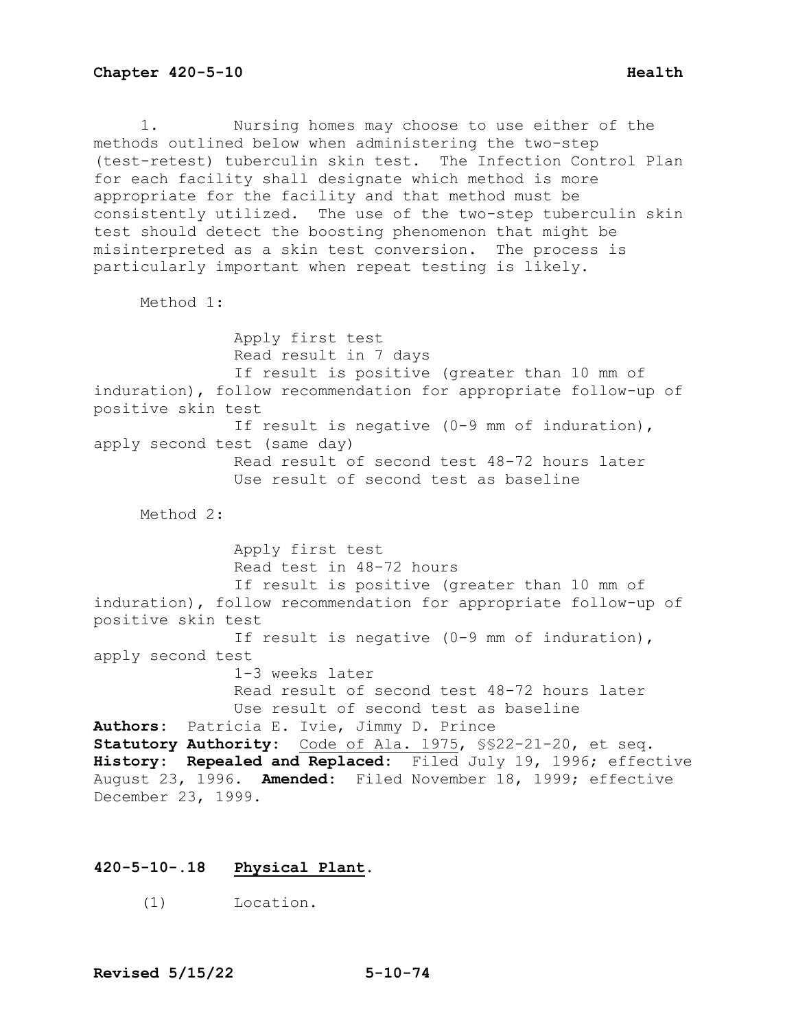1. Nursing homes may choose to use either of the methods outlined below when administering the two-step (test-retest) tuberculin skin test. The Infection Control Plan for each facility shall designate which method is more appropriate for the facility and that method must be consistently utilized. The use of the two-step tuberculin skin test should detect the boosting phenomenon that might be misinterpreted as a skin test conversion. The process is particularly important when repeat testing is likely.

Method 1:

Apply first test
Read result in 7 days
If result is positive (greater than 10 mm of induration), follow recommendation for appropriate follow-up of positive skin test
If result is negative (0-9 mm of induration), apply second test (same day)
Read result of second test 48-72 hours later
Use result of second test as baseline

Method 2:

Apply first test
Read test in 48-72 hours
If result is positive (greater than 10 mm of induration), follow recommendation for appropriate follow-up of positive skin test
If result is negative (0-9 mm of induration), apply second test
1-3 weeks later
Read result of second test 48-72 hours later
Use result of second test as baseline

**Authors:** Patricia E. Ivie, Jimmy D. Prince
**Statutory Authority:** Code of Ala. 1975, §§22-21-20, et seq.
**History:** **Repealed and Replaced:** Filed July 19, 1996; effective August 23, 1996. **Amended:** Filed November 18, 1999; effective December 23, 1999.

### 420-5-10-.18 Physical Plant.

(1) Location.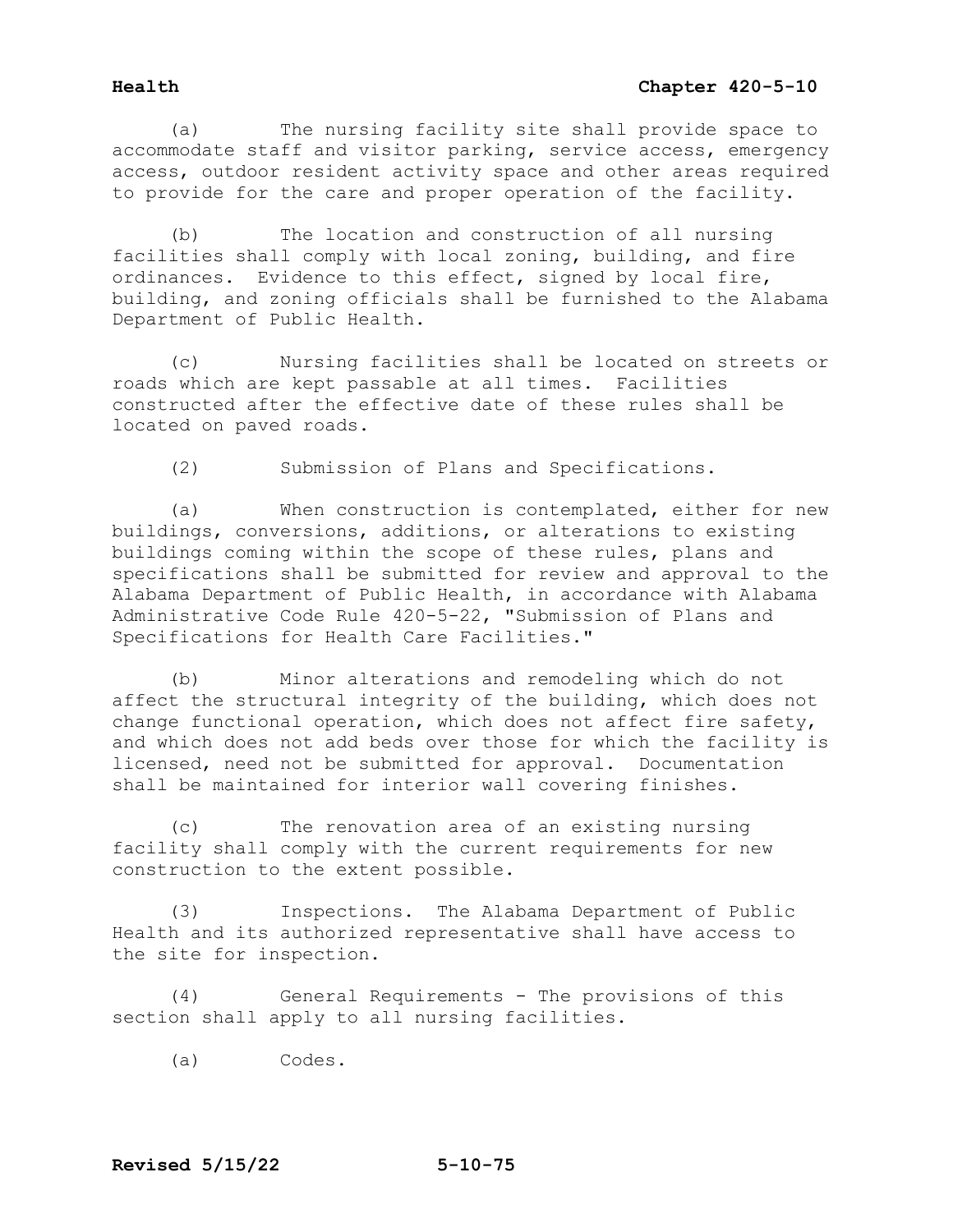(a) The nursing facility site shall provide space to accommodate staff and visitor parking, service access, emergency access, outdoor resident activity space and other areas required to provide for the care and proper operation of the facility.

(b) The location and construction of all nursing facilities shall comply with local zoning, building, and fire ordinances. Evidence to this effect, signed by local fire, building, and zoning officials shall be furnished to the Alabama Department of Public Health.

(c) Nursing facilities shall be located on streets or roads which are kept passable at all times. Facilities constructed after the effective date of these rules shall be located on paved roads.

(2) Submission of Plans and Specifications.

(a) When construction is contemplated, either for new buildings, conversions, additions, or alterations to existing buildings coming within the scope of these rules, plans and specifications shall be submitted for review and approval to the Alabama Department of Public Health, in accordance with Alabama Administrative Code Rule 420-5-22, "Submission of Plans and Specifications for Health Care Facilities."

(b) Minor alterations and remodeling which do not affect the structural integrity of the building, which does not change functional operation, which does not affect fire safety, and which does not add beds over those for which the facility is licensed, need not be submitted for approval. Documentation shall be maintained for interior wall covering finishes.

(c) The renovation area of an existing nursing facility shall comply with the current requirements for new construction to the extent possible.

(3) Inspections. The Alabama Department of Public Health and its authorized representative shall have access to the site for inspection.

(4) General Requirements - The provisions of this section shall apply to all nursing facilities.

(a) Codes.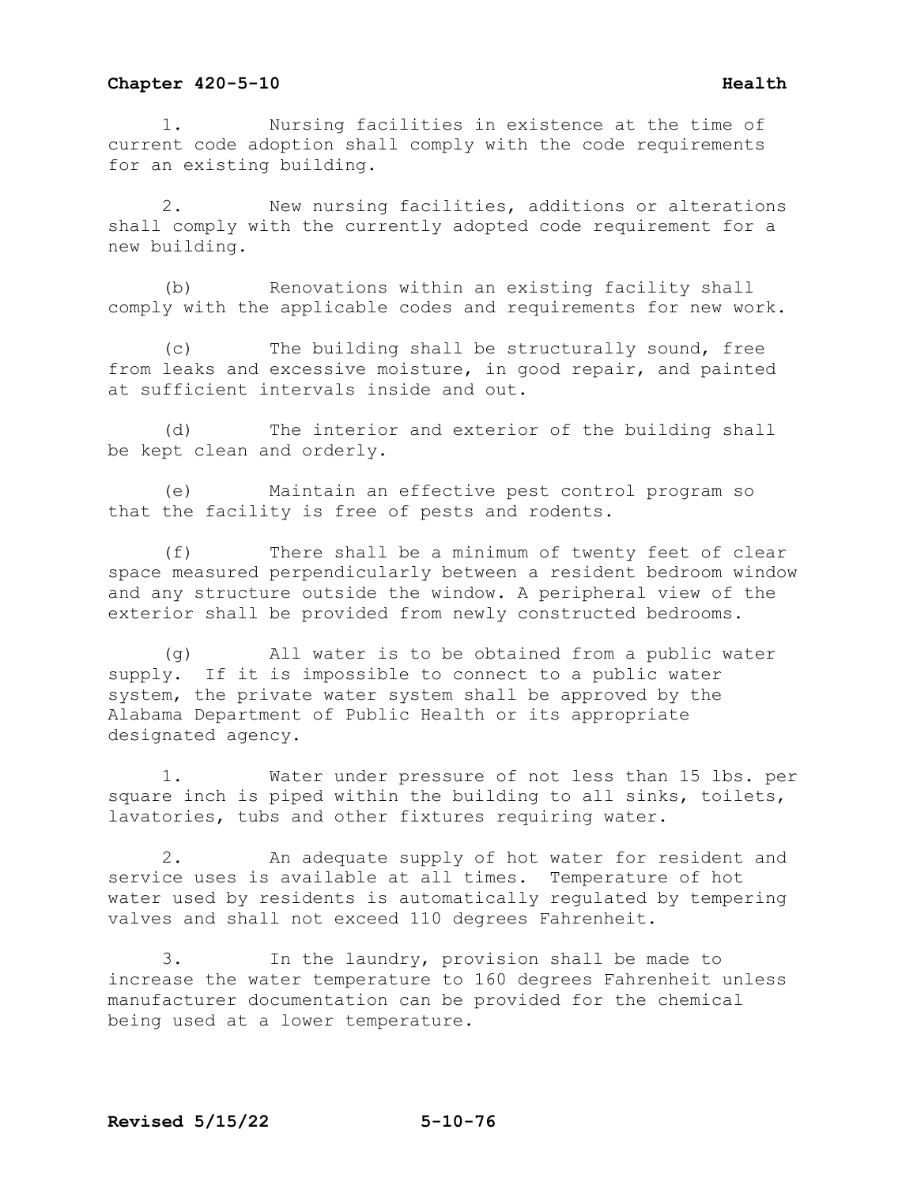1. Nursing facilities in existence at the time of current code adoption shall comply with the code requirements for an existing building.

2. New nursing facilities, additions or alterations shall comply with the currently adopted code requirement for a new building.

(b) Renovations within an existing facility shall comply with the applicable codes and requirements for new work.

(c) The building shall be structurally sound, free from leaks and excessive moisture, in good repair, and painted at sufficient intervals inside and out.

(d) The interior and exterior of the building shall be kept clean and orderly.

(e) Maintain an effective pest control program so that the facility is free of pests and rodents.

(f) There shall be a minimum of twenty feet of clear space measured perpendicularly between a resident bedroom window and any structure outside the window. A peripheral view of the exterior shall be provided from newly constructed bedrooms.

(g) All water is to be obtained from a public water supply. If it is impossible to connect to a public water system, the private water system shall be approved by the Alabama Department of Public Health or its appropriate designated agency.

1. Water under pressure of not less than 15 lbs. per square inch is piped within the building to all sinks, toilets, lavatories, tubs and other fixtures requiring water.

2. An adequate supply of hot water for resident and service uses is available at all times. Temperature of hot water used by residents is automatically regulated by tempering valves and shall not exceed 110 degrees Fahrenheit.

3. In the laundry, provision shall be made to increase the water temperature to 160 degrees Fahrenheit unless manufacturer documentation can be provided for the chemical being used at a lower temperature.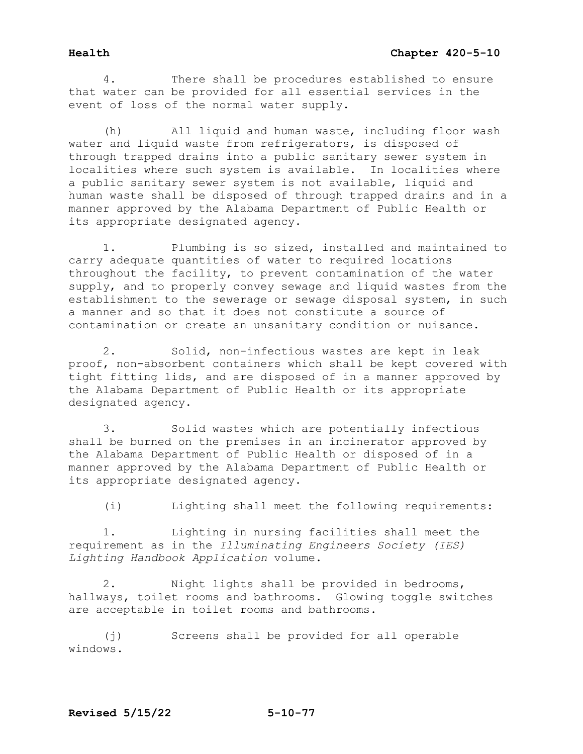4. There shall be procedures established to ensure that water can be provided for all essential services in the event of loss of the normal water supply.

(h) All liquid and human waste, including floor wash water and liquid waste from refrigerators, is disposed of through trapped drains into a public sanitary sewer system in localities where such system is available. In localities where a public sanitary sewer system is not available, liquid and human waste shall be disposed of through trapped drains and in a manner approved by the Alabama Department of Public Health or its appropriate designated agency.

1. Plumbing is so sized, installed and maintained to carry adequate quantities of water to required locations throughout the facility, to prevent contamination of the water supply, and to properly convey sewage and liquid wastes from the establishment to the sewerage or sewage disposal system, in such a manner and so that it does not constitute a source of contamination or create an unsanitary condition or nuisance.

2. Solid, non-infectious wastes are kept in leak proof, non-absorbent containers which shall be kept covered with tight fitting lids, and are disposed of in a manner approved by the Alabama Department of Public Health or its appropriate designated agency.

3. Solid wastes which are potentially infectious shall be burned on the premises in an incinerator approved by the Alabama Department of Public Health or disposed of in a manner approved by the Alabama Department of Public Health or its appropriate designated agency.

(i) Lighting shall meet the following requirements:

1. Lighting in nursing facilities shall meet the requirement as in the *Illuminating Engineers Society (IES) Lighting Handbook Application* volume.

2. Night lights shall be provided in bedrooms, hallways, toilet rooms and bathrooms. Glowing toggle switches are acceptable in toilet rooms and bathrooms.

(j) Screens shall be provided for all operable windows.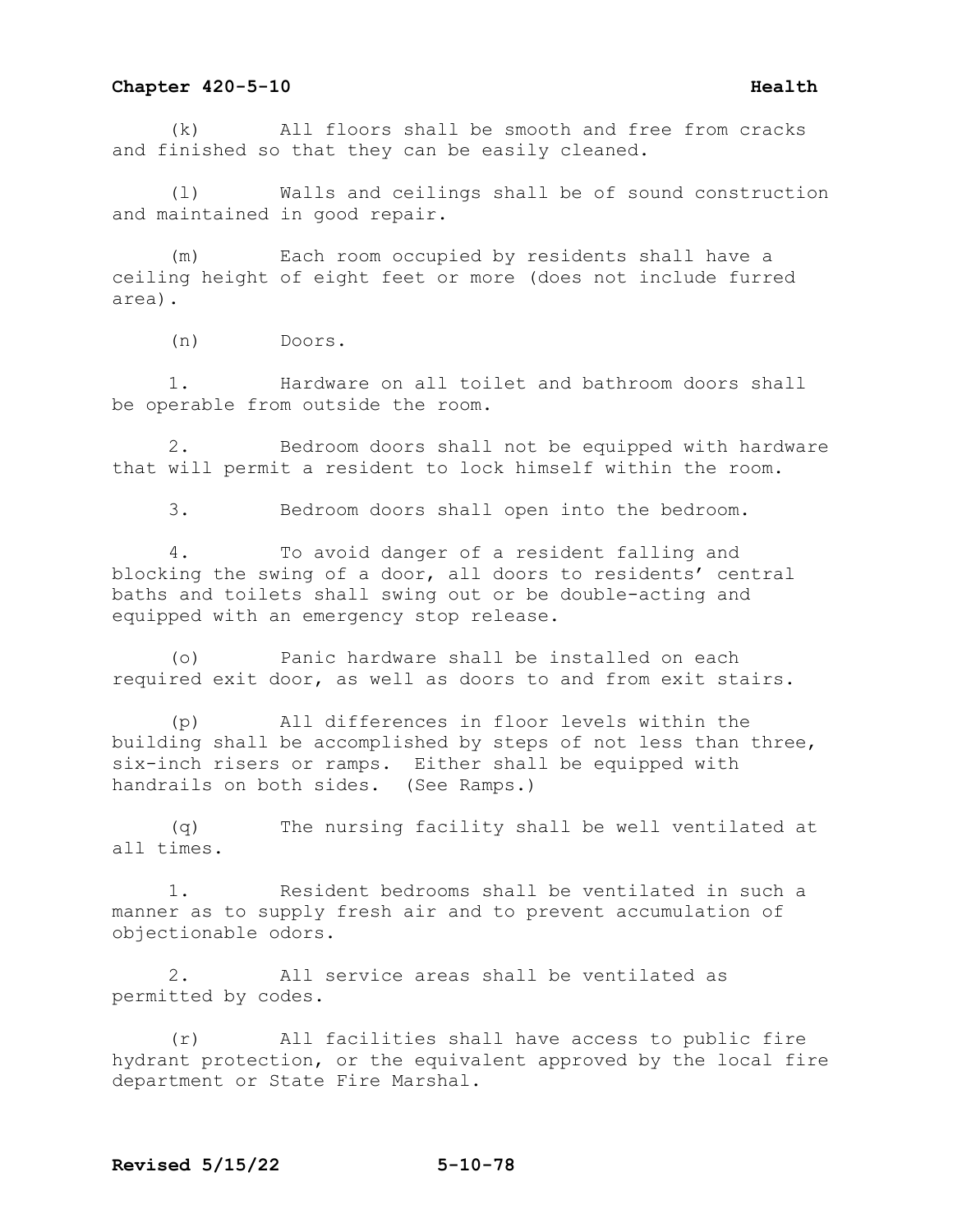(k) All floors shall be smooth and free from cracks and finished so that they can be easily cleaned.

(l) Walls and ceilings shall be of sound construction and maintained in good repair.

(m) Each room occupied by residents shall have a ceiling height of eight feet or more (does not include furred area).

(n) Doors.

1. Hardware on all toilet and bathroom doors shall be operable from outside the room.

2. Bedroom doors shall not be equipped with hardware that will permit a resident to lock himself within the room.

3. Bedroom doors shall open into the bedroom.

4. To avoid danger of a resident falling and blocking the swing of a door, all doors to residents' central baths and toilets shall swing out or be double-acting and equipped with an emergency stop release.

(o) Panic hardware shall be installed on each required exit door, as well as doors to and from exit stairs.

(p) All differences in floor levels within the building shall be accomplished by steps of not less than three, six-inch risers or ramps. Either shall be equipped with handrails on both sides. (See Ramps.)

(q) The nursing facility shall be well ventilated at all times.

1. Resident bedrooms shall be ventilated in such a manner as to supply fresh air and to prevent accumulation of objectionable odors.

2. All service areas shall be ventilated as permitted by codes.

(r) All facilities shall have access to public fire hydrant protection, or the equivalent approved by the local fire department or State Fire Marshal.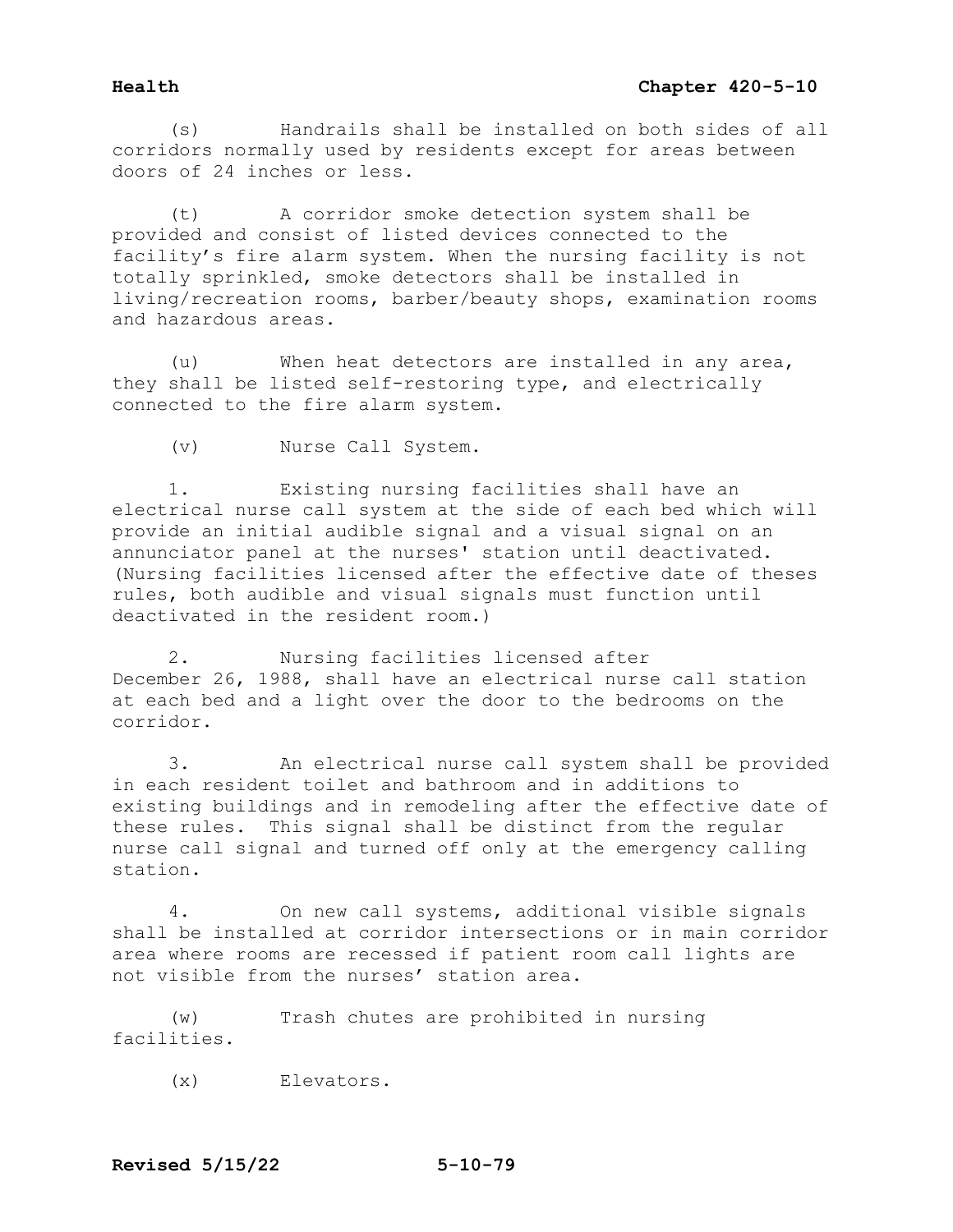(s) Handrails shall be installed on both sides of all corridors normally used by residents except for areas between doors of 24 inches or less.

(t) A corridor smoke detection system shall be provided and consist of listed devices connected to the facility's fire alarm system. When the nursing facility is not totally sprinkled, smoke detectors shall be installed in living/recreation rooms, barber/beauty shops, examination rooms and hazardous areas.

(u) When heat detectors are installed in any area, they shall be listed self-restoring type, and electrically connected to the fire alarm system.

(v) Nurse Call System.

1. Existing nursing facilities shall have an electrical nurse call system at the side of each bed which will provide an initial audible signal and a visual signal on an annunciator panel at the nurses' station until deactivated. (Nursing facilities licensed after the effective date of theses rules, both audible and visual signals must function until deactivated in the resident room.)

2. Nursing facilities licensed after December 26, 1988, shall have an electrical nurse call station at each bed and a light over the door to the bedrooms on the corridor.

3. An electrical nurse call system shall be provided in each resident toilet and bathroom and in additions to existing buildings and in remodeling after the effective date of these rules. This signal shall be distinct from the regular nurse call signal and turned off only at the emergency calling station.

4. On new call systems, additional visible signals shall be installed at corridor intersections or in main corridor area where rooms are recessed if patient room call lights are not visible from the nurses' station area.

(w) Trash chutes are prohibited in nursing facilities.

(x) Elevators.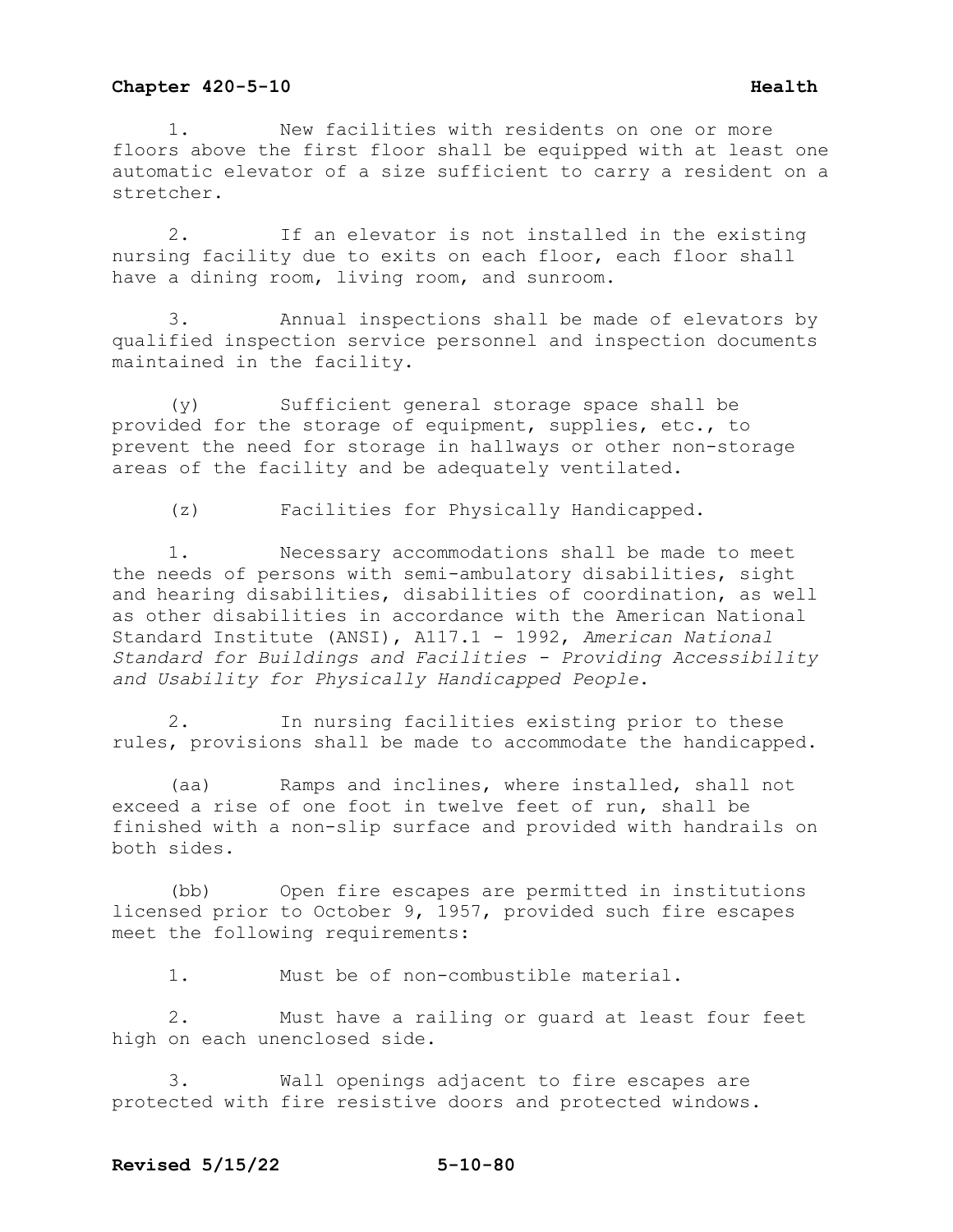1. New facilities with residents on one or more floors above the first floor shall be equipped with at least one automatic elevator of a size sufficient to carry a resident on a stretcher.

2. If an elevator is not installed in the existing nursing facility due to exits on each floor, each floor shall have a dining room, living room, and sunroom.

3. Annual inspections shall be made of elevators by qualified inspection service personnel and inspection documents maintained in the facility.

(y) Sufficient general storage space shall be provided for the storage of equipment, supplies, etc., to prevent the need for storage in hallways or other non-storage areas of the facility and be adequately ventilated.

(z) Facilities for Physically Handicapped.

1. Necessary accommodations shall be made to meet the needs of persons with semi-ambulatory disabilities, sight and hearing disabilities, disabilities of coordination, as well as other disabilities in accordance with the American National Standard Institute (ANSI), A117.1 - 1992, *American National Standard for Buildings and Facilities - Providing Accessibility and Usability for Physically Handicapped People*.

2. In nursing facilities existing prior to these rules, provisions shall be made to accommodate the handicapped.

(aa) Ramps and inclines, where installed, shall not exceed a rise of one foot in twelve feet of run, shall be finished with a non-slip surface and provided with handrails on both sides.

(bb) Open fire escapes are permitted in institutions licensed prior to October 9, 1957, provided such fire escapes meet the following requirements:

1. Must be of non-combustible material.

2. Must have a railing or guard at least four feet high on each unenclosed side.

3. Wall openings adjacent to fire escapes are protected with fire resistive doors and protected windows.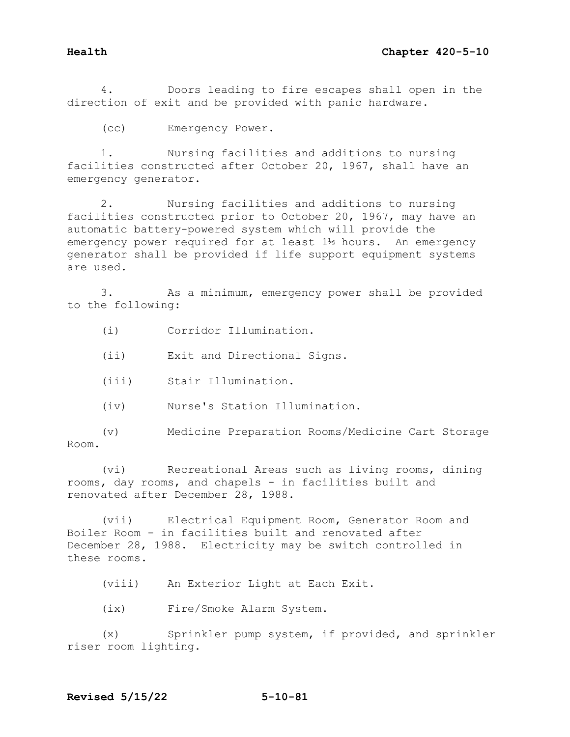4. Doors leading to fire escapes shall open in the direction of exit and be provided with panic hardware.

(cc) Emergency Power.

1. Nursing facilities and additions to nursing facilities constructed after October 20, 1967, shall have an emergency generator.

2. Nursing facilities and additions to nursing facilities constructed prior to October 20, 1967, may have an automatic battery-powered system which will provide the emergency power required for at least 1½ hours. An emergency generator shall be provided if life support equipment systems are used.

3. As a minimum, emergency power shall be provided to the following:

(i) Corridor Illumination.

(ii) Exit and Directional Signs.

(iii) Stair Illumination.

(iv) Nurse's Station Illumination.

(v) Medicine Preparation Rooms/Medicine Cart Storage Room.

(vi) Recreational Areas such as living rooms, dining rooms, day rooms, and chapels - in facilities built and renovated after December 28, 1988.

(vii) Electrical Equipment Room, Generator Room and Boiler Room - in facilities built and renovated after December 28, 1988. Electricity may be switch controlled in these rooms.

(viii) An Exterior Light at Each Exit.

(ix) Fire/Smoke Alarm System.

(x) Sprinkler pump system, if provided, and sprinkler riser room lighting.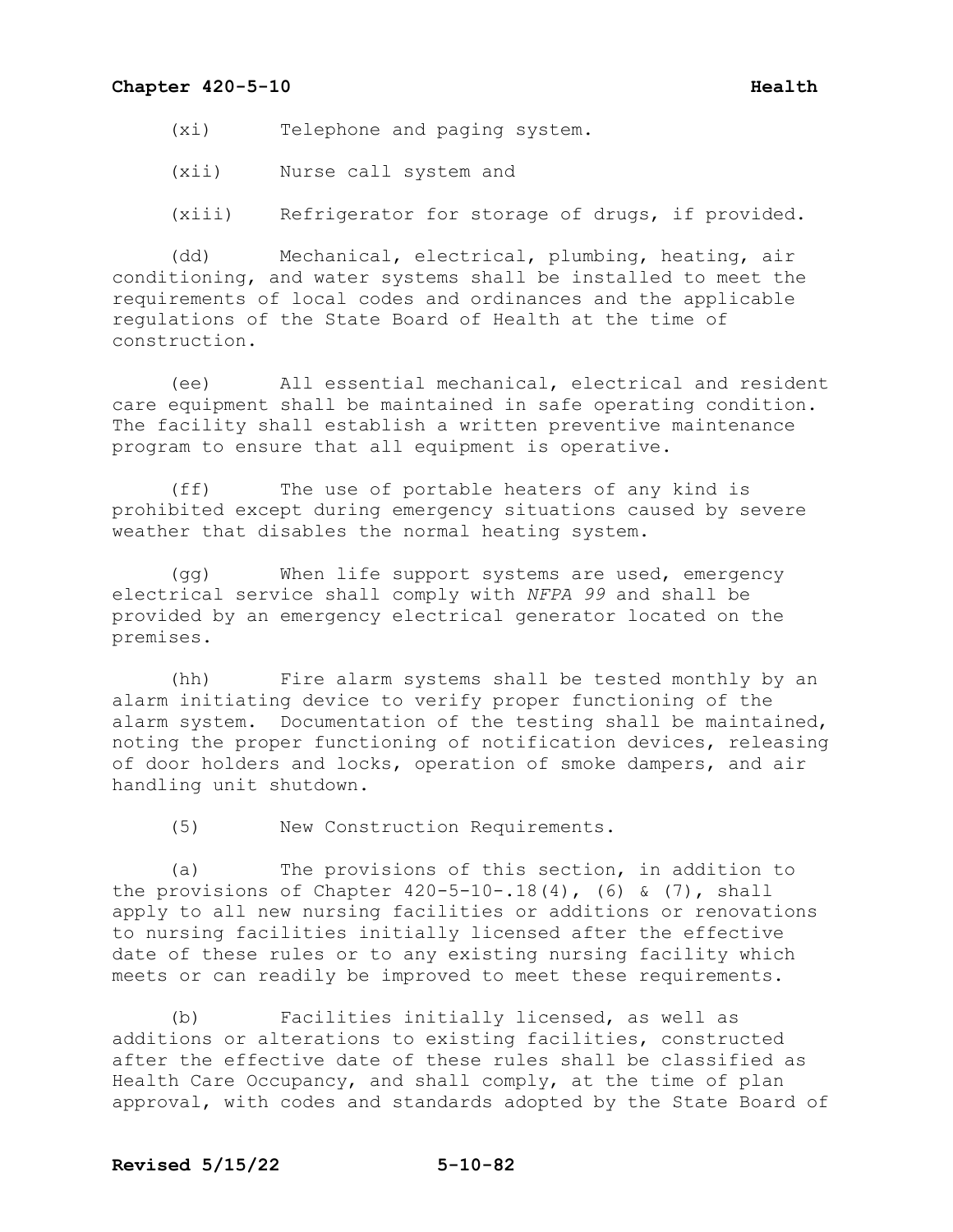(xi) Telephone and paging system.

(xii) Nurse call system and

(xiii) Refrigerator for storage of drugs, if provided.

(dd) Mechanical, electrical, plumbing, heating, air conditioning, and water systems shall be installed to meet the requirements of local codes and ordinances and the applicable regulations of the State Board of Health at the time of construction.

(ee) All essential mechanical, electrical and resident care equipment shall be maintained in safe operating condition. The facility shall establish a written preventive maintenance program to ensure that all equipment is operative.

(ff) The use of portable heaters of any kind is prohibited except during emergency situations caused by severe weather that disables the normal heating system.

(gg) When life support systems are used, emergency electrical service shall comply with *NFPA 99* and shall be provided by an emergency electrical generator located on the premises.

(hh) Fire alarm systems shall be tested monthly by an alarm initiating device to verify proper functioning of the alarm system. Documentation of the testing shall be maintained, noting the proper functioning of notification devices, releasing of door holders and locks, operation of smoke dampers, and air handling unit shutdown.

(5) New Construction Requirements.

(a) The provisions of this section, in addition to the provisions of Chapter 420-5-10-.18(4), (6) & (7), shall apply to all new nursing facilities or additions or renovations to nursing facilities initially licensed after the effective date of these rules or to any existing nursing facility which meets or can readily be improved to meet these requirements.

(b) Facilities initially licensed, as well as additions or alterations to existing facilities, constructed after the effective date of these rules shall be classified as Health Care Occupancy, and shall comply, at the time of plan approval, with codes and standards adopted by the State Board of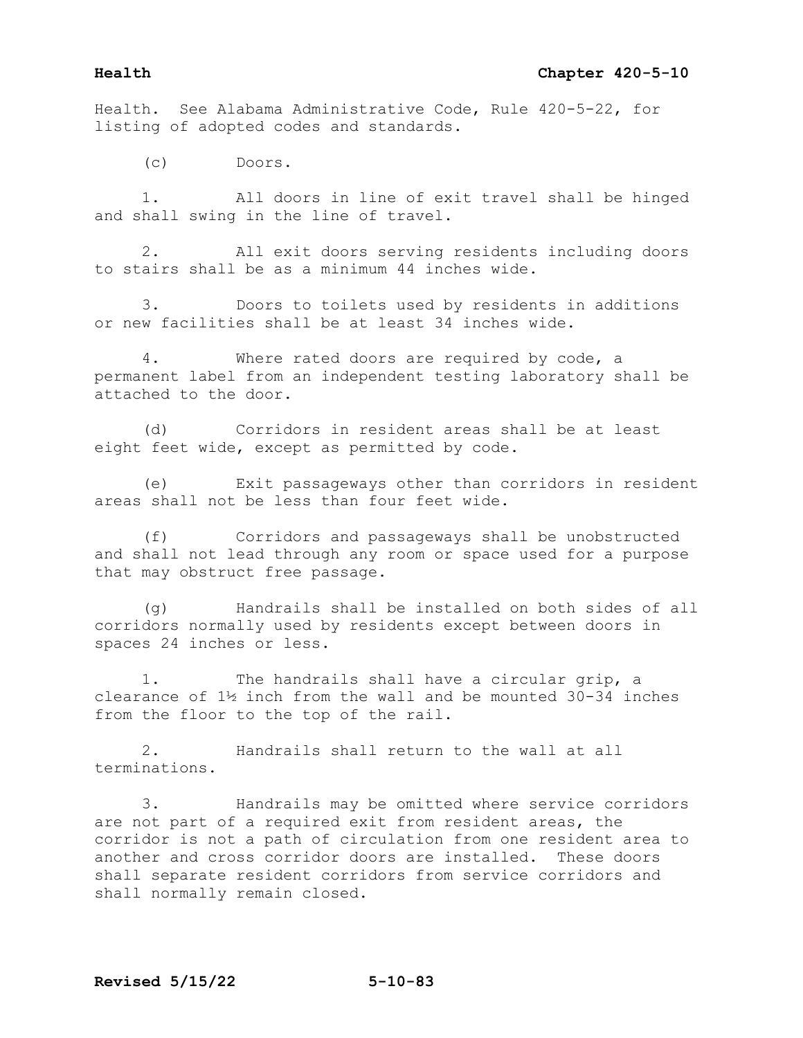Health. See Alabama Administrative Code, Rule 420-5-22, for listing of adopted codes and standards.

(c) Doors.

1. All doors in line of exit travel shall be hinged and shall swing in the line of travel.

2. All exit doors serving residents including doors to stairs shall be as a minimum 44 inches wide.

3. Doors to toilets used by residents in additions or new facilities shall be at least 34 inches wide.

4. Where rated doors are required by code, a permanent label from an independent testing laboratory shall be attached to the door.

(d) Corridors in resident areas shall be at least eight feet wide, except as permitted by code.

(e) Exit passageways other than corridors in resident areas shall not be less than four feet wide.

(f) Corridors and passageways shall be unobstructed and shall not lead through any room or space used for a purpose that may obstruct free passage.

(g) Handrails shall be installed on both sides of all corridors normally used by residents except between doors in spaces 24 inches or less.

1. The handrails shall have a circular grip, a clearance of 1½ inch from the wall and be mounted 30-34 inches from the floor to the top of the rail.

2. Handrails shall return to the wall at all terminations.

3. Handrails may be omitted where service corridors are not part of a required exit from resident areas, the corridor is not a path of circulation from one resident area to another and cross corridor doors are installed. These doors shall separate resident corridors from service corridors and shall normally remain closed.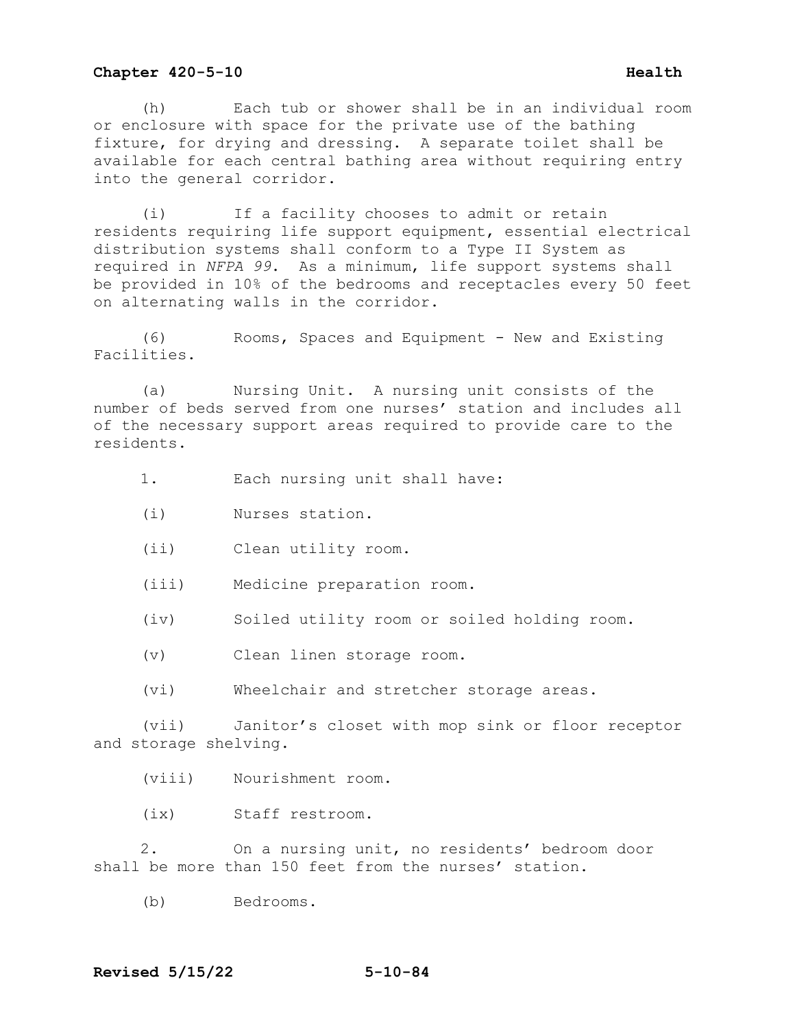(h) Each tub or shower shall be in an individual room or enclosure with space for the private use of the bathing fixture, for drying and dressing. A separate toilet shall be available for each central bathing area without requiring entry into the general corridor.

(i) If a facility chooses to admit or retain residents requiring life support equipment, essential electrical distribution systems shall conform to a Type II System as required in *NFPA 99*. As a minimum, life support systems shall be provided in 10% of the bedrooms and receptacles every 50 feet on alternating walls in the corridor.

(6) Rooms, Spaces and Equipment - New and Existing Facilities.

(a) Nursing Unit. A nursing unit consists of the number of beds served from one nurses' station and includes all of the necessary support areas required to provide care to the residents.

1. Each nursing unit shall have:

(i) Nurses station.

(ii) Clean utility room.

(iii) Medicine preparation room.

(iv) Soiled utility room or soiled holding room.

(v) Clean linen storage room.

(vi) Wheelchair and stretcher storage areas.

(vii) Janitor's closet with mop sink or floor receptor and storage shelving.

(viii) Nourishment room.

(ix) Staff restroom.

2. On a nursing unit, no residents' bedroom door shall be more than 150 feet from the nurses' station.

(b) Bedrooms.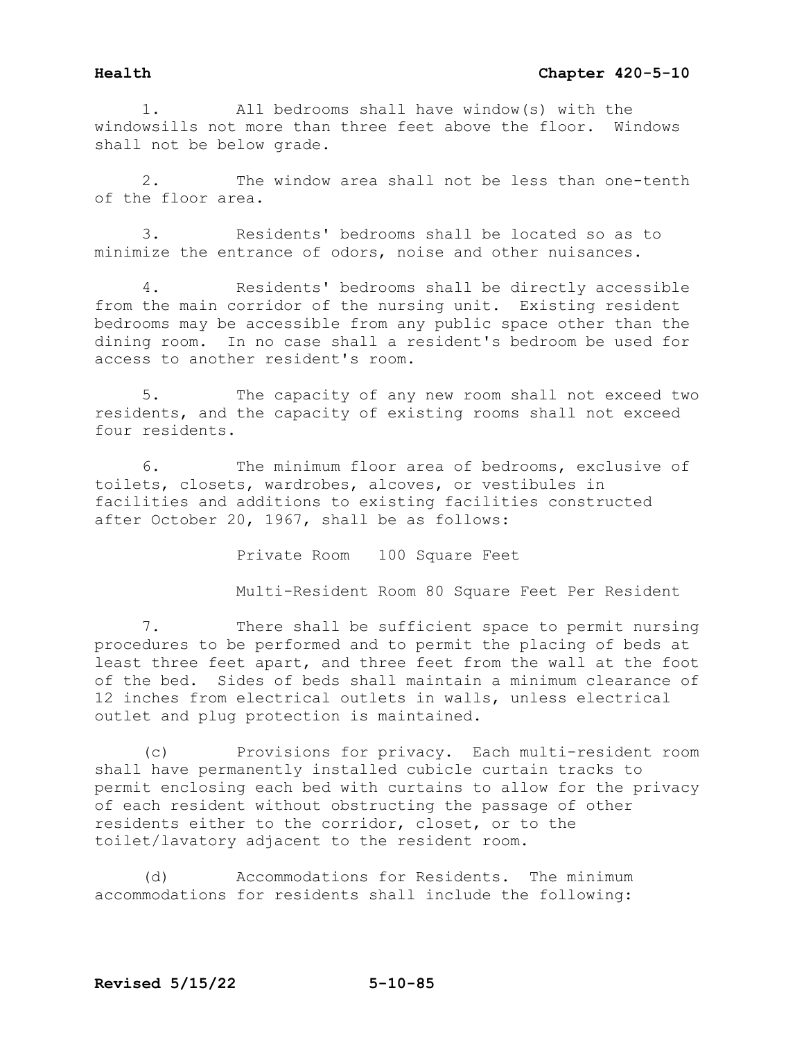1. All bedrooms shall have window(s) with the windowsills not more than three feet above the floor. Windows shall not be below grade.

2. The window area shall not be less than one-tenth of the floor area.

3. Residents' bedrooms shall be located so as to minimize the entrance of odors, noise and other nuisances.

4. Residents' bedrooms shall be directly accessible from the main corridor of the nursing unit. Existing resident bedrooms may be accessible from any public space other than the dining room. In no case shall a resident's bedroom be used for access to another resident's room.

5. The capacity of any new room shall not exceed two residents, and the capacity of existing rooms shall not exceed four residents.

6. The minimum floor area of bedrooms, exclusive of toilets, closets, wardrobes, alcoves, or vestibules in facilities and additions to existing facilities constructed after October 20, 1967, shall be as follows:

Private Room 100 Square Feet

Multi-Resident Room 80 Square Feet Per Resident

7. There shall be sufficient space to permit nursing procedures to be performed and to permit the placing of beds at least three feet apart, and three feet from the wall at the foot of the bed. Sides of beds shall maintain a minimum clearance of 12 inches from electrical outlets in walls, unless electrical outlet and plug protection is maintained.

(c) Provisions for privacy. Each multi-resident room shall have permanently installed cubicle curtain tracks to permit enclosing each bed with curtains to allow for the privacy of each resident without obstructing the passage of other residents either to the corridor, closet, or to the toilet/lavatory adjacent to the resident room.

(d) Accommodations for Residents. The minimum accommodations for residents shall include the following: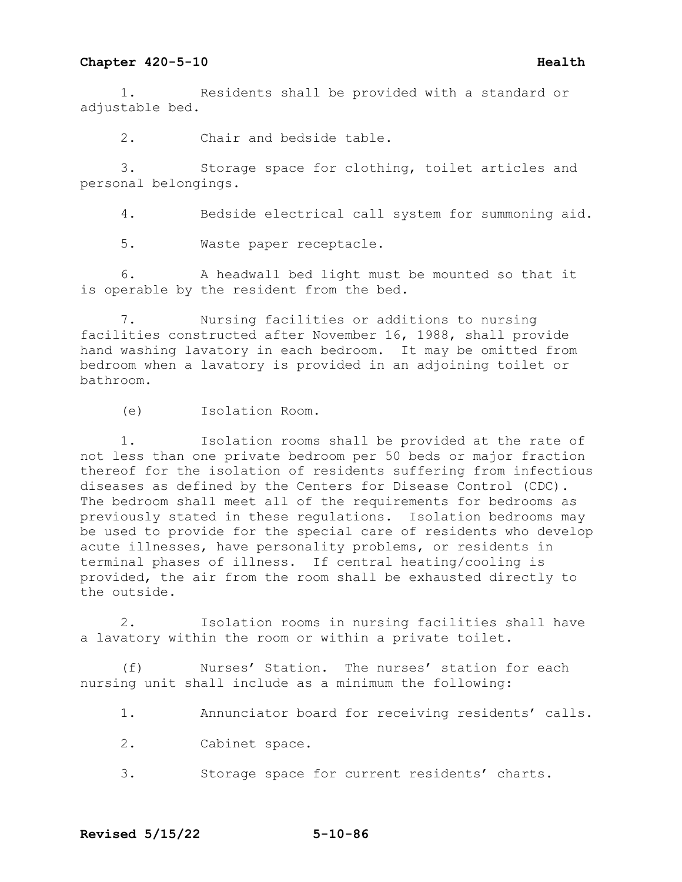1. Residents shall be provided with a standard or adjustable bed.

2. Chair and bedside table.

3. Storage space for clothing, toilet articles and personal belongings.

4. Bedside electrical call system for summoning aid.

5. Waste paper receptacle.

6. A headwall bed light must be mounted so that it is operable by the resident from the bed.

7. Nursing facilities or additions to nursing facilities constructed after November 16, 1988, shall provide hand washing lavatory in each bedroom. It may be omitted from bedroom when a lavatory is provided in an adjoining toilet or bathroom.

(e) Isolation Room.

1. Isolation rooms shall be provided at the rate of not less than one private bedroom per 50 beds or major fraction thereof for the isolation of residents suffering from infectious diseases as defined by the Centers for Disease Control (CDC). The bedroom shall meet all of the requirements for bedrooms as previously stated in these regulations. Isolation bedrooms may be used to provide for the special care of residents who develop acute illnesses, have personality problems, or residents in terminal phases of illness. If central heating/cooling is provided, the air from the room shall be exhausted directly to the outside.

2. Isolation rooms in nursing facilities shall have a lavatory within the room or within a private toilet.

(f) Nurses' Station. The nurses' station for each nursing unit shall include as a minimum the following:

1. Annunciator board for receiving residents' calls.

2. Cabinet space.

3. Storage space for current residents' charts.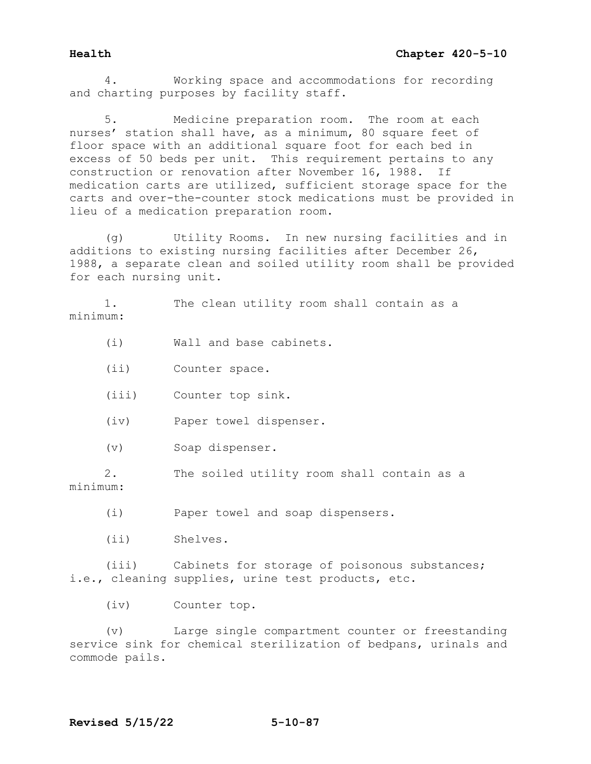4. Working space and accommodations for recording and charting purposes by facility staff.

5. Medicine preparation room. The room at each nurses' station shall have, as a minimum, 80 square feet of floor space with an additional square foot for each bed in excess of 50 beds per unit. This requirement pertains to any construction or renovation after November 16, 1988. If medication carts are utilized, sufficient storage space for the carts and over-the-counter stock medications must be provided in lieu of a medication preparation room.

(g) Utility Rooms. In new nursing facilities and in additions to existing nursing facilities after December 26, 1988, a separate clean and soiled utility room shall be provided for each nursing unit.

1. The clean utility room shall contain as a minimum:

(i) Wall and base cabinets.

(ii) Counter space.

(iii) Counter top sink.

(iv) Paper towel dispenser.

(v) Soap dispenser.

2. The soiled utility room shall contain as a minimum:

(i) Paper towel and soap dispensers.

(ii) Shelves.

(iii) Cabinets for storage of poisonous substances; i.e., cleaning supplies, urine test products, etc.

(iv) Counter top.

(v) Large single compartment counter or freestanding service sink for chemical sterilization of bedpans, urinals and commode pails.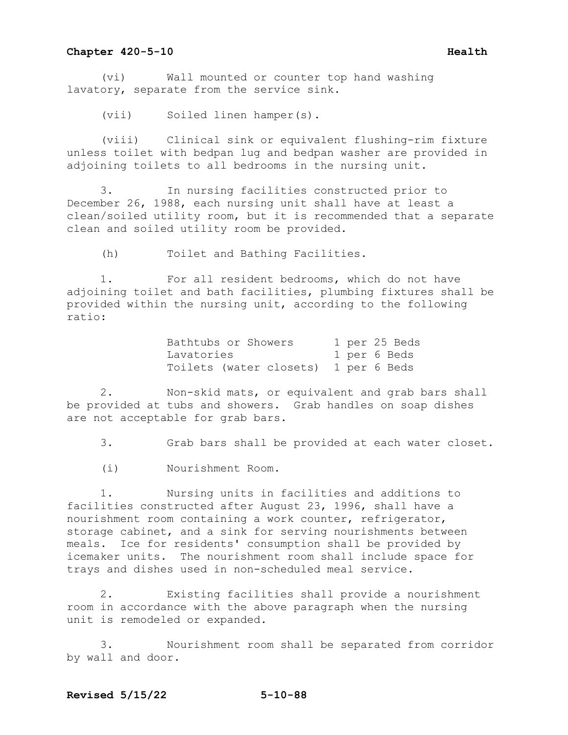(vi) Wall mounted or counter top hand washing lavatory, separate from the service sink.

(vii) Soiled linen hamper(s).

(viii) Clinical sink or equivalent flushing-rim fixture unless toilet with bedpan lug and bedpan washer are provided in adjoining toilets to all bedrooms in the nursing unit.

3. In nursing facilities constructed prior to December 26, 1988, each nursing unit shall have at least a clean/soiled utility room, but it is recommended that a separate clean and soiled utility room be provided.

(h) Toilet and Bathing Facilities.

1. For all resident bedrooms, which do not have adjoining toilet and bath facilities, plumbing fixtures shall be provided within the nursing unit, according to the following ratio:

| | |
|---|---|
| Bathtubs or Showers | 1 per 25 Beds |
| Lavatories | 1 per 6 Beds |
| Toilets (water closets) | 1 per 6 Beds |

2. Non-skid mats, or equivalent and grab bars shall be provided at tubs and showers. Grab handles on soap dishes are not acceptable for grab bars.

3. Grab bars shall be provided at each water closet.

(i) Nourishment Room.

1. Nursing units in facilities and additions to facilities constructed after August 23, 1996, shall have a nourishment room containing a work counter, refrigerator, storage cabinet, and a sink for serving nourishments between meals. Ice for residents' consumption shall be provided by icemaker units. The nourishment room shall include space for trays and dishes used in non-scheduled meal service.

2. Existing facilities shall provide a nourishment room in accordance with the above paragraph when the nursing unit is remodeled or expanded.

3. Nourishment room shall be separated from corridor by wall and door.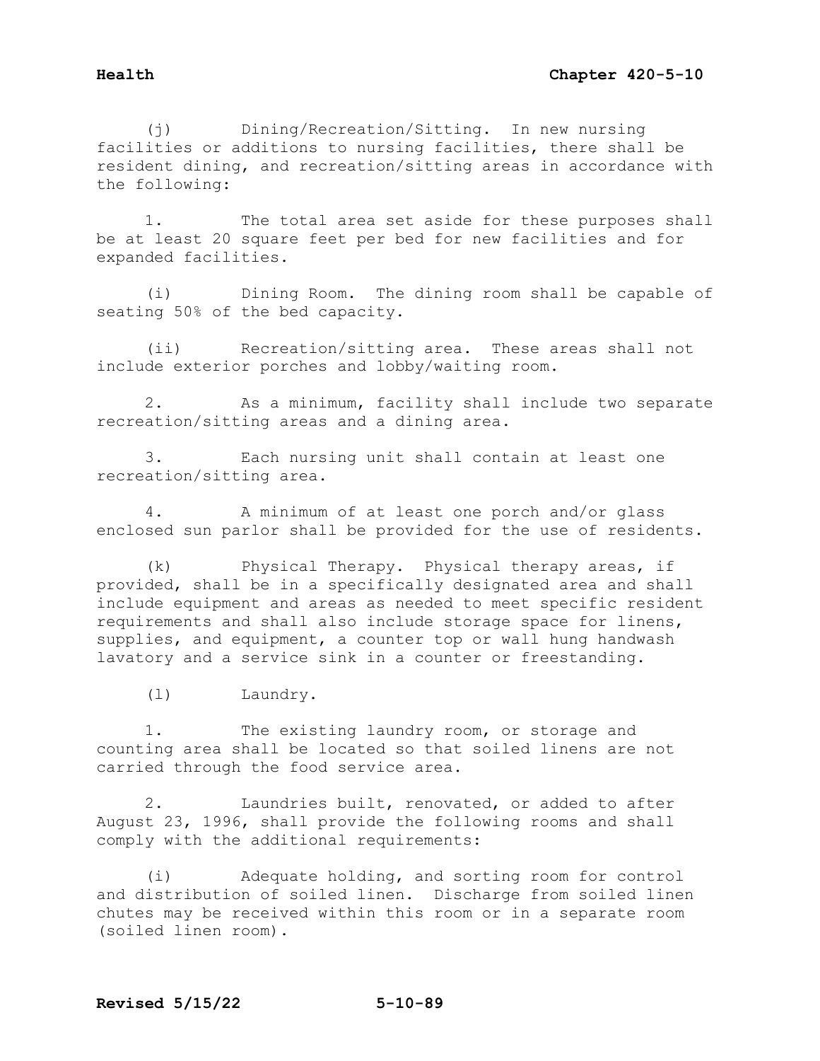(j) Dining/Recreation/Sitting. In new nursing facilities or additions to nursing facilities, there shall be resident dining, and recreation/sitting areas in accordance with the following:

1. The total area set aside for these purposes shall be at least 20 square feet per bed for new facilities and for expanded facilities.

(i) Dining Room. The dining room shall be capable of seating 50% of the bed capacity.

(ii) Recreation/sitting area. These areas shall not include exterior porches and lobby/waiting room.

2. As a minimum, facility shall include two separate recreation/sitting areas and a dining area.

3. Each nursing unit shall contain at least one recreation/sitting area.

4. A minimum of at least one porch and/or glass enclosed sun parlor shall be provided for the use of residents.

(k) Physical Therapy. Physical therapy areas, if provided, shall be in a specifically designated area and shall include equipment and areas as needed to meet specific resident requirements and shall also include storage space for linens, supplies, and equipment, a counter top or wall hung handwash lavatory and a service sink in a counter or freestanding.

(l) Laundry.

1. The existing laundry room, or storage and counting area shall be located so that soiled linens are not carried through the food service area.

2. Laundries built, renovated, or added to after August 23, 1996, shall provide the following rooms and shall comply with the additional requirements:

(i) Adequate holding, and sorting room for control and distribution of soiled linen. Discharge from soiled linen chutes may be received within this room or in a separate room (soiled linen room).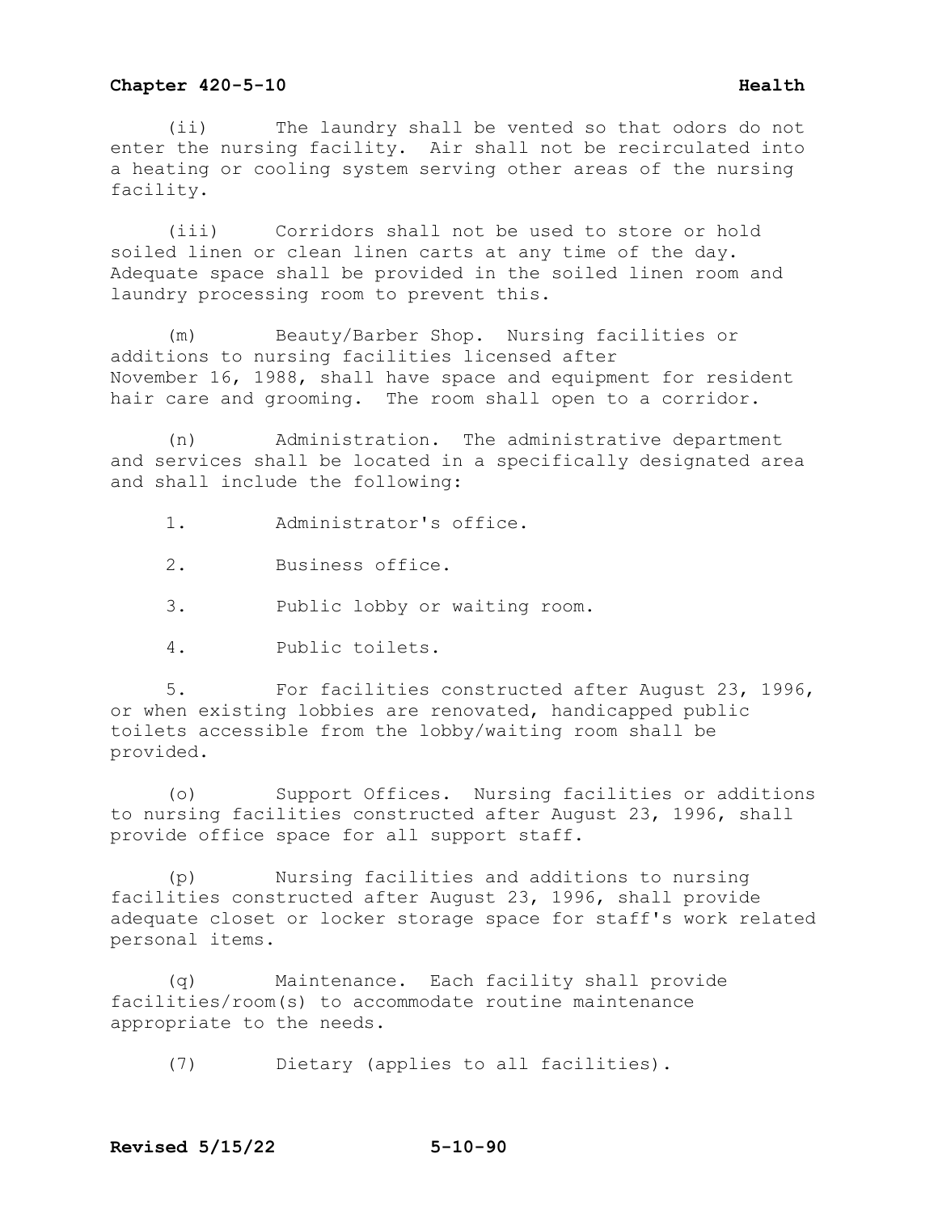(ii) The laundry shall be vented so that odors do not enter the nursing facility. Air shall not be recirculated into a heating or cooling system serving other areas of the nursing facility.

(iii) Corridors shall not be used to store or hold soiled linen or clean linen carts at any time of the day. Adequate space shall be provided in the soiled linen room and laundry processing room to prevent this.

(m) Beauty/Barber Shop. Nursing facilities or additions to nursing facilities licensed after November 16, 1988, shall have space and equipment for resident hair care and grooming. The room shall open to a corridor.

(n) Administration. The administrative department and services shall be located in a specifically designated area and shall include the following:

1. Administrator's office.

2. Business office.

3. Public lobby or waiting room.

4. Public toilets.

5. For facilities constructed after August 23, 1996, or when existing lobbies are renovated, handicapped public toilets accessible from the lobby/waiting room shall be provided.

(o) Support Offices. Nursing facilities or additions to nursing facilities constructed after August 23, 1996, shall provide office space for all support staff.

(p) Nursing facilities and additions to nursing facilities constructed after August 23, 1996, shall provide adequate closet or locker storage space for staff's work related personal items.

(q) Maintenance. Each facility shall provide facilities/room(s) to accommodate routine maintenance appropriate to the needs.

(7) Dietary (applies to all facilities).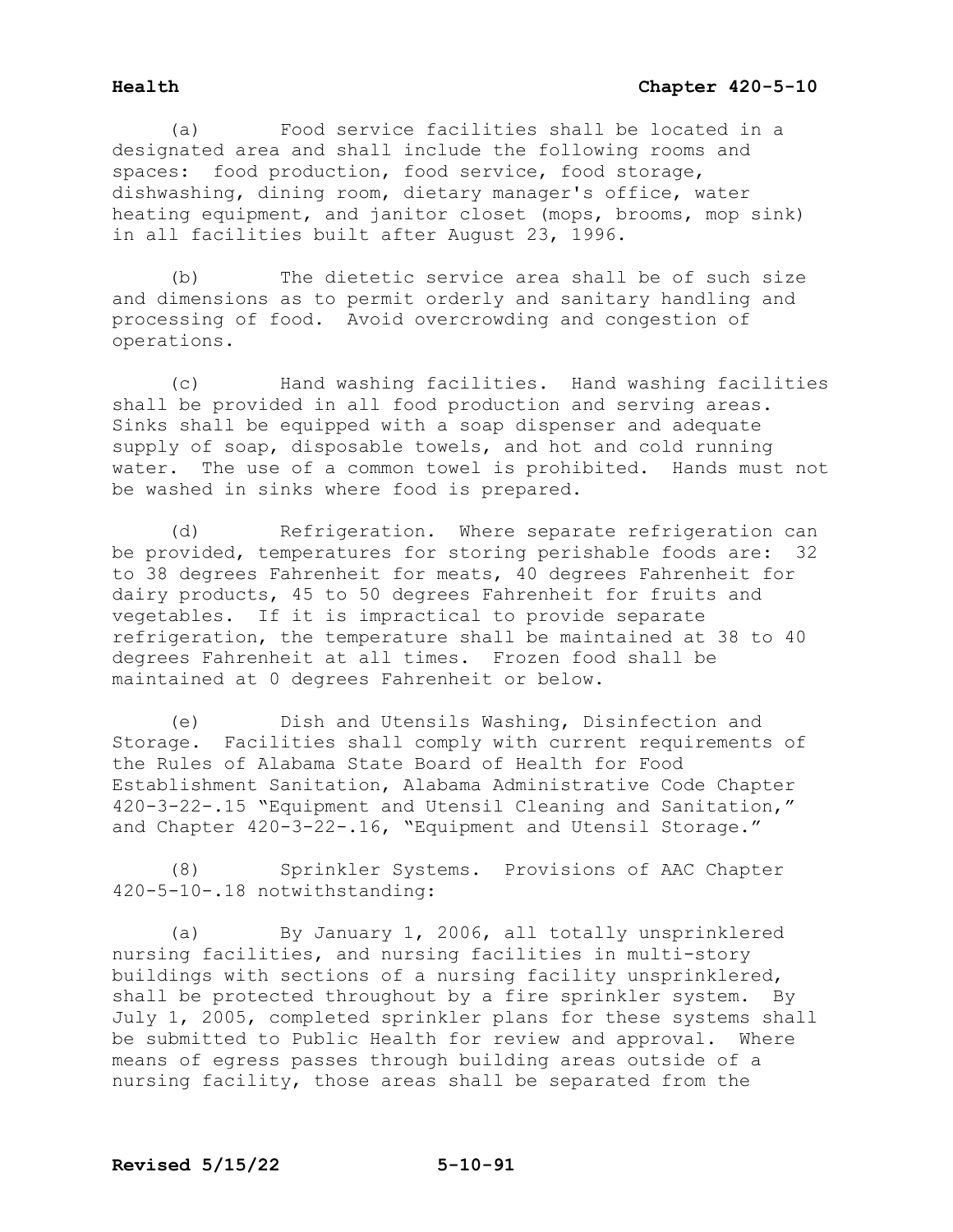(a) Food service facilities shall be located in a designated area and shall include the following rooms and spaces: food production, food service, food storage, dishwashing, dining room, dietary manager's office, water heating equipment, and janitor closet (mops, brooms, mop sink) in all facilities built after August 23, 1996.

(b) The dietetic service area shall be of such size and dimensions as to permit orderly and sanitary handling and processing of food. Avoid overcrowding and congestion of operations.

(c) Hand washing facilities. Hand washing facilities shall be provided in all food production and serving areas. Sinks shall be equipped with a soap dispenser and adequate supply of soap, disposable towels, and hot and cold running water. The use of a common towel is prohibited. Hands must not be washed in sinks where food is prepared.

(d) Refrigeration. Where separate refrigeration can be provided, temperatures for storing perishable foods are: 32 to 38 degrees Fahrenheit for meats, 40 degrees Fahrenheit for dairy products, 45 to 50 degrees Fahrenheit for fruits and vegetables. If it is impractical to provide separate refrigeration, the temperature shall be maintained at 38 to 40 degrees Fahrenheit at all times. Frozen food shall be maintained at 0 degrees Fahrenheit or below.

(e) Dish and Utensils Washing, Disinfection and Storage. Facilities shall comply with current requirements of the Rules of Alabama State Board of Health for Food Establishment Sanitation, Alabama Administrative Code Chapter 420-3-22-.15 "Equipment and Utensil Cleaning and Sanitation," and Chapter 420-3-22-.16, "Equipment and Utensil Storage."

(8) Sprinkler Systems. Provisions of AAC Chapter 420-5-10-.18 notwithstanding:

(a) By January 1, 2006, all totally unsprinklered nursing facilities, and nursing facilities in multi-story buildings with sections of a nursing facility unsprinklered, shall be protected throughout by a fire sprinkler system. By July 1, 2005, completed sprinkler plans for these systems shall be submitted to Public Health for review and approval. Where means of egress passes through building areas outside of a nursing facility, those areas shall be separated from the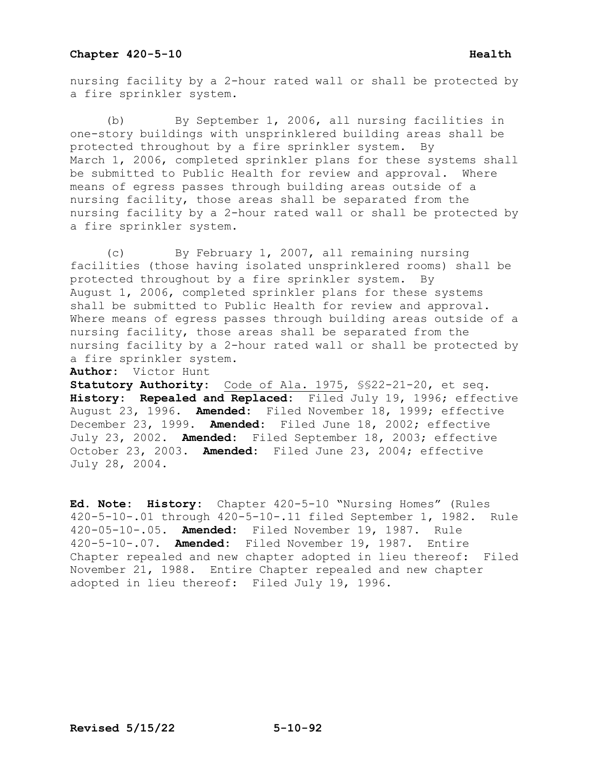nursing facility by a 2-hour rated wall or shall be protected by a fire sprinkler system.

(b) By September 1, 2006, all nursing facilities in one-story buildings with unsprinklered building areas shall be protected throughout by a fire sprinkler system. By March 1, 2006, completed sprinkler plans for these systems shall be submitted to Public Health for review and approval. Where means of egress passes through building areas outside of a nursing facility, those areas shall be separated from the nursing facility by a 2-hour rated wall or shall be protected by a fire sprinkler system.

(c) By February 1, 2007, all remaining nursing facilities (those having isolated unsprinklered rooms) shall be protected throughout by a fire sprinkler system. By August 1, 2006, completed sprinkler plans for these systems shall be submitted to Public Health for review and approval. Where means of egress passes through building areas outside of a nursing facility, those areas shall be separated from the nursing facility by a 2-hour rated wall or shall be protected by a fire sprinkler system.

**Author:** Victor Hunt
**Statutory Authority:** Code of Ala. 1975, §§22-21-20, et seq.
**History: Repealed and Replaced:** Filed July 19, 1996; effective August 23, 1996. **Amended:** Filed November 18, 1999; effective December 23, 1999. **Amended:** Filed June 18, 2002; effective July 23, 2002. **Amended:** Filed September 18, 2003; effective October 23, 2003. **Amended:** Filed June 23, 2004; effective July 28, 2004.

**Ed. Note: History:** Chapter 420-5-10 "Nursing Homes" (Rules 420-5-10-.01 through 420-5-10-.11 filed September 1, 1982. Rule 420-05-10-.05. **Amended:** Filed November 19, 1987. Rule 420-5-10-.07. **Amended:** Filed November 19, 1987. Entire Chapter repealed and new chapter adopted in lieu thereof: Filed November 21, 1988. Entire Chapter repealed and new chapter adopted in lieu thereof: Filed July 19, 1996.